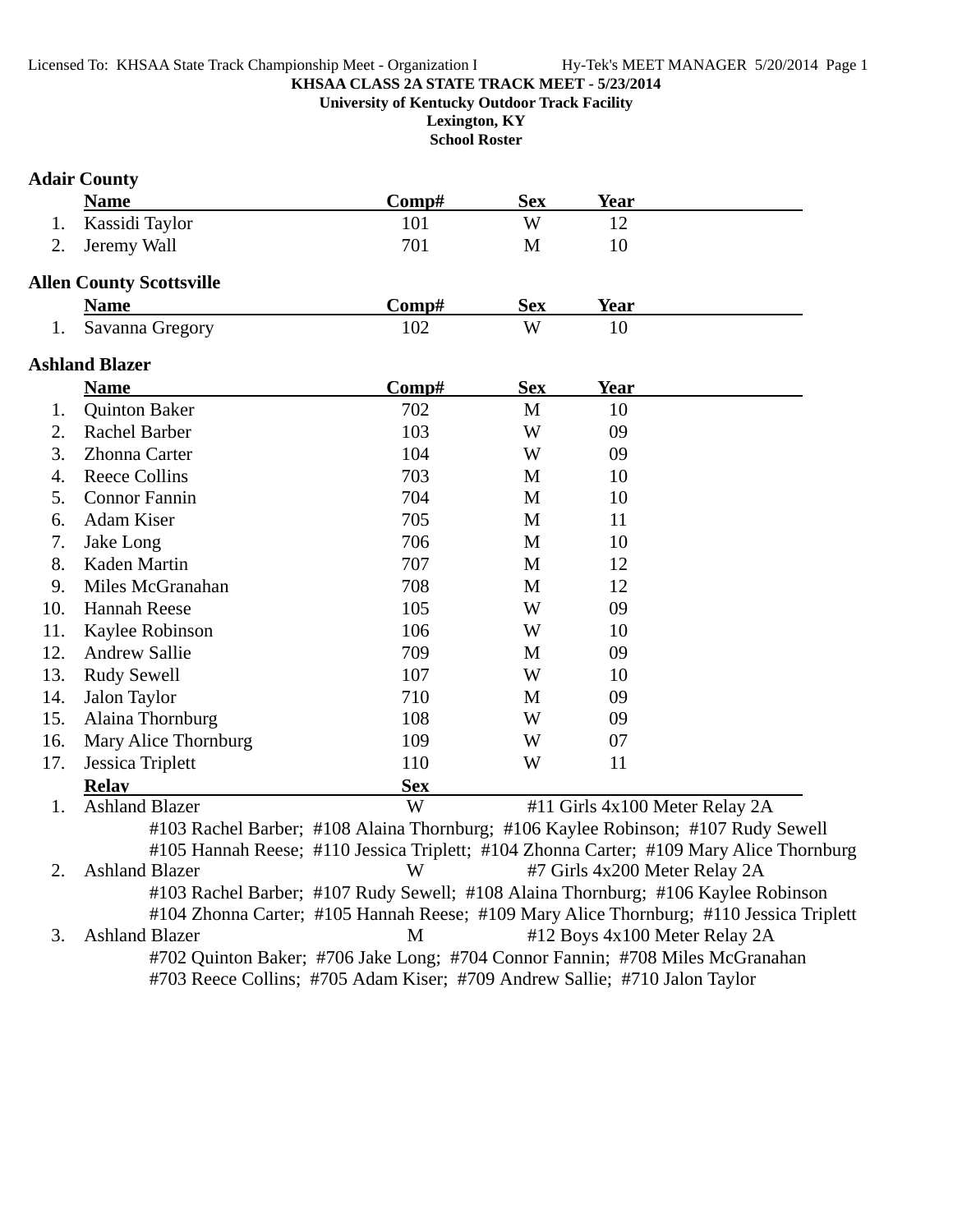**KHSAA CLASS 2A STATE TRACK MEET - 5/23/2014**

**University of Kentucky Outdoor Track Facility**

**Lexington, KY**

**School Roster**

### Adair County

| | Name | Comp# | Sex | Year |
|---|---|---|---|---|
| 1. | Kassidi Taylor | 101 | W | 12 |
| 2. | Jeremy Wall | 701 | M | 10 |

### Allen County Scottsville

| | Name | Comp# | Sex | Year |
|---|---|---|---|---|
| 1. | Savanna Gregory | 102 | W | 10 |

### Ashland Blazer

| | Name | Comp# | Sex | Year |
|---|---|---|---|---|
| 1. | Quinton Baker | 702 | M | 10 |
| 2. | Rachel Barber | 103 | W | 09 |
| 3. | Zhonna Carter | 104 | W | 09 |
| 4. | Reece Collins | 703 | M | 10 |
| 5. | Connor Fannin | 704 | M | 10 |
| 6. | Adam Kiser | 705 | M | 11 |
| 7. | Jake Long | 706 | M | 10 |
| 8. | Kaden Martin | 707 | M | 12 |
| 9. | Miles McGranahan | 708 | M | 12 |
| 10. | Hannah Reese | 105 | W | 09 |
| 11. | Kaylee Robinson | 106 | W | 10 |
| 12. | Andrew Sallie | 709 | M | 09 |
| 13. | Rudy Sewell | 107 | W | 10 |
| 14. | Jalon Taylor | 710 | M | 09 |
| 15. | Alaina Thornburg | 108 | W | 09 |
| 16. | Mary Alice Thornburg | 109 | W | 07 |
| 17. | Jessica Triplett | 110 | W | 11 |

| | Relay | Sex | Event |
|---|---|---|---|
| 1. | Ashland Blazer | W | #11 Girls 4x100 Meter Relay 2A |
| | #103 Rachel Barber; #108 Alaina Thornburg; #106 Kaylee Robinson; #107 Rudy Sewell; #105 Hannah Reese; #110 Jessica Triplett; #104 Zhonna Carter; #109 Mary Alice Thornburg | | |
| 2. | Ashland Blazer | W | #7 Girls 4x200 Meter Relay 2A |
| | #103 Rachel Barber; #107 Rudy Sewell; #108 Alaina Thornburg; #106 Kaylee Robinson; #104 Zhonna Carter; #105 Hannah Reese; #109 Mary Alice Thornburg; #110 Jessica Triplett | | |
| 3. | Ashland Blazer | M | #12 Boys 4x100 Meter Relay 2A |
| | #702 Quinton Baker; #706 Jake Long; #704 Connor Fannin; #708 Miles McGranahan; #703 Reece Collins; #705 Adam Kiser; #709 Andrew Sallie; #710 Jalon Taylor | | |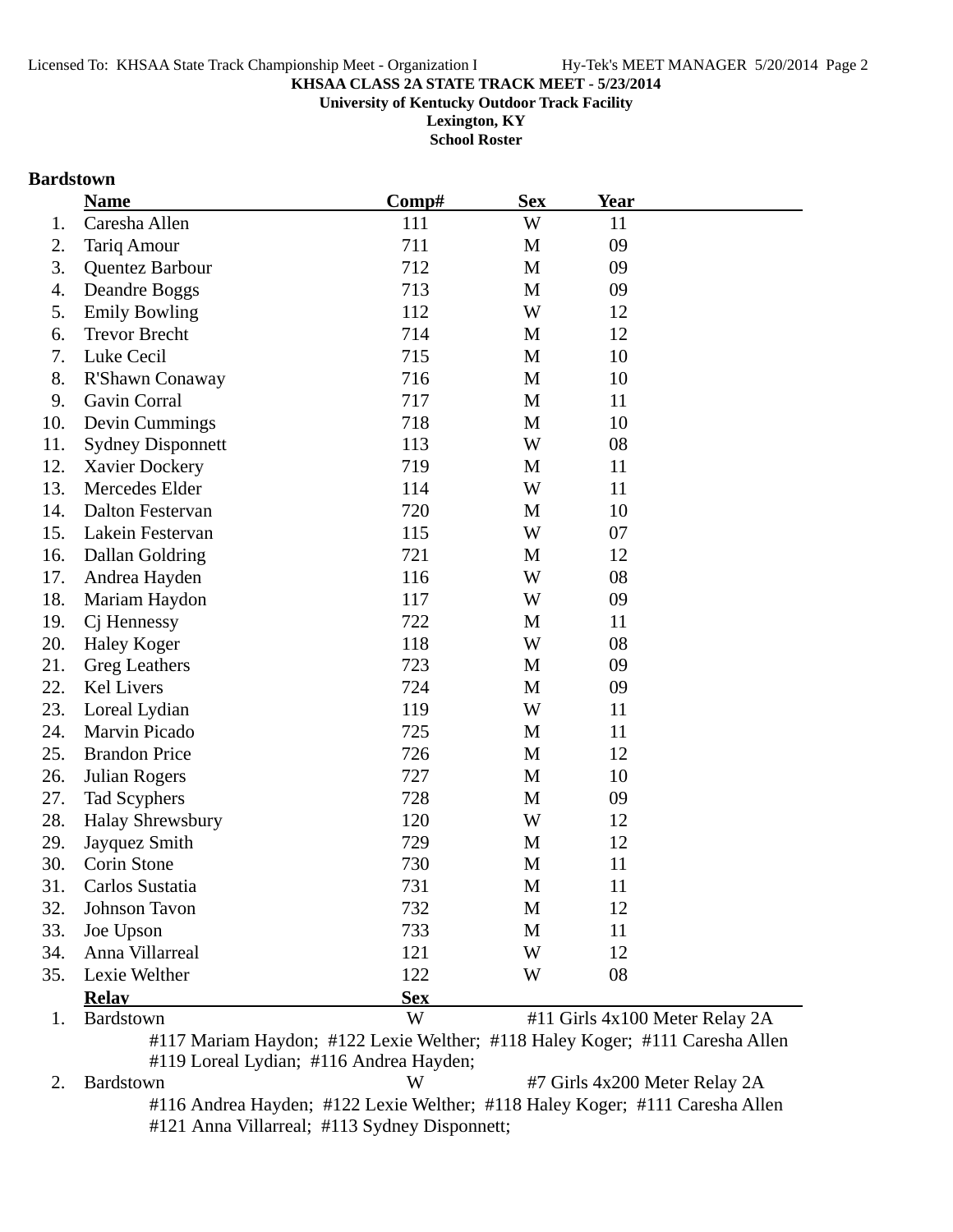**KHSAA CLASS 2A STATE TRACK MEET - 5/23/2014**

**University of Kentucky Outdoor Track Facility**

**Lexington, KY**

**School Roster**

## Bardstown

| | Name | Comp# | Sex | Year |
|---|---|---|---|---|
| 1. | Caresha Allen | 111 | W | 11 |
| 2. | Tariq Amour | 711 | M | 09 |
| 3. | Quentez Barbour | 712 | M | 09 |
| 4. | Deandre Boggs | 713 | M | 09 |
| 5. | Emily Bowling | 112 | W | 12 |
| 6. | Trevor Brecht | 714 | M | 12 |
| 7. | Luke Cecil | 715 | M | 10 |
| 8. | R'Shawn Conaway | 716 | M | 10 |
| 9. | Gavin Corral | 717 | M | 11 |
| 10. | Devin Cummings | 718 | M | 10 |
| 11. | Sydney Disponnett | 113 | W | 08 |
| 12. | Xavier Dockery | 719 | M | 11 |
| 13. | Mercedes Elder | 114 | W | 11 |
| 14. | Dalton Festervan | 720 | M | 10 |
| 15. | Lakein Festervan | 115 | W | 07 |
| 16. | Dallan Goldring | 721 | M | 12 |
| 17. | Andrea Hayden | 116 | W | 08 |
| 18. | Mariam Haydon | 117 | W | 09 |
| 19. | Cj Hennessy | 722 | M | 11 |
| 20. | Haley Koger | 118 | W | 08 |
| 21. | Greg Leathers | 723 | M | 09 |
| 22. | Kel Livers | 724 | M | 09 |
| 23. | Loreal Lydian | 119 | W | 11 |
| 24. | Marvin Picado | 725 | M | 11 |
| 25. | Brandon Price | 726 | M | 12 |
| 26. | Julian Rogers | 727 | M | 10 |
| 27. | Tad Scyphers | 728 | M | 09 |
| 28. | Halay Shrewsbury | 120 | W | 12 |
| 29. | Jayquez Smith | 729 | M | 12 |
| 30. | Corin Stone | 730 | M | 11 |
| 31. | Carlos Sustatia | 731 | M | 11 |
| 32. | Johnson Tavon | 732 | M | 12 |
| 33. | Joe Upson | 733 | M | 11 |
| 34. | Anna Villarreal | 121 | W | 12 |
| 35. | Lexie Welther | 122 | W | 08 |

| | Relay | Sex | Event |
|---|---|---|---|
| 1. | Bardstown | W | #11 Girls 4x100 Meter Relay 2A |
| | #117 Mariam Haydon; #122 Lexie Welther; #118 Haley Koger; #111 Caresha Allen; #119 Loreal Lydian; #116 Andrea Hayden; | | |
| 2. | Bardstown | W | #7 Girls 4x200 Meter Relay 2A |
| | #116 Andrea Hayden; #122 Lexie Welther; #118 Haley Koger; #111 Caresha Allen; #121 Anna Villarreal; #113 Sydney Disponnett; | | |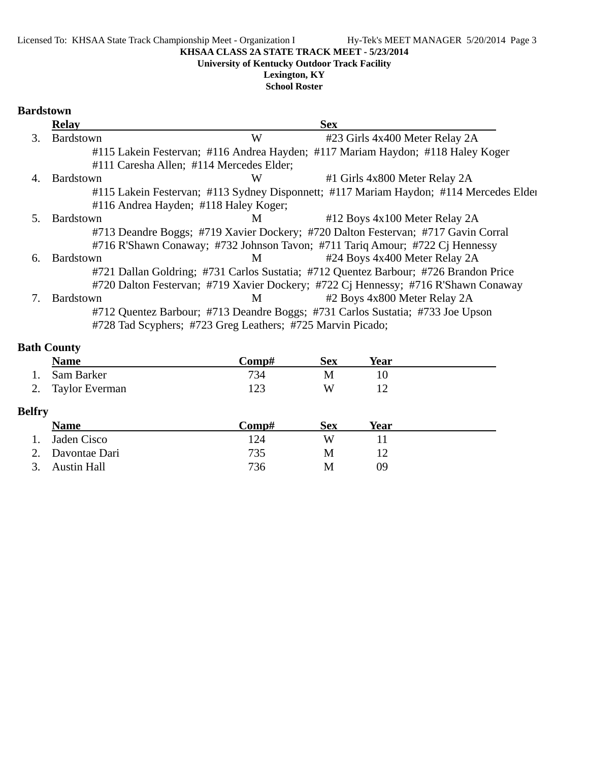**KHSAA CLASS 2A STATE TRACK MEET - 5/23/2014**
**University of Kentucky Outdoor Track Facility**
**Lexington, KY**
**School Roster**

## Bardstown

| | Relay | Sex | |
|---|---|---|---|
| 3. | Bardstown | W | #23 Girls 4x400 Meter Relay 2A |
| | #115 Lakein Festervan; #116 Andrea Hayden; #117 Mariam Haydon; #118 Haley Koger #111 Caresha Allen; #114 Mercedes Elder; | | |
| 4. | Bardstown | W | #1 Girls 4x800 Meter Relay 2A |
| | #115 Lakein Festervan; #113 Sydney Disponnett; #117 Mariam Haydon; #114 Mercedes Elder #116 Andrea Hayden; #118 Haley Koger; | | |
| 5. | Bardstown | M | #12 Boys 4x100 Meter Relay 2A |
| | #713 Deandre Boggs; #719 Xavier Dockery; #720 Dalton Festervan; #717 Gavin Corral #716 R'Shawn Conaway; #732 Johnson Tavon; #711 Tariq Amour; #722 Cj Hennessy | | |
| 6. | Bardstown | M | #24 Boys 4x400 Meter Relay 2A |
| | #721 Dallan Goldring; #731 Carlos Sustatia; #712 Quentez Barbour; #726 Brandon Price #720 Dalton Festervan; #719 Xavier Dockery; #722 Cj Hennessy; #716 R'Shawn Conaway | | |
| 7. | Bardstown | M | #2 Boys 4x800 Meter Relay 2A |
| | #712 Quentez Barbour; #713 Deandre Boggs; #731 Carlos Sustatia; #733 Joe Upson #728 Tad Scyphers; #723 Greg Leathers; #725 Marvin Picado; | | |

## Bath County

| | Name | Comp# | Sex | Year |
|---|---|---|---|---|
| 1. | Sam Barker | 734 | M | 10 |
| 2. | Taylor Everman | 123 | W | 12 |

## Belfry

| | Name | Comp# | Sex | Year |
|---|---|---|---|---|
| 1. | Jaden Cisco | 124 | W | 11 |
| 2. | Davontae Dari | 735 | M | 12 |
| 3. | Austin Hall | 736 | M | 09 |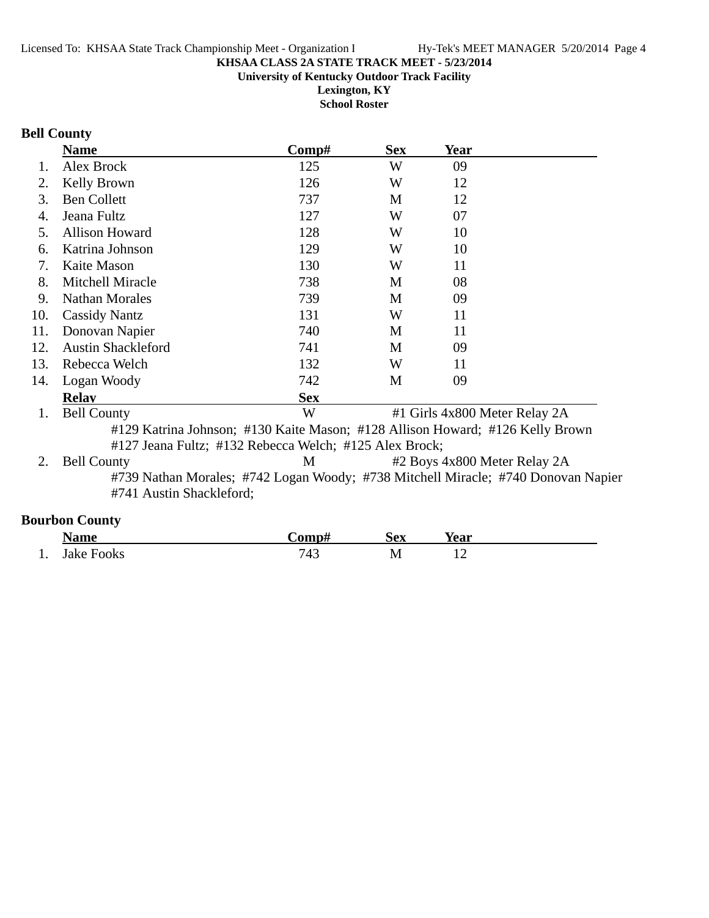**KHSAA CLASS 2A STATE TRACK MEET - 5/23/2014**

**University of Kentucky Outdoor Track Facility**

**Lexington, KY**

**School Roster**

## Bell County

| | Name | Comp# | Sex | Year |
|---|---|---|---|---|
| 1. | Alex Brock | 125 | W | 09 |
| 2. | Kelly Brown | 126 | W | 12 |
| 3. | Ben Collett | 737 | M | 12 |
| 4. | Jeana Fultz | 127 | W | 07 |
| 5. | Allison Howard | 128 | W | 10 |
| 6. | Katrina Johnson | 129 | W | 10 |
| 7. | Kaite Mason | 130 | W | 11 |
| 8. | Mitchell Miracle | 738 | M | 08 |
| 9. | Nathan Morales | 739 | M | 09 |
| 10. | Cassidy Nantz | 131 | W | 11 |
| 11. | Donovan Napier | 740 | M | 11 |
| 12. | Austin Shackleford | 741 | M | 09 |
| 13. | Rebecca Welch | 132 | W | 11 |
| 14. | Logan Woody | 742 | M | 09 |

| | Relay | Sex | |
|---|---|---|---|
| 1. | Bell County | W | #1 Girls 4x800 Meter Relay 2A |

#129 Katrina Johnson; #130 Kaite Mason; #128 Allison Howard; #126 Kelly Brown
#127 Jeana Fultz; #132 Rebecca Welch; #125 Alex Brock;

| | Relay | Sex | |
|---|---|---|---|
| 2. | Bell County | M | #2 Boys 4x800 Meter Relay 2A |

#739 Nathan Morales; #742 Logan Woody; #738 Mitchell Miracle; #740 Donovan Napier
#741 Austin Shackleford;

## Bourbon County

| | Name | Comp# | Sex | Year |
|---|---|---|---|---|
| 1. | Jake Fooks | 743 | M | 12 |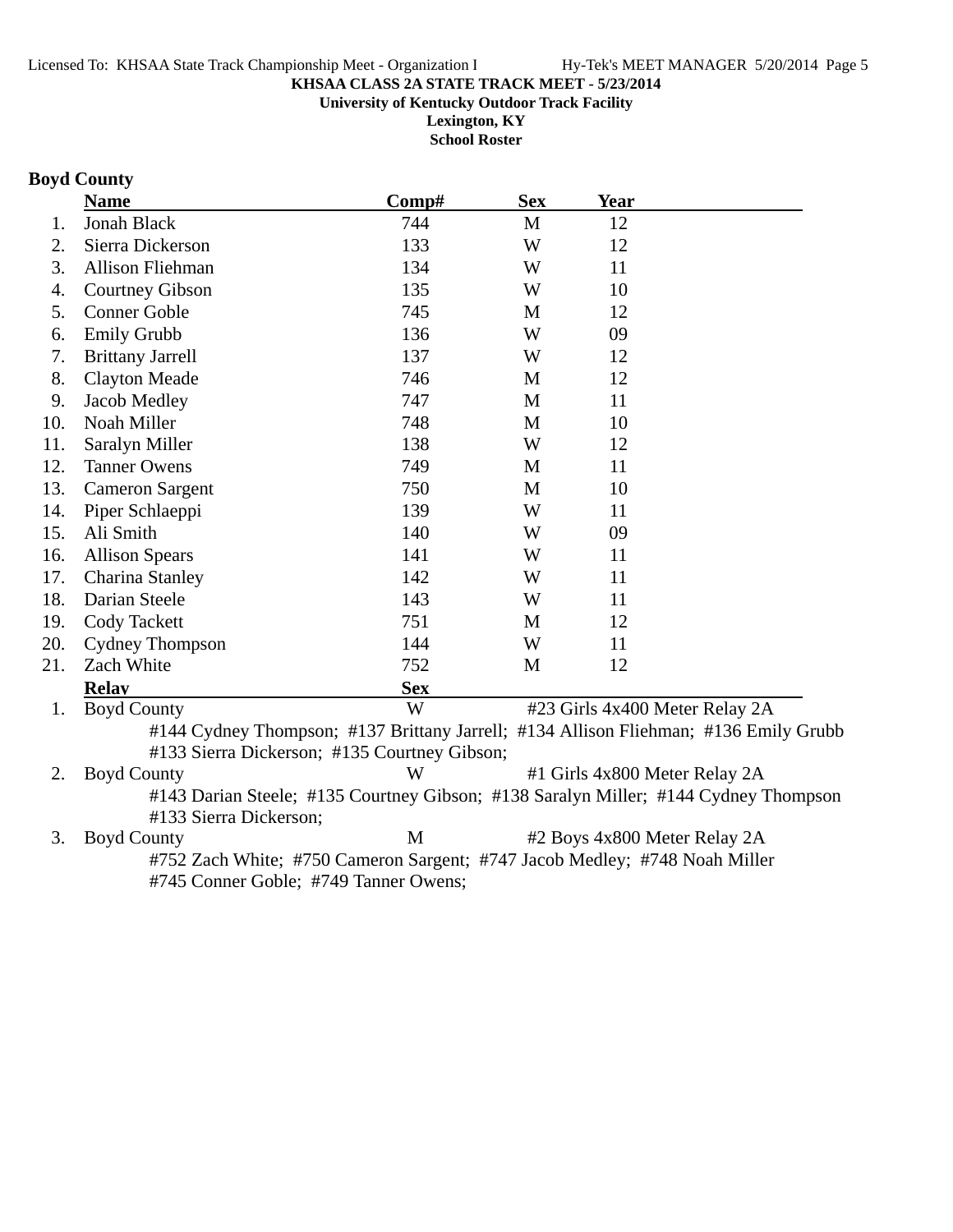**KHSAA CLASS 2A STATE TRACK MEET - 5/23/2014**
**University of Kentucky Outdoor Track Facility**
**Lexington, KY**
**School Roster**

## Boyd County

| | Name | Comp# | Sex | Year |
|---|---|---|---|---|
| 1. | Jonah Black | 744 | M | 12 |
| 2. | Sierra Dickerson | 133 | W | 12 |
| 3. | Allison Fliehman | 134 | W | 11 |
| 4. | Courtney Gibson | 135 | W | 10 |
| 5. | Conner Goble | 745 | M | 12 |
| 6. | Emily Grubb | 136 | W | 09 |
| 7. | Brittany Jarrell | 137 | W | 12 |
| 8. | Clayton Meade | 746 | M | 12 |
| 9. | Jacob Medley | 747 | M | 11 |
| 10. | Noah Miller | 748 | M | 10 |
| 11. | Saralyn Miller | 138 | W | 12 |
| 12. | Tanner Owens | 749 | M | 11 |
| 13. | Cameron Sargent | 750 | M | 10 |
| 14. | Piper Schlaeppi | 139 | W | 11 |
| 15. | Ali Smith | 140 | W | 09 |
| 16. | Allison Spears | 141 | W | 11 |
| 17. | Charina Stanley | 142 | W | 11 |
| 18. | Darian Steele | 143 | W | 11 |
| 19. | Cody Tackett | 751 | M | 12 |
| 20. | Cydney Thompson | 144 | W | 11 |
| 21. | Zach White | 752 | M | 12 |

| | Relay | Sex | Event |
|---|---|---|---|
| 1. | Boyd County | W | #23 Girls 4x400 Meter Relay 2A |
| | #144 Cydney Thompson; #137 Brittany Jarrell; #134 Allison Fliehman; #136 Emily Grubb #133 Sierra Dickerson; #135 Courtney Gibson; | | |
| 2. | Boyd County | W | #1 Girls 4x800 Meter Relay 2A |
| | #143 Darian Steele; #135 Courtney Gibson; #138 Saralyn Miller; #144 Cydney Thompson #133 Sierra Dickerson; | | |
| 3. | Boyd County | M | #2 Boys 4x800 Meter Relay 2A |
| | #752 Zach White; #750 Cameron Sargent; #747 Jacob Medley; #748 Noah Miller #745 Conner Goble; #749 Tanner Owens; | | |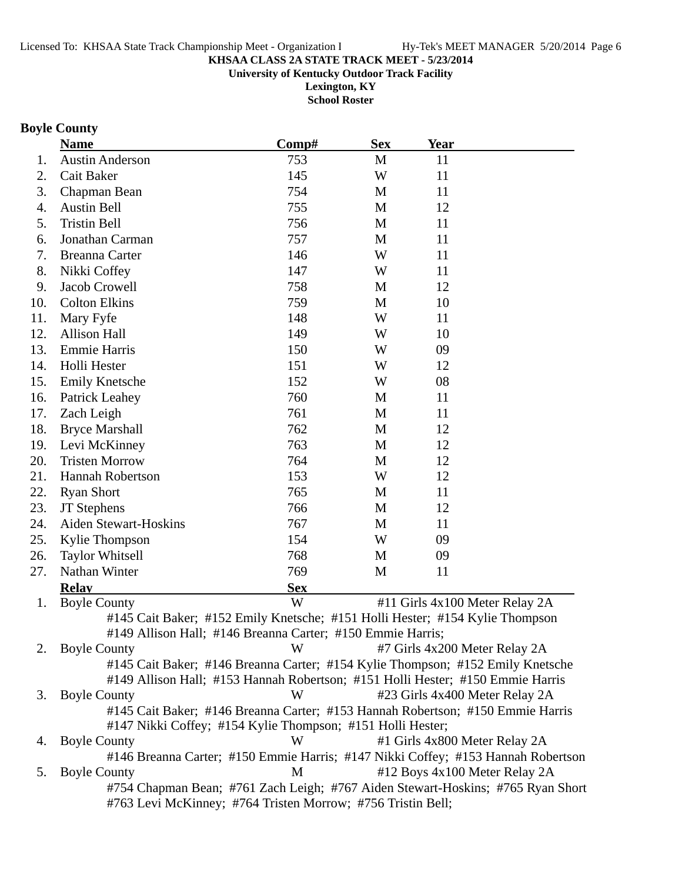**KHSAA CLASS 2A STATE TRACK MEET - 5/23/2014**

**University of Kentucky Outdoor Track Facility**

**Lexington, KY**

**School Roster**

## Boyle County

| | Name | Comp# | Sex | Year |
|---|---|---|---|---|
| 1. | Austin Anderson | 753 | M | 11 |
| 2. | Cait Baker | 145 | W | 11 |
| 3. | Chapman Bean | 754 | M | 11 |
| 4. | Austin Bell | 755 | M | 12 |
| 5. | Tristin Bell | 756 | M | 11 |
| 6. | Jonathan Carman | 757 | M | 11 |
| 7. | Breanna Carter | 146 | W | 11 |
| 8. | Nikki Coffey | 147 | W | 11 |
| 9. | Jacob Crowell | 758 | M | 12 |
| 10. | Colton Elkins | 759 | M | 10 |
| 11. | Mary Fyfe | 148 | W | 11 |
| 12. | Allison Hall | 149 | W | 10 |
| 13. | Emmie Harris | 150 | W | 09 |
| 14. | Holli Hester | 151 | W | 12 |
| 15. | Emily Knetsche | 152 | W | 08 |
| 16. | Patrick Leahey | 760 | M | 11 |
| 17. | Zach Leigh | 761 | M | 11 |
| 18. | Bryce Marshall | 762 | M | 12 |
| 19. | Levi McKinney | 763 | M | 12 |
| 20. | Tristen Morrow | 764 | M | 12 |
| 21. | Hannah Robertson | 153 | W | 12 |
| 22. | Ryan Short | 765 | M | 11 |
| 23. | JT Stephens | 766 | M | 12 |
| 24. | Aiden Stewart-Hoskins | 767 | M | 11 |
| 25. | Kylie Thompson | 154 | W | 09 |
| 26. | Taylor Whitsell | 768 | M | 09 |
| 27. | Nathan Winter | 769 | M | 11 |

| | Relay | Sex | Event |
|---|---|---|---|
| 1. | Boyle County | W | #11 Girls 4x100 Meter Relay 2A |
| | #145 Cait Baker; #152 Emily Knetsche; #151 Holli Hester; #154 Kylie Thompson #149 Allison Hall; #146 Breanna Carter; #150 Emmie Harris; | | |
| 2. | Boyle County | W | #7 Girls 4x200 Meter Relay 2A |
| | #145 Cait Baker; #146 Breanna Carter; #154 Kylie Thompson; #152 Emily Knetsche #149 Allison Hall; #153 Hannah Robertson; #151 Holli Hester; #150 Emmie Harris | | |
| 3. | Boyle County | W | #23 Girls 4x400 Meter Relay 2A |
| | #145 Cait Baker; #146 Breanna Carter; #153 Hannah Robertson; #150 Emmie Harris #147 Nikki Coffey; #154 Kylie Thompson; #151 Holli Hester; | | |
| 4. | Boyle County | W | #1 Girls 4x800 Meter Relay 2A |
| | #146 Breanna Carter; #150 Emmie Harris; #147 Nikki Coffey; #153 Hannah Robertson | | |
| 5. | Boyle County | M | #12 Boys 4x100 Meter Relay 2A |
| | #754 Chapman Bean; #761 Zach Leigh; #767 Aiden Stewart-Hoskins; #765 Ryan Short #763 Levi McKinney; #764 Tristen Morrow; #756 Tristin Bell; | | |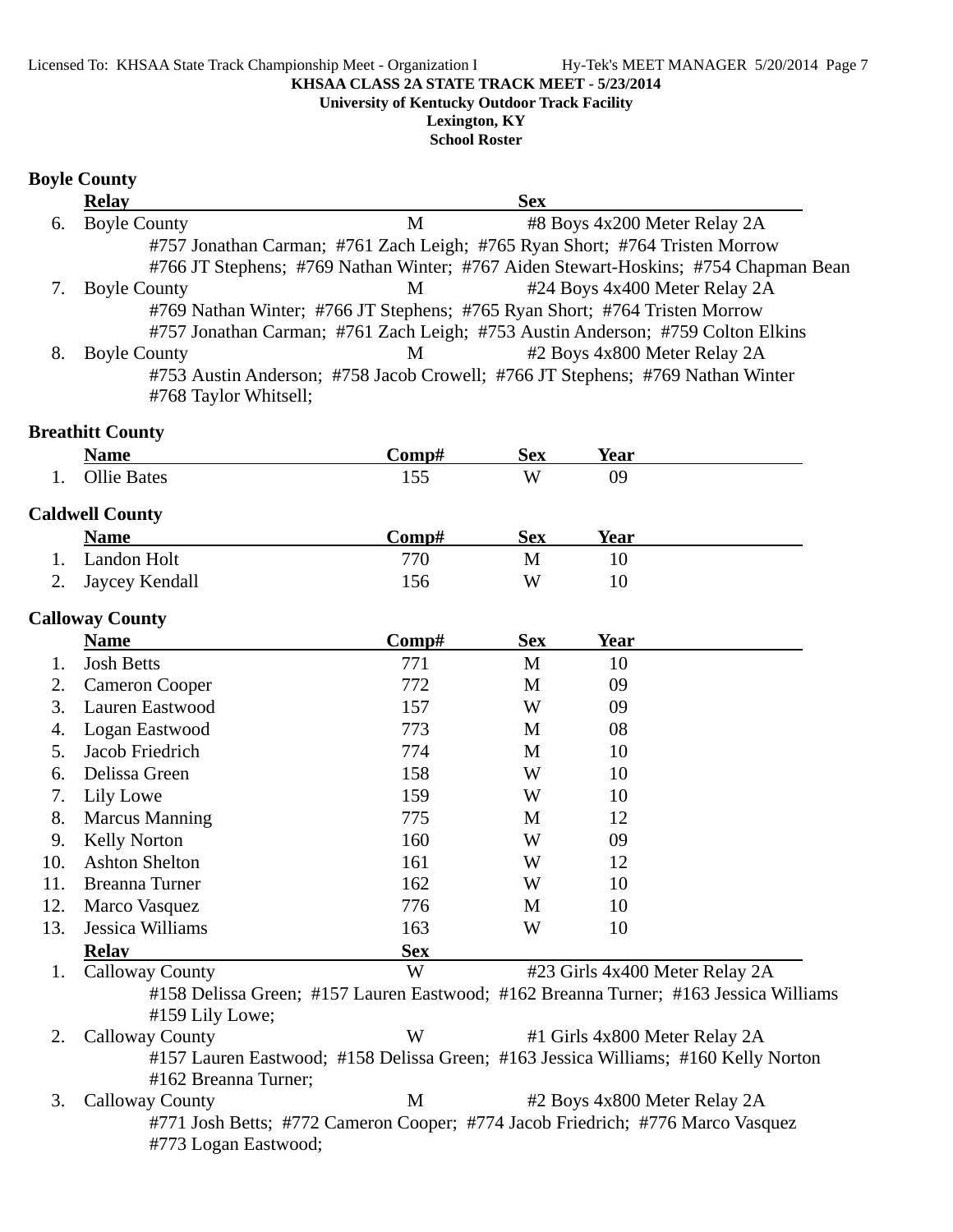KHSAA CLASS 2A STATE TRACK MEET - 5/23/2014
University of Kentucky Outdoor Track Facility
Lexington, KY
School Roster

## Boyle County

| | Relay | Sex | |
|---|---|---|---|
| 6. | Boyle County | M | #8 Boys 4x200 Meter Relay 2A |
| | #757 Jonathan Carman; #761 Zach Leigh; #765 Ryan Short; #764 Tristen Morrow #766 JT Stephens; #769 Nathan Winter; #767 Aiden Stewart-Hoskins; #754 Chapman Bean | | |
| 7. | Boyle County | M | #24 Boys 4x400 Meter Relay 2A |
| | #769 Nathan Winter; #766 JT Stephens; #765 Ryan Short; #764 Tristen Morrow #757 Jonathan Carman; #761 Zach Leigh; #753 Austin Anderson; #759 Colton Elkins | | |
| 8. | Boyle County | M | #2 Boys 4x800 Meter Relay 2A |
| | #753 Austin Anderson; #758 Jacob Crowell; #766 JT Stephens; #769 Nathan Winter #768 Taylor Whitsell; | | |

## Breathitt County

| | Name | Comp# | Sex | Year |
|---|---|---|---|---|
| 1. | Ollie Bates | 155 | W | 09 |

## Caldwell County

| | Name | Comp# | Sex | Year |
|---|---|---|---|---|
| 1. | Landon Holt | 770 | M | 10 |
| 2. | Jaycey Kendall | 156 | W | 10 |

## Calloway County

| | Name | Comp# | Sex | Year |
|---|---|---|---|---|
| 1. | Josh Betts | 771 | M | 10 |
| 2. | Cameron Cooper | 772 | M | 09 |
| 3. | Lauren Eastwood | 157 | W | 09 |
| 4. | Logan Eastwood | 773 | M | 08 |
| 5. | Jacob Friedrich | 774 | M | 10 |
| 6. | Delissa Green | 158 | W | 10 |
| 7. | Lily Lowe | 159 | W | 10 |
| 8. | Marcus Manning | 775 | M | 12 |
| 9. | Kelly Norton | 160 | W | 09 |
| 10. | Ashton Shelton | 161 | W | 12 |
| 11. | Breanna Turner | 162 | W | 10 |
| 12. | Marco Vasquez | 776 | M | 10 |
| 13. | Jessica Williams | 163 | W | 10 |

| | Relay | Sex | |
|---|---|---|---|
| 1. | Calloway County | W | #23 Girls 4x400 Meter Relay 2A |
| | #158 Delissa Green; #157 Lauren Eastwood; #162 Breanna Turner; #163 Jessica Williams #159 Lily Lowe; | | |
| 2. | Calloway County | W | #1 Girls 4x800 Meter Relay 2A |
| | #157 Lauren Eastwood; #158 Delissa Green; #163 Jessica Williams; #160 Kelly Norton #162 Breanna Turner; | | |
| 3. | Calloway County | M | #2 Boys 4x800 Meter Relay 2A |
| | #771 Josh Betts; #772 Cameron Cooper; #774 Jacob Friedrich; #776 Marco Vasquez #773 Logan Eastwood; | | |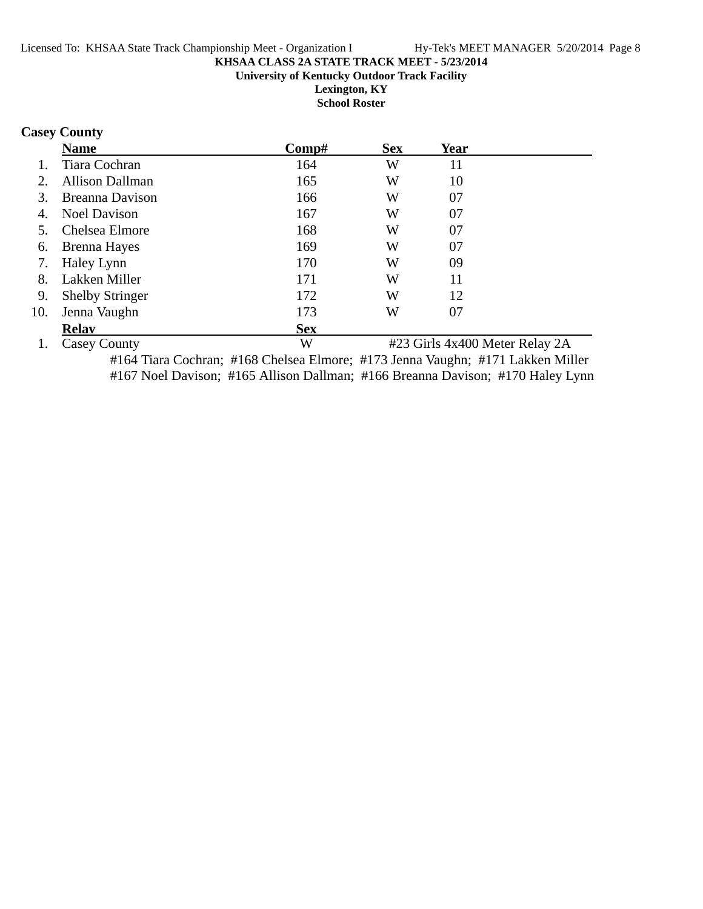**KHSAA CLASS 2A STATE TRACK MEET - 5/23/2014**

**University of Kentucky Outdoor Track Facility**

**Lexington, KY**

**School Roster**

## Casey County

| | Name | Comp# | Sex | Year |
|---|---|---|---|---|
| 1. | Tiara Cochran | 164 | W | 11 |
| 2. | Allison Dallman | 165 | W | 10 |
| 3. | Breanna Davison | 166 | W | 07 |
| 4. | Noel Davison | 167 | W | 07 |
| 5. | Chelsea Elmore | 168 | W | 07 |
| 6. | Brenna Hayes | 169 | W | 07 |
| 7. | Haley Lynn | 170 | W | 09 |
| 8. | Lakken Miller | 171 | W | 11 |
| 9. | Shelby Stringer | 172 | W | 12 |
| 10. | Jenna Vaughn | 173 | W | 07 |

| | Relay | Sex | |
|---|---|---|---|
| 1. | Casey County | W | #23 Girls 4x400 Meter Relay 2A |

#164 Tiara Cochran; #168 Chelsea Elmore; #173 Jenna Vaughn; #171 Lakken Miller
#167 Noel Davison; #165 Allison Dallman; #166 Breanna Davison; #170 Haley Lynn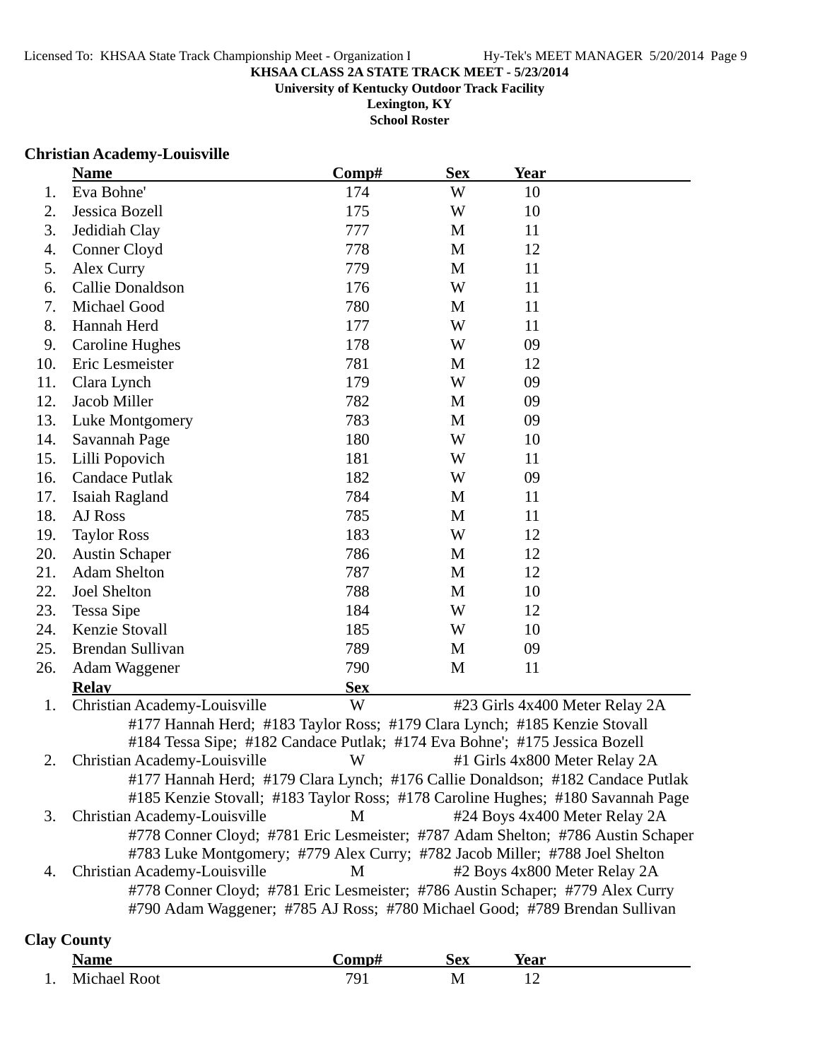**KHSAA CLASS 2A STATE TRACK MEET - 5/23/2014**

**University of Kentucky Outdoor Track Facility**

**Lexington, KY**

**School Roster**

## Christian Academy-Louisville

| | Name | Comp# | Sex | Year |
|---|---|---|---|---|
| 1. | Eva Bohne' | 174 | W | 10 |
| 2. | Jessica Bozell | 175 | W | 10 |
| 3. | Jedidiah Clay | 777 | M | 11 |
| 4. | Conner Cloyd | 778 | M | 12 |
| 5. | Alex Curry | 779 | M | 11 |
| 6. | Callie Donaldson | 176 | W | 11 |
| 7. | Michael Good | 780 | M | 11 |
| 8. | Hannah Herd | 177 | W | 11 |
| 9. | Caroline Hughes | 178 | W | 09 |
| 10. | Eric Lesmeister | 781 | M | 12 |
| 11. | Clara Lynch | 179 | W | 09 |
| 12. | Jacob Miller | 782 | M | 09 |
| 13. | Luke Montgomery | 783 | M | 09 |
| 14. | Savannah Page | 180 | W | 10 |
| 15. | Lilli Popovich | 181 | W | 11 |
| 16. | Candace Putlak | 182 | W | 09 |
| 17. | Isaiah Ragland | 784 | M | 11 |
| 18. | AJ Ross | 785 | M | 11 |
| 19. | Taylor Ross | 183 | W | 12 |
| 20. | Austin Schaper | 786 | M | 12 |
| 21. | Adam Shelton | 787 | M | 12 |
| 22. | Joel Shelton | 788 | M | 10 |
| 23. | Tessa Sipe | 184 | W | 12 |
| 24. | Kenzie Stovall | 185 | W | 10 |
| 25. | Brendan Sullivan | 789 | M | 09 |
| 26. | Adam Waggener | 790 | M | 11 |

| | Relay | Sex | |
|---|---|---|---|
| 1. | Christian Academy-Louisville | W | #23 Girls 4x400 Meter Relay 2A |
| | #177 Hannah Herd; #183 Taylor Ross; #179 Clara Lynch; #185 Kenzie Stovall; #184 Tessa Sipe; #182 Candace Putlak; #174 Eva Bohne'; #175 Jessica Bozell | | |
| 2. | Christian Academy-Louisville | W | #1 Girls 4x800 Meter Relay 2A |
| | #177 Hannah Herd; #179 Clara Lynch; #176 Callie Donaldson; #182 Candace Putlak; #185 Kenzie Stovall; #183 Taylor Ross; #178 Caroline Hughes; #180 Savannah Page | | |
| 3. | Christian Academy-Louisville | M | #24 Boys 4x400 Meter Relay 2A |
| | #778 Conner Cloyd; #781 Eric Lesmeister; #787 Adam Shelton; #786 Austin Schaper; #783 Luke Montgomery; #779 Alex Curry; #782 Jacob Miller; #788 Joel Shelton | | |
| 4. | Christian Academy-Louisville | M | #2 Boys 4x800 Meter Relay 2A |
| | #778 Conner Cloyd; #781 Eric Lesmeister; #786 Austin Schaper; #779 Alex Curry; #790 Adam Waggener; #785 AJ Ross; #780 Michael Good; #789 Brendan Sullivan | | |

## Clay County

| | Name | Comp# | Sex | Year |
|---|---|---|---|---|
| 1. | Michael Root | 791 | M | 12 |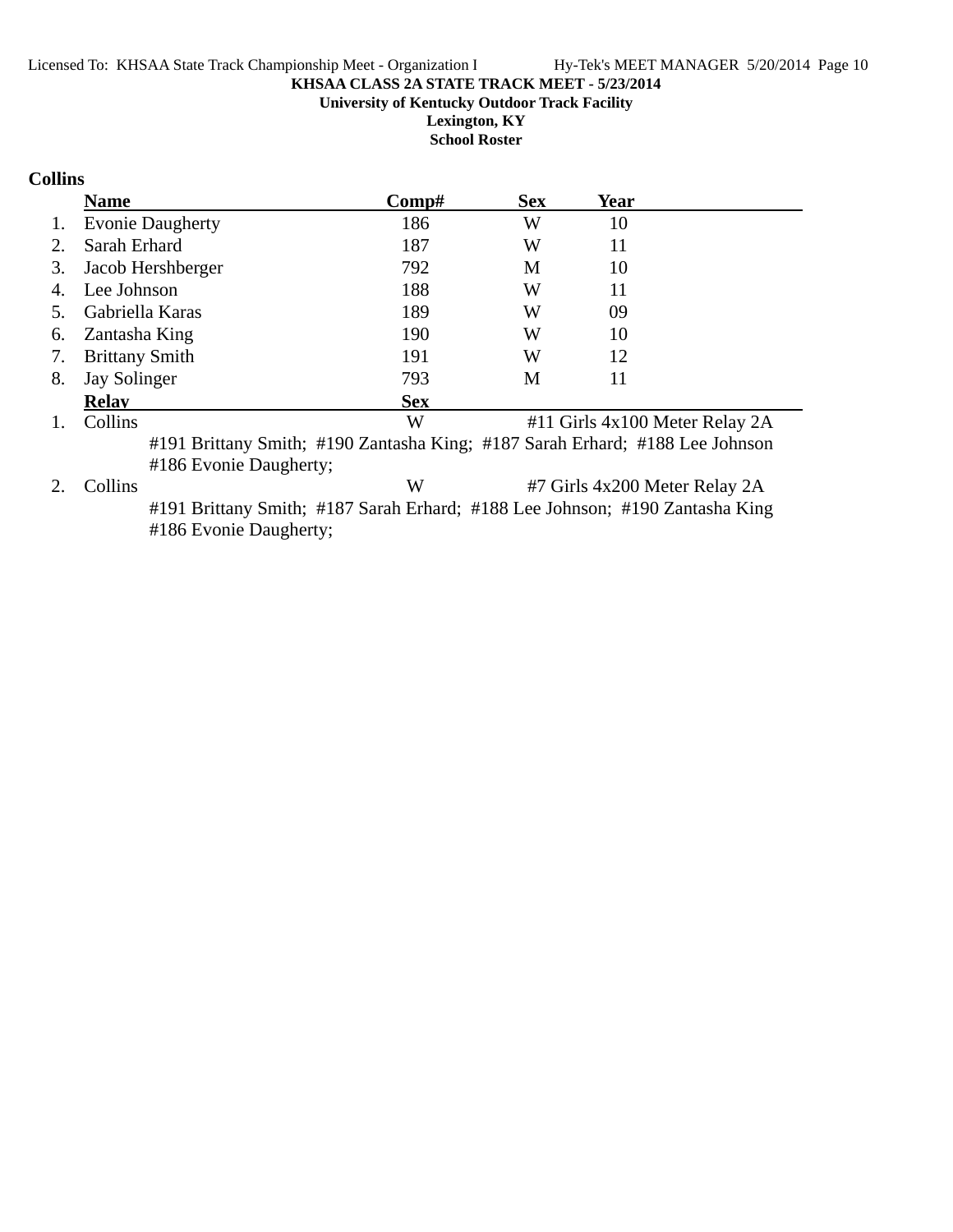**KHSAA CLASS 2A STATE TRACK MEET - 5/23/2014**

**University of Kentucky Outdoor Track Facility**

**Lexington, KY**

**School Roster**

## Collins

| | Name | Comp# | Sex | Year |
|---|---|---|---|---|
| 1. | Evonie Daugherty | 186 | W | 10 |
| 2. | Sarah Erhard | 187 | W | 11 |
| 3. | Jacob Hershberger | 792 | M | 10 |
| 4. | Lee Johnson | 188 | W | 11 |
| 5. | Gabriella Karas | 189 | W | 09 |
| 6. | Zantasha King | 190 | W | 10 |
| 7. | Brittany Smith | 191 | W | 12 |
| 8. | Jay Solinger | 793 | M | 11 |

| | Relay | Sex | Event |
|---|---|---|---|
| 1. | Collins | W | #11 Girls 4x100 Meter Relay 2A |
| | #191 Brittany Smith; #190 Zantasha King; #187 Sarah Erhard; #188 Lee Johnson #186 Evonie Daugherty; | | |
| 2. | Collins | W | #7 Girls 4x200 Meter Relay 2A |
| | #191 Brittany Smith; #187 Sarah Erhard; #188 Lee Johnson; #190 Zantasha King #186 Evonie Daugherty; | | |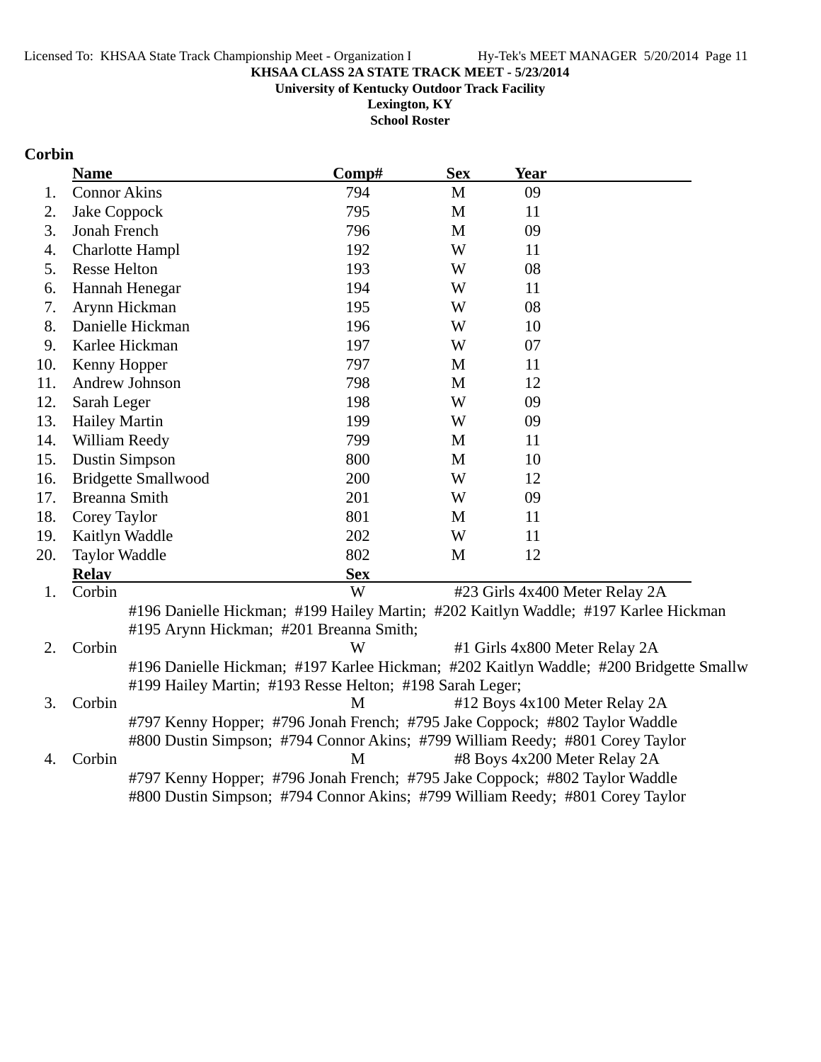**KHSAA CLASS 2A STATE TRACK MEET - 5/23/2014**
**University of Kentucky Outdoor Track Facility**
**Lexington, KY**
**School Roster**

## Corbin

| | Name | Comp# | Sex | Year |
|---|---|---|---|---|
| 1. | Connor Akins | 794 | M | 09 |
| 2. | Jake Coppock | 795 | M | 11 |
| 3. | Jonah French | 796 | M | 09 |
| 4. | Charlotte Hampl | 192 | W | 11 |
| 5. | Resse Helton | 193 | W | 08 |
| 6. | Hannah Henegar | 194 | W | 11 |
| 7. | Arynn Hickman | 195 | W | 08 |
| 8. | Danielle Hickman | 196 | W | 10 |
| 9. | Karlee Hickman | 197 | W | 07 |
| 10. | Kenny Hopper | 797 | M | 11 |
| 11. | Andrew Johnson | 798 | M | 12 |
| 12. | Sarah Leger | 198 | W | 09 |
| 13. | Hailey Martin | 199 | W | 09 |
| 14. | William Reedy | 799 | M | 11 |
| 15. | Dustin Simpson | 800 | M | 10 |
| 16. | Bridgette Smallwood | 200 | W | 12 |
| 17. | Breanna Smith | 201 | W | 09 |
| 18. | Corey Taylor | 801 | M | 11 |
| 19. | Kaitlyn Waddle | 202 | W | 11 |
| 20. | Taylor Waddle | 802 | M | 12 |

| | Relay | Sex | Event |
|---|---|---|---|
| 1. | Corbin | W | #23 Girls 4x400 Meter Relay 2A |
| | #196 Danielle Hickman; #199 Hailey Martin; #202 Kaitlyn Waddle; #197 Karlee Hickman; #195 Arynn Hickman; #201 Breanna Smith; | | |
| 2. | Corbin | W | #1 Girls 4x800 Meter Relay 2A |
| | #196 Danielle Hickman; #197 Karlee Hickman; #202 Kaitlyn Waddle; #200 Bridgette Smallw; #199 Hailey Martin; #193 Resse Helton; #198 Sarah Leger; | | |
| 3. | Corbin | M | #12 Boys 4x100 Meter Relay 2A |
| | #797 Kenny Hopper; #796 Jonah French; #795 Jake Coppock; #802 Taylor Waddle; #800 Dustin Simpson; #794 Connor Akins; #799 William Reedy; #801 Corey Taylor | | |
| 4. | Corbin | M | #8 Boys 4x200 Meter Relay 2A |
| | #797 Kenny Hopper; #796 Jonah French; #795 Jake Coppock; #802 Taylor Waddle; #800 Dustin Simpson; #794 Connor Akins; #799 William Reedy; #801 Corey Taylor | | |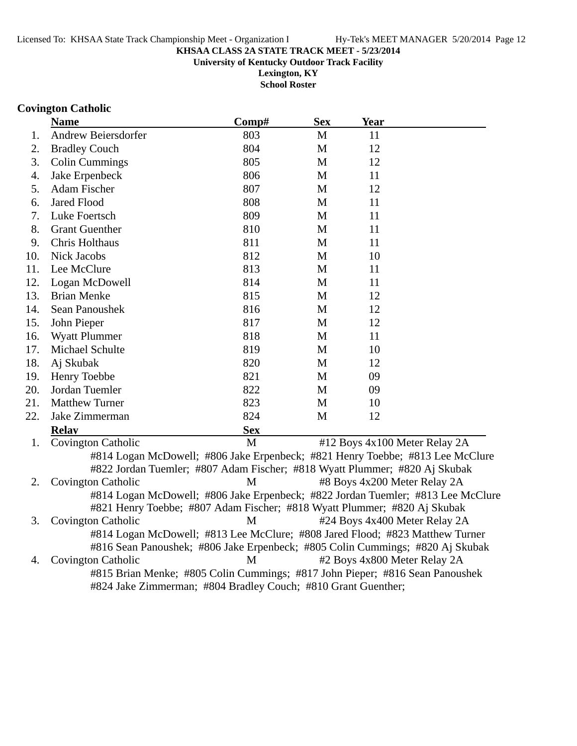KHSAA CLASS 2A STATE TRACK MEET - 5/23/2014

University of Kentucky Outdoor Track Facility

Lexington, KY

School Roster

## Covington Catholic

| | Name | Comp# | Sex | Year |
|---|---|---|---|---|
| 1. | Andrew Beiersdorfer | 803 | M | 11 |
| 2. | Bradley Couch | 804 | M | 12 |
| 3. | Colin Cummings | 805 | M | 12 |
| 4. | Jake Erpenbeck | 806 | M | 11 |
| 5. | Adam Fischer | 807 | M | 12 |
| 6. | Jared Flood | 808 | M | 11 |
| 7. | Luke Foertsch | 809 | M | 11 |
| 8. | Grant Guenther | 810 | M | 11 |
| 9. | Chris Holthaus | 811 | M | 11 |
| 10. | Nick Jacobs | 812 | M | 10 |
| 11. | Lee McClure | 813 | M | 11 |
| 12. | Logan McDowell | 814 | M | 11 |
| 13. | Brian Menke | 815 | M | 12 |
| 14. | Sean Panoushek | 816 | M | 12 |
| 15. | John Pieper | 817 | M | 12 |
| 16. | Wyatt Plummer | 818 | M | 11 |
| 17. | Michael Schulte | 819 | M | 10 |
| 18. | Aj Skubak | 820 | M | 12 |
| 19. | Henry Toebbe | 821 | M | 09 |
| 20. | Jordan Tuemler | 822 | M | 09 |
| 21. | Matthew Turner | 823 | M | 10 |
| 22. | Jake Zimmerman | 824 | M | 12 |

| | Relay | Sex | Event |
|---|---|---|---|
| 1. | Covington Catholic | M | #12 Boys 4x100 Meter Relay 2A |
| 2. | Covington Catholic | M | #8 Boys 4x200 Meter Relay 2A |
| 3. | Covington Catholic | M | #24 Boys 4x400 Meter Relay 2A |
| 4. | Covington Catholic | M | #2 Boys 4x800 Meter Relay 2A |

1. Covington Catholic — M — #12 Boys 4x100 Meter Relay 2A
   #814 Logan McDowell; #806 Jake Erpenbeck; #821 Henry Toebbe; #813 Lee McClure
   #822 Jordan Tuemler; #807 Adam Fischer; #818 Wyatt Plummer; #820 Aj Skubak
2. Covington Catholic — M — #8 Boys 4x200 Meter Relay 2A
   #814 Logan McDowell; #806 Jake Erpenbeck; #822 Jordan Tuemler; #813 Lee McClure
   #821 Henry Toebbe; #807 Adam Fischer; #818 Wyatt Plummer; #820 Aj Skubak
3. Covington Catholic — M — #24 Boys 4x400 Meter Relay 2A
   #814 Logan McDowell; #813 Lee McClure; #808 Jared Flood; #823 Matthew Turner
   #816 Sean Panoushek; #806 Jake Erpenbeck; #805 Colin Cummings; #820 Aj Skubak
4. Covington Catholic — M — #2 Boys 4x800 Meter Relay 2A
   #815 Brian Menke; #805 Colin Cummings; #817 John Pieper; #816 Sean Panoushek
   #824 Jake Zimmerman; #804 Bradley Couch; #810 Grant Guenther;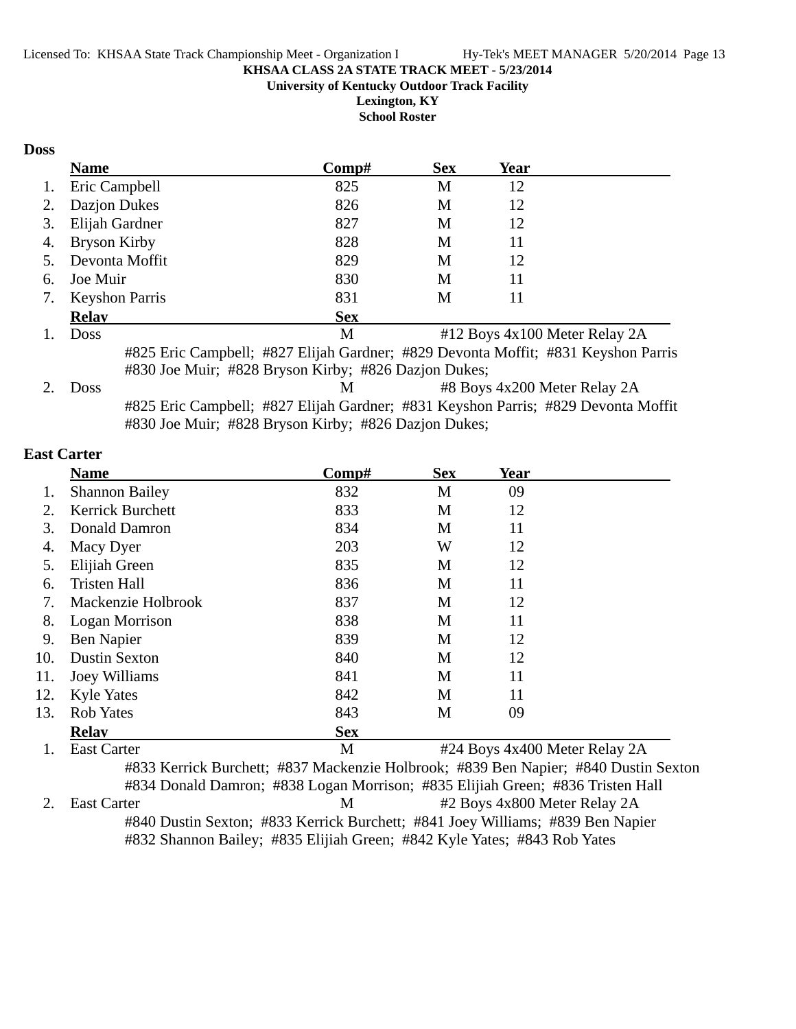**KHSAA CLASS 2A STATE TRACK MEET - 5/23/2014**

**University of Kentucky Outdoor Track Facility**

**Lexington, KY**

**School Roster**

## Doss

| | Name | Comp# | Sex | Year |
|---|---|---|---|---|
| 1. | Eric Campbell | 825 | M | 12 |
| 2. | Dazjon Dukes | 826 | M | 12 |
| 3. | Elijah Gardner | 827 | M | 12 |
| 4. | Bryson Kirby | 828 | M | 11 |
| 5. | Devonta Moffit | 829 | M | 12 |
| 6. | Joe Muir | 830 | M | 11 |
| 7. | Keyshon Parris | 831 | M | 11 |

| | Relay | Sex | Event |
|---|---|---|---|
| 1. | Doss | M | #12 Boys 4x100 Meter Relay 2A |
| | #825 Eric Campbell; #827 Elijah Gardner; #829 Devonta Moffit; #831 Keyshon Parris<br>#830 Joe Muir; #828 Bryson Kirby; #826 Dazjon Dukes; | | |
| 2. | Doss | M | #8 Boys 4x200 Meter Relay 2A |
| | #825 Eric Campbell; #827 Elijah Gardner; #831 Keyshon Parris; #829 Devonta Moffit<br>#830 Joe Muir; #828 Bryson Kirby; #826 Dazjon Dukes; | | |

## East Carter

| | Name | Comp# | Sex | Year |
|---|---|---|---|---|
| 1. | Shannon Bailey | 832 | M | 09 |
| 2. | Kerrick Burchett | 833 | M | 12 |
| 3. | Donald Damron | 834 | M | 11 |
| 4. | Macy Dyer | 203 | W | 12 |
| 5. | Elijiah Green | 835 | M | 12 |
| 6. | Tristen Hall | 836 | M | 11 |
| 7. | Mackenzie Holbrook | 837 | M | 12 |
| 8. | Logan Morrison | 838 | M | 11 |
| 9. | Ben Napier | 839 | M | 12 |
| 10. | Dustin Sexton | 840 | M | 12 |
| 11. | Joey Williams | 841 | M | 11 |
| 12. | Kyle Yates | 842 | M | 11 |
| 13. | Rob Yates | 843 | M | 09 |

| | Relay | Sex | Event |
|---|---|---|---|
| 1. | East Carter | M | #24 Boys 4x400 Meter Relay 2A |
| | #833 Kerrick Burchett; #837 Mackenzie Holbrook; #839 Ben Napier; #840 Dustin Sexton<br>#834 Donald Damron; #838 Logan Morrison; #835 Elijiah Green; #836 Tristen Hall | | |
| 2. | East Carter | M | #2 Boys 4x800 Meter Relay 2A |
| | #840 Dustin Sexton; #833 Kerrick Burchett; #841 Joey Williams; #839 Ben Napier<br>#832 Shannon Bailey; #835 Elijiah Green; #842 Kyle Yates; #843 Rob Yates | | |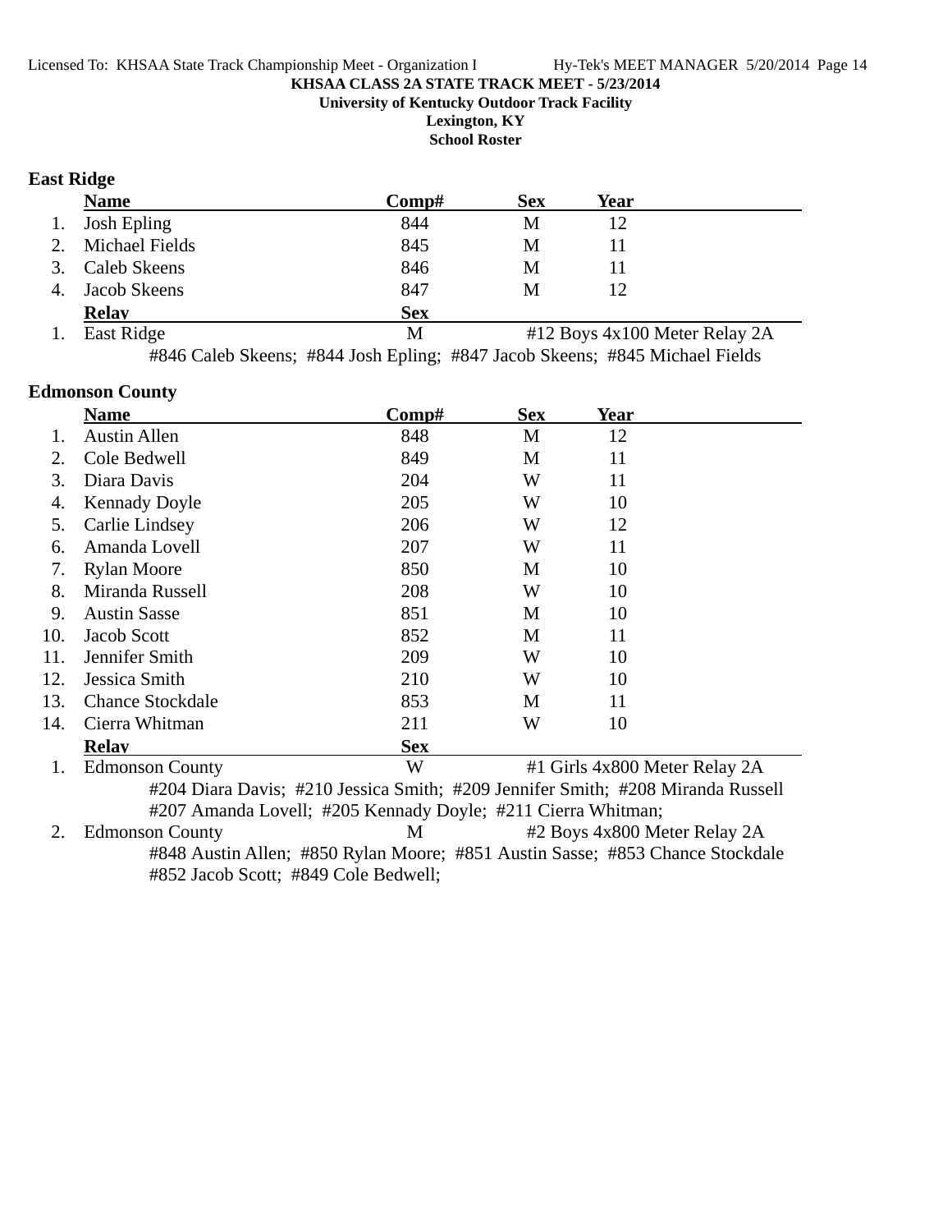**KHSAA CLASS 2A STATE TRACK MEET - 5/23/2014**
**University of Kentucky Outdoor Track Facility**
**Lexington, KY**
**School Roster**

### East Ridge

| | Name | Comp# | Sex | Year |
|---|---|---|---|---|
| 1. | Josh Epling | 844 | M | 12 |
| 2. | Michael Fields | 845 | M | 11 |
| 3. | Caleb Skeens | 846 | M | 11 |
| 4. | Jacob Skeens | 847 | M | 12 |

| | Relay | Sex | |
|---|---|---|---|
| 1. | East Ridge | M | #12 Boys 4x100 Meter Relay 2A |

#846 Caleb Skeens; #844 Josh Epling; #847 Jacob Skeens; #845 Michael Fields

### Edmonson County

| | Name | Comp# | Sex | Year |
|---|---|---|---|---|
| 1. | Austin Allen | 848 | M | 12 |
| 2. | Cole Bedwell | 849 | M | 11 |
| 3. | Diara Davis | 204 | W | 11 |
| 4. | Kennady Doyle | 205 | W | 10 |
| 5. | Carlie Lindsey | 206 | W | 12 |
| 6. | Amanda Lovell | 207 | W | 11 |
| 7. | Rylan Moore | 850 | M | 10 |
| 8. | Miranda Russell | 208 | W | 10 |
| 9. | Austin Sasse | 851 | M | 10 |
| 10. | Jacob Scott | 852 | M | 11 |
| 11. | Jennifer Smith | 209 | W | 10 |
| 12. | Jessica Smith | 210 | W | 10 |
| 13. | Chance Stockdale | 853 | M | 11 |
| 14. | Cierra Whitman | 211 | W | 10 |

| | Relay | Sex | |
|---|---|---|---|
| 1. | Edmonson County | W | #1 Girls 4x800 Meter Relay 2A |

#204 Diara Davis; #210 Jessica Smith; #209 Jennifer Smith; #208 Miranda Russell
#207 Amanda Lovell; #205 Kennady Doyle; #211 Cierra Whitman;

| | Relay | Sex | |
|---|---|---|---|
| 2. | Edmonson County | M | #2 Boys 4x800 Meter Relay 2A |

#848 Austin Allen; #850 Rylan Moore; #851 Austin Sasse; #853 Chance Stockdale
#852 Jacob Scott; #849 Cole Bedwell;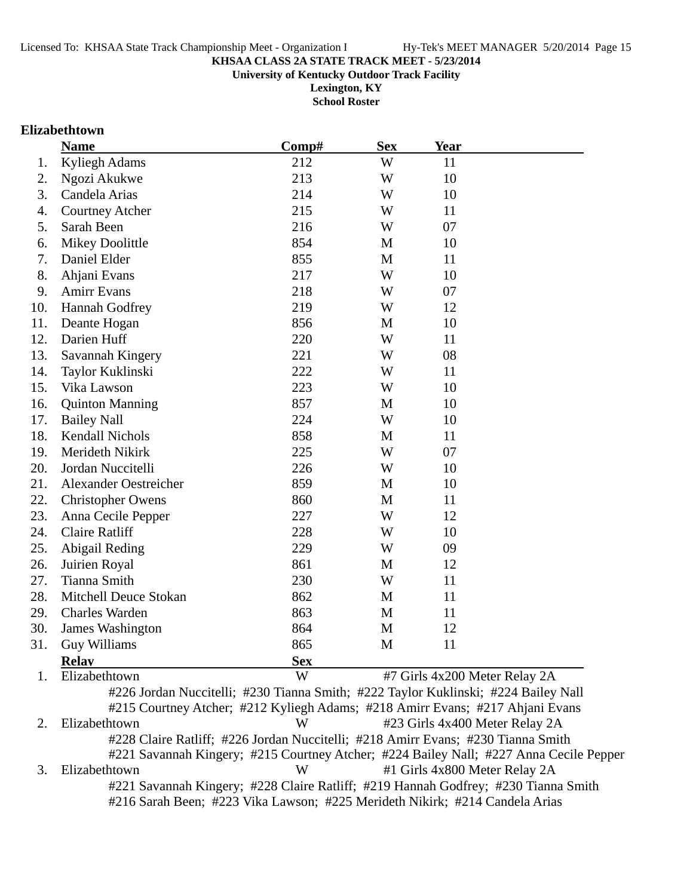**KHSAA CLASS 2A STATE TRACK MEET - 5/23/2014**
**University of Kentucky Outdoor Track Facility**
**Lexington, KY**
**School Roster**

### Elizabethtown

| | Name | Comp# | Sex | Year |
|---|---|---|---|---|
| 1. | Kyliegh Adams | 212 | W | 11 |
| 2. | Ngozi Akukwe | 213 | W | 10 |
| 3. | Candela Arias | 214 | W | 10 |
| 4. | Courtney Atcher | 215 | W | 11 |
| 5. | Sarah Been | 216 | W | 07 |
| 6. | Mikey Doolittle | 854 | M | 10 |
| 7. | Daniel Elder | 855 | M | 11 |
| 8. | Ahjani Evans | 217 | W | 10 |
| 9. | Amirr Evans | 218 | W | 07 |
| 10. | Hannah Godfrey | 219 | W | 12 |
| 11. | Deante Hogan | 856 | M | 10 |
| 12. | Darien Huff | 220 | W | 11 |
| 13. | Savannah Kingery | 221 | W | 08 |
| 14. | Taylor Kuklinski | 222 | W | 11 |
| 15. | Vika Lawson | 223 | W | 10 |
| 16. | Quinton Manning | 857 | M | 10 |
| 17. | Bailey Nall | 224 | W | 10 |
| 18. | Kendall Nichols | 858 | M | 11 |
| 19. | Merideth Nikirk | 225 | W | 07 |
| 20. | Jordan Nuccitelli | 226 | W | 10 |
| 21. | Alexander Oestreicher | 859 | M | 10 |
| 22. | Christopher Owens | 860 | M | 11 |
| 23. | Anna Cecile Pepper | 227 | W | 12 |
| 24. | Claire Ratliff | 228 | W | 10 |
| 25. | Abigail Reding | 229 | W | 09 |
| 26. | Juirien Royal | 861 | M | 12 |
| 27. | Tianna Smith | 230 | W | 11 |
| 28. | Mitchell Deuce Stokan | 862 | M | 11 |
| 29. | Charles Warden | 863 | M | 11 |
| 30. | James Washington | 864 | M | 12 |
| 31. | Guy Williams | 865 | M | 11 |

| | Relay | Sex | Event |
|---|---|---|---|
| 1. | Elizabethtown | W | #7 Girls 4x200 Meter Relay 2A |
| | #226 Jordan Nuccitelli; #230 Tianna Smith; #222 Taylor Kuklinski; #224 Bailey Nall<br>#215 Courtney Atcher; #212 Kyliegh Adams; #218 Amirr Evans; #217 Ahjani Evans | | |
| 2. | Elizabethtown | W | #23 Girls 4x400 Meter Relay 2A |
| | #228 Claire Ratliff; #226 Jordan Nuccitelli; #218 Amirr Evans; #230 Tianna Smith<br>#221 Savannah Kingery; #215 Courtney Atcher; #224 Bailey Nall; #227 Anna Cecile Pepper | | |
| 3. | Elizabethtown | W | #1 Girls 4x800 Meter Relay 2A |
| | #221 Savannah Kingery; #228 Claire Ratliff; #219 Hannah Godfrey; #230 Tianna Smith<br>#216 Sarah Been; #223 Vika Lawson; #225 Merideth Nikirk; #214 Candela Arias | | |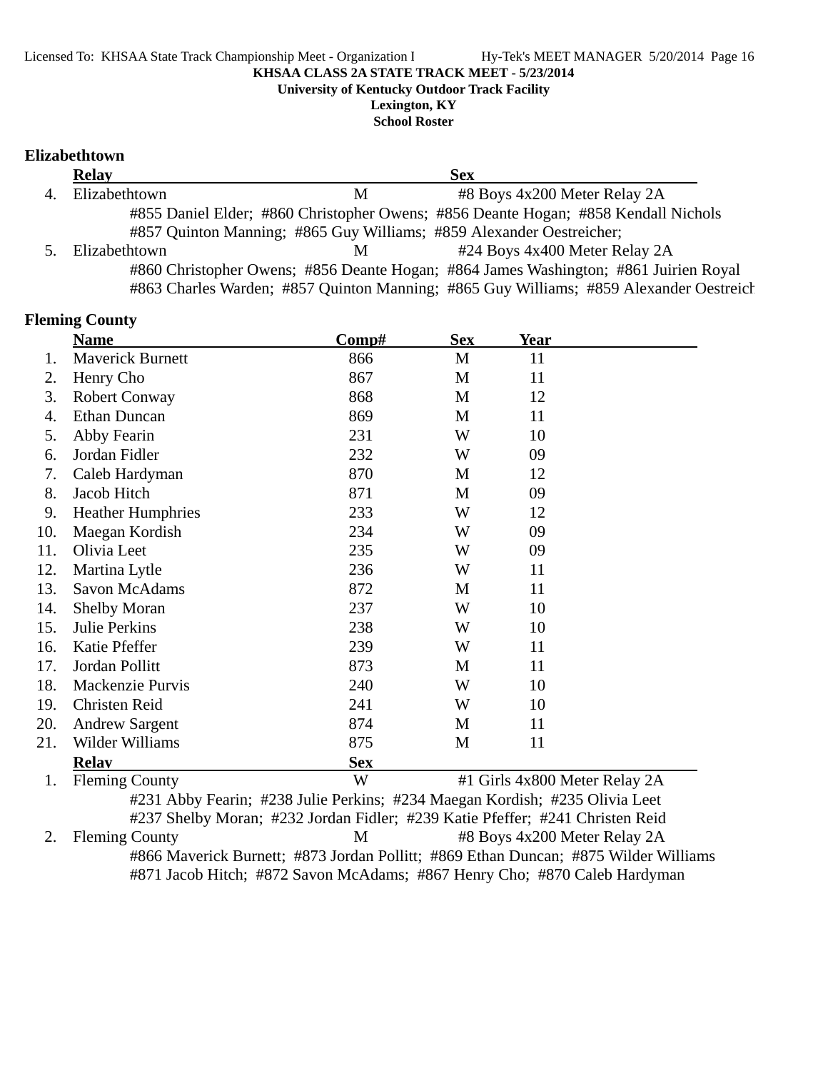KHSAA CLASS 2A STATE TRACK MEET - 5/23/2014
University of Kentucky Outdoor Track Facility
Lexington, KY
School Roster

## Elizabethtown

| | Relay | | Sex | |
|---|---|---|---|---|
| 4. | Elizabethtown | M | #8 Boys 4x200 Meter Relay 2A | |

#855 Daniel Elder; #860 Christopher Owens; #856 Deante Hogan; #858 Kendall Nichols
#857 Quinton Manning; #865 Guy Williams; #859 Alexander Oestreicher;

| | Relay | | Sex | |
|---|---|---|---|---|
| 5. | Elizabethtown | M | #24 Boys 4x400 Meter Relay 2A | |

#860 Christopher Owens; #856 Deante Hogan; #864 James Washington; #861 Juirien Royal
#863 Charles Warden; #857 Quinton Manning; #865 Guy Williams; #859 Alexander Oestreich

## Fleming County

| | Name | Comp# | Sex | Year |
|---|---|---|---|---|
| 1. | Maverick Burnett | 866 | M | 11 |
| 2. | Henry Cho | 867 | M | 11 |
| 3. | Robert Conway | 868 | M | 12 |
| 4. | Ethan Duncan | 869 | M | 11 |
| 5. | Abby Fearin | 231 | W | 10 |
| 6. | Jordan Fidler | 232 | W | 09 |
| 7. | Caleb Hardyman | 870 | M | 12 |
| 8. | Jacob Hitch | 871 | M | 09 |
| 9. | Heather Humphries | 233 | W | 12 |
| 10. | Maegan Kordish | 234 | W | 09 |
| 11. | Olivia Leet | 235 | W | 09 |
| 12. | Martina Lytle | 236 | W | 11 |
| 13. | Savon McAdams | 872 | M | 11 |
| 14. | Shelby Moran | 237 | W | 10 |
| 15. | Julie Perkins | 238 | W | 10 |
| 16. | Katie Pfeffer | 239 | W | 11 |
| 17. | Jordan Pollitt | 873 | M | 11 |
| 18. | Mackenzie Purvis | 240 | W | 10 |
| 19. | Christen Reid | 241 | W | 10 |
| 20. | Andrew Sargent | 874 | M | 11 |
| 21. | Wilder Williams | 875 | M | 11 |

| | Relay | Sex | |
|---|---|---|---|
| 1. | Fleming County | W | #1 Girls 4x800 Meter Relay 2A |

#231 Abby Fearin; #238 Julie Perkins; #234 Maegan Kordish; #235 Olivia Leet
#237 Shelby Moran; #232 Jordan Fidler; #239 Katie Pfeffer; #241 Christen Reid

| | Relay | Sex | |
|---|---|---|---|
| 2. | Fleming County | M | #8 Boys 4x200 Meter Relay 2A |

#866 Maverick Burnett; #873 Jordan Pollitt; #869 Ethan Duncan; #875 Wilder Williams
#871 Jacob Hitch; #872 Savon McAdams; #867 Henry Cho; #870 Caleb Hardyman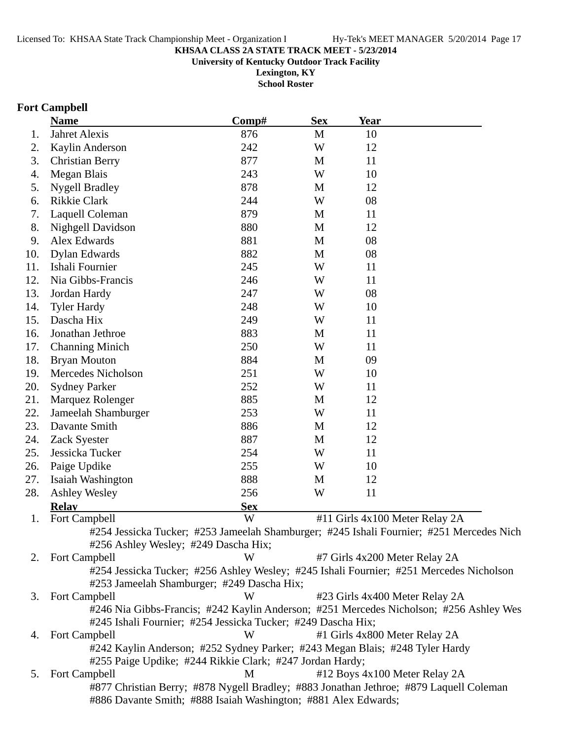**KHSAA CLASS 2A STATE TRACK MEET - 5/23/2014**
**University of Kentucky Outdoor Track Facility**
**Lexington, KY**
**School Roster**

## Fort Campbell

| | Name | Comp# | Sex | Year |
|---|---|---|---|---|
| 1. | Jahret Alexis | 876 | M | 10 |
| 2. | Kaylin Anderson | 242 | W | 12 |
| 3. | Christian Berry | 877 | M | 11 |
| 4. | Megan Blais | 243 | W | 10 |
| 5. | Nygell Bradley | 878 | M | 12 |
| 6. | Rikkie Clark | 244 | W | 08 |
| 7. | Laquell Coleman | 879 | M | 11 |
| 8. | Nighgell Davidson | 880 | M | 12 |
| 9. | Alex Edwards | 881 | M | 08 |
| 10. | Dylan Edwards | 882 | M | 08 |
| 11. | Ishali Fournier | 245 | W | 11 |
| 12. | Nia Gibbs-Francis | 246 | W | 11 |
| 13. | Jordan Hardy | 247 | W | 08 |
| 14. | Tyler Hardy | 248 | W | 10 |
| 15. | Dascha Hix | 249 | W | 11 |
| 16. | Jonathan Jethroe | 883 | M | 11 |
| 17. | Channing Minich | 250 | W | 11 |
| 18. | Bryan Mouton | 884 | M | 09 |
| 19. | Mercedes Nicholson | 251 | W | 10 |
| 20. | Sydney Parker | 252 | W | 11 |
| 21. | Marquez Rolenger | 885 | M | 12 |
| 22. | Jameelah Shamburger | 253 | W | 11 |
| 23. | Davante Smith | 886 | M | 12 |
| 24. | Zack Syester | 887 | M | 12 |
| 25. | Jessicka Tucker | 254 | W | 11 |
| 26. | Paige Updike | 255 | W | 10 |
| 27. | Isaiah Washington | 888 | M | 12 |
| 28. | Ashley Wesley | 256 | W | 11 |

| | Relay | Sex | Event |
|---|---|---|---|
| 1. | Fort Campbell | W | #11 Girls 4x100 Meter Relay 2A |
| | #254 Jessicka Tucker; #253 Jameelah Shamburger; #245 Ishali Fournier; #251 Mercedes Nich #256 Ashley Wesley; #249 Dascha Hix; | | |
| 2. | Fort Campbell | W | #7 Girls 4x200 Meter Relay 2A |
| | #254 Jessicka Tucker; #256 Ashley Wesley; #245 Ishali Fournier; #251 Mercedes Nicholson #253 Jameelah Shamburger; #249 Dascha Hix; | | |
| 3. | Fort Campbell | W | #23 Girls 4x400 Meter Relay 2A |
| | #246 Nia Gibbs-Francis; #242 Kaylin Anderson; #251 Mercedes Nicholson; #256 Ashley Wes #245 Ishali Fournier; #254 Jessicka Tucker; #249 Dascha Hix; | | |
| 4. | Fort Campbell | W | #1 Girls 4x800 Meter Relay 2A |
| | #242 Kaylin Anderson; #252 Sydney Parker; #243 Megan Blais; #248 Tyler Hardy #255 Paige Updike; #244 Rikkie Clark; #247 Jordan Hardy; | | |
| 5. | Fort Campbell | M | #12 Boys 4x100 Meter Relay 2A |
| | #877 Christian Berry; #878 Nygell Bradley; #883 Jonathan Jethroe; #879 Laquell Coleman #886 Davante Smith; #888 Isaiah Washington; #881 Alex Edwards; | | |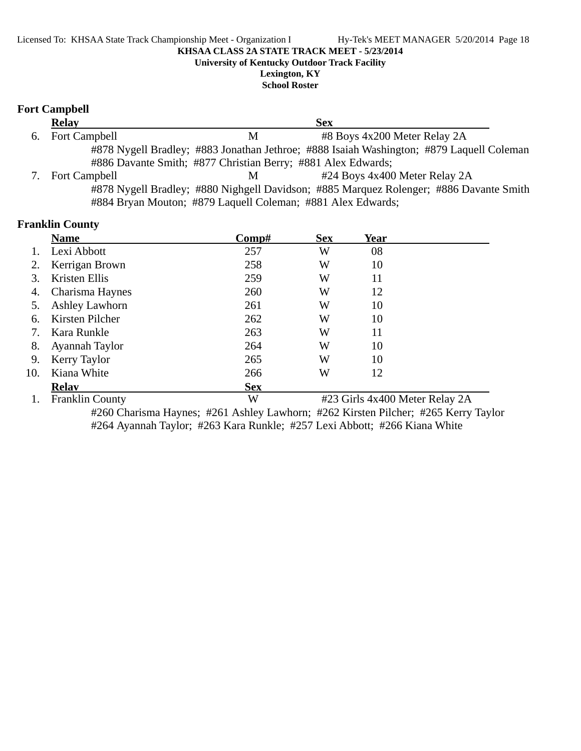KHSAA CLASS 2A STATE TRACK MEET - 5/23/2014

University of Kentucky Outdoor Track Facility

Lexington, KY

School Roster

### Fort Campbell

| | Relay | Sex | |
|---|---|---|---|
| 6. | Fort Campbell | M | #8 Boys 4x200 Meter Relay 2A |

#878 Nygell Bradley; #883 Jonathan Jethroe; #888 Isaiah Washington; #879 Laquell Coleman
#886 Davante Smith; #877 Christian Berry; #881 Alex Edwards;

| | Relay | Sex | |
|---|---|---|---|
| 7. | Fort Campbell | M | #24 Boys 4x400 Meter Relay 2A |

#878 Nygell Bradley; #880 Nighgell Davidson; #885 Marquez Rolenger; #886 Davante Smith
#884 Bryan Mouton; #879 Laquell Coleman; #881 Alex Edwards;

### Franklin County

| | Name | Comp# | Sex | Year |
|---|---|---|---|---|
| 1. | Lexi Abbott | 257 | W | 08 |
| 2. | Kerrigan Brown | 258 | W | 10 |
| 3. | Kristen Ellis | 259 | W | 11 |
| 4. | Charisma Haynes | 260 | W | 12 |
| 5. | Ashley Lawhorn | 261 | W | 10 |
| 6. | Kirsten Pilcher | 262 | W | 10 |
| 7. | Kara Runkle | 263 | W | 11 |
| 8. | Ayannah Taylor | 264 | W | 10 |
| 9. | Kerry Taylor | 265 | W | 10 |
| 10. | Kiana White | 266 | W | 12 |

| | Relay | Sex | |
|---|---|---|---|
| 1. | Franklin County | W | #23 Girls 4x400 Meter Relay 2A |

#260 Charisma Haynes; #261 Ashley Lawhorn; #262 Kirsten Pilcher; #265 Kerry Taylor
#264 Ayannah Taylor; #263 Kara Runkle; #257 Lexi Abbott; #266 Kiana White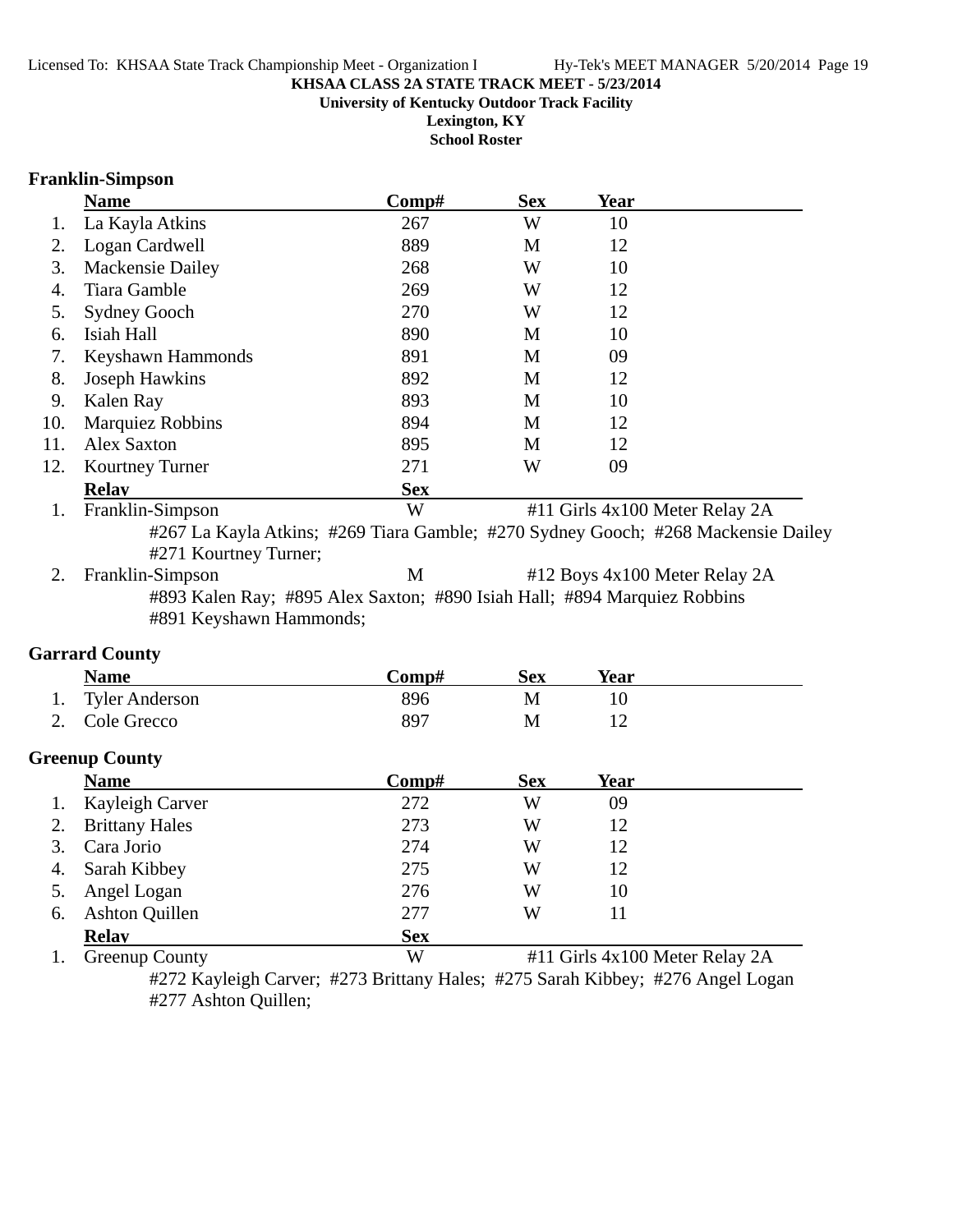**KHSAA CLASS 2A STATE TRACK MEET - 5/23/2014**
**University of Kentucky Outdoor Track Facility**
**Lexington, KY**
**School Roster**

### Franklin-Simpson

| | Name | Comp# | Sex | Year |
|---|---|---|---|---|
| 1. | La Kayla Atkins | 267 | W | 10 |
| 2. | Logan Cardwell | 889 | M | 12 |
| 3. | Mackensie Dailey | 268 | W | 10 |
| 4. | Tiara Gamble | 269 | W | 12 |
| 5. | Sydney Gooch | 270 | W | 12 |
| 6. | Isiah Hall | 890 | M | 10 |
| 7. | Keyshawn Hammonds | 891 | M | 09 |
| 8. | Joseph Hawkins | 892 | M | 12 |
| 9. | Kalen Ray | 893 | M | 10 |
| 10. | Marquiez Robbins | 894 | M | 12 |
| 11. | Alex Saxton | 895 | M | 12 |
| 12. | Kourtney Turner | 271 | W | 09 |

| | Relay | Sex | |
|---|---|---|---|
| 1. | Franklin-Simpson | W | #11 Girls 4x100 Meter Relay 2A |

#267 La Kayla Atkins; #269 Tiara Gamble; #270 Sydney Gooch; #268 Mackensie Dailey
#271 Kourtney Turner;

| | Relay | Sex | |
|---|---|---|---|
| 2. | Franklin-Simpson | M | #12 Boys 4x100 Meter Relay 2A |

#893 Kalen Ray; #895 Alex Saxton; #890 Isiah Hall; #894 Marquiez Robbins
#891 Keyshawn Hammonds;

### Garrard County

| | Name | Comp# | Sex | Year |
|---|---|---|---|---|
| 1. | Tyler Anderson | 896 | M | 10 |
| 2. | Cole Grecco | 897 | M | 12 |

### Greenup County

| | Name | Comp# | Sex | Year |
|---|---|---|---|---|
| 1. | Kayleigh Carver | 272 | W | 09 |
| 2. | Brittany Hales | 273 | W | 12 |
| 3. | Cara Jorio | 274 | W | 12 |
| 4. | Sarah Kibbey | 275 | W | 12 |
| 5. | Angel Logan | 276 | W | 10 |
| 6. | Ashton Quillen | 277 | W | 11 |

| | Relay | Sex | |
|---|---|---|---|
| 1. | Greenup County | W | #11 Girls 4x100 Meter Relay 2A |

#272 Kayleigh Carver; #273 Brittany Hales; #275 Sarah Kibbey; #276 Angel Logan
#277 Ashton Quillen;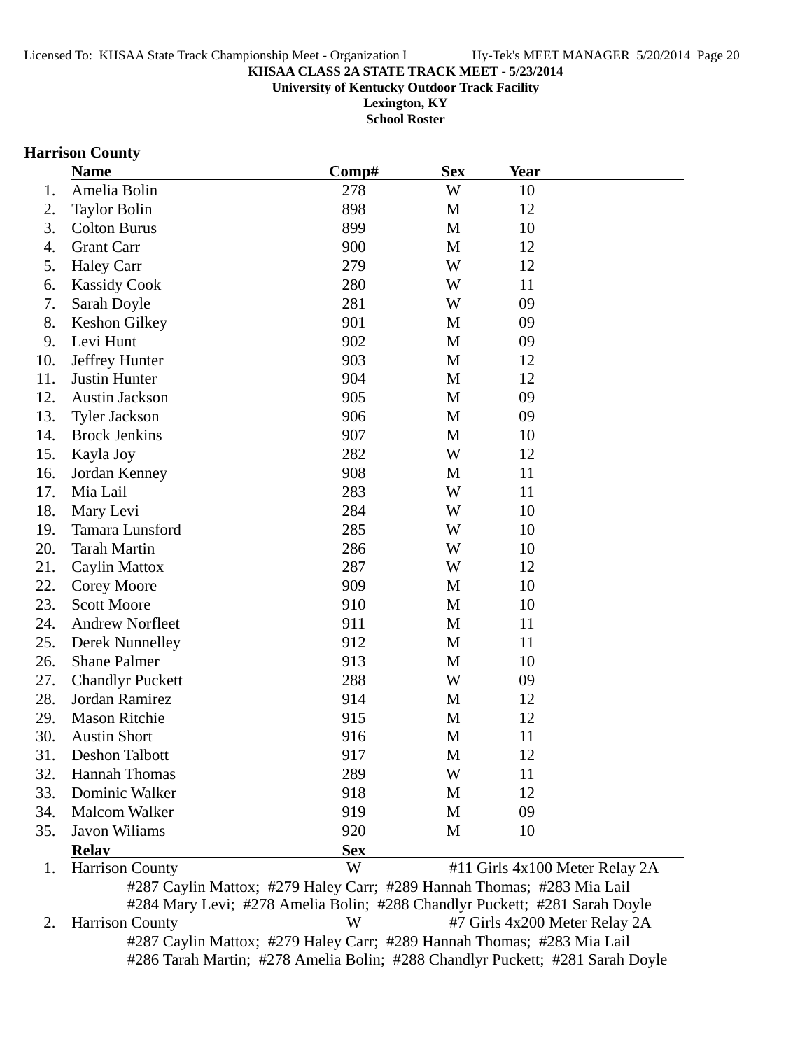**KHSAA CLASS 2A STATE TRACK MEET - 5/23/2014**

**University of Kentucky Outdoor Track Facility**

**Lexington, KY**

**School Roster**

## Harrison County

| | Name | Comp# | Sex | Year |
|---|---|---|---|---|
| 1. | Amelia Bolin | 278 | W | 10 |
| 2. | Taylor Bolin | 898 | M | 12 |
| 3. | Colton Burus | 899 | M | 10 |
| 4. | Grant Carr | 900 | M | 12 |
| 5. | Haley Carr | 279 | W | 12 |
| 6. | Kassidy Cook | 280 | W | 11 |
| 7. | Sarah Doyle | 281 | W | 09 |
| 8. | Keshon Gilkey | 901 | M | 09 |
| 9. | Levi Hunt | 902 | M | 09 |
| 10. | Jeffrey Hunter | 903 | M | 12 |
| 11. | Justin Hunter | 904 | M | 12 |
| 12. | Austin Jackson | 905 | M | 09 |
| 13. | Tyler Jackson | 906 | M | 09 |
| 14. | Brock Jenkins | 907 | M | 10 |
| 15. | Kayla Joy | 282 | W | 12 |
| 16. | Jordan Kenney | 908 | M | 11 |
| 17. | Mia Lail | 283 | W | 11 |
| 18. | Mary Levi | 284 | W | 10 |
| 19. | Tamara Lunsford | 285 | W | 10 |
| 20. | Tarah Martin | 286 | W | 10 |
| 21. | Caylin Mattox | 287 | W | 12 |
| 22. | Corey Moore | 909 | M | 10 |
| 23. | Scott Moore | 910 | M | 10 |
| 24. | Andrew Norfleet | 911 | M | 11 |
| 25. | Derek Nunnelley | 912 | M | 11 |
| 26. | Shane Palmer | 913 | M | 10 |
| 27. | Chandlyr Puckett | 288 | W | 09 |
| 28. | Jordan Ramirez | 914 | M | 12 |
| 29. | Mason Ritchie | 915 | M | 12 |
| 30. | Austin Short | 916 | M | 11 |
| 31. | Deshon Talbott | 917 | M | 12 |
| 32. | Hannah Thomas | 289 | W | 11 |
| 33. | Dominic Walker | 918 | M | 12 |
| 34. | Malcom Walker | 919 | M | 09 |
| 35. | Javon Wiliams | 920 | M | 10 |

| | Relay | Sex | Event |
|---|---|---|---|
| 1. | Harrison County | W | #11 Girls 4x100 Meter Relay 2A |
| | #287 Caylin Mattox; #279 Haley Carr; #289 Hannah Thomas; #283 Mia Lail<br>#284 Mary Levi; #278 Amelia Bolin; #288 Chandlyr Puckett; #281 Sarah Doyle | | |
| 2. | Harrison County | W | #7 Girls 4x200 Meter Relay 2A |
| | #287 Caylin Mattox; #279 Haley Carr; #289 Hannah Thomas; #283 Mia Lail<br>#286 Tarah Martin; #278 Amelia Bolin; #288 Chandlyr Puckett; #281 Sarah Doyle | | |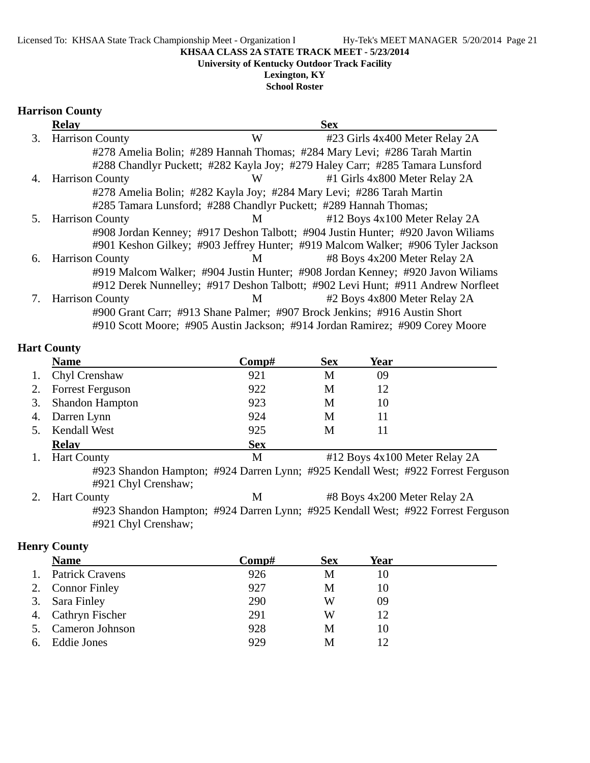KHSAA CLASS 2A STATE TRACK MEET - 5/23/2014
University of Kentucky Outdoor Track Facility
Lexington, KY
School Roster

## Harrison County

| | Relay | Sex | |
|---|---|---|---|
| 3. | Harrison County | W | #23 Girls 4x400 Meter Relay 2A |
| | #278 Amelia Bolin; #289 Hannah Thomas; #284 Mary Levi; #286 Tarah Martin | | |
| | #288 Chandlyr Puckett; #282 Kayla Joy; #279 Haley Carr; #285 Tamara Lunsford | | |
| 4. | Harrison County | W | #1 Girls 4x800 Meter Relay 2A |
| | #278 Amelia Bolin; #282 Kayla Joy; #284 Mary Levi; #286 Tarah Martin | | |
| | #285 Tamara Lunsford; #288 Chandlyr Puckett; #289 Hannah Thomas; | | |
| 5. | Harrison County | M | #12 Boys 4x100 Meter Relay 2A |
| | #908 Jordan Kenney; #917 Deshon Talbott; #904 Justin Hunter; #920 Javon Wiliams | | |
| | #901 Keshon Gilkey; #903 Jeffrey Hunter; #919 Malcom Walker; #906 Tyler Jackson | | |
| 6. | Harrison County | M | #8 Boys 4x200 Meter Relay 2A |
| | #919 Malcom Walker; #904 Justin Hunter; #908 Jordan Kenney; #920 Javon Wiliams | | |
| | #912 Derek Nunnelley; #917 Deshon Talbott; #902 Levi Hunt; #911 Andrew Norfleet | | |
| 7. | Harrison County | M | #2 Boys 4x800 Meter Relay 2A |
| | #900 Grant Carr; #913 Shane Palmer; #907 Brock Jenkins; #916 Austin Short | | |
| | #910 Scott Moore; #905 Austin Jackson; #914 Jordan Ramirez; #909 Corey Moore | | |

## Hart County

| | Name | Comp# | Sex | Year |
|---|---|---|---|---|
| 1. | Chyl Crenshaw | 921 | M | 09 |
| 2. | Forrest Ferguson | 922 | M | 12 |
| 3. | Shandon Hampton | 923 | M | 10 |
| 4. | Darren Lynn | 924 | M | 11 |
| 5. | Kendall West | 925 | M | 11 |

| | Relay | Sex | |
|---|---|---|---|
| 1. | Hart County | M | #12 Boys 4x100 Meter Relay 2A |
| | #923 Shandon Hampton; #924 Darren Lynn; #925 Kendall West; #922 Forrest Ferguson | | |
| | #921 Chyl Crenshaw; | | |
| 2. | Hart County | M | #8 Boys 4x200 Meter Relay 2A |
| | #923 Shandon Hampton; #924 Darren Lynn; #925 Kendall West; #922 Forrest Ferguson | | |
| | #921 Chyl Crenshaw; | | |

## Henry County

| | Name | Comp# | Sex | Year |
|---|---|---|---|---|
| 1. | Patrick Cravens | 926 | M | 10 |
| 2. | Connor Finley | 927 | M | 10 |
| 3. | Sara Finley | 290 | W | 09 |
| 4. | Cathryn Fischer | 291 | W | 12 |
| 5. | Cameron Johnson | 928 | M | 10 |
| 6. | Eddie Jones | 929 | M | 12 |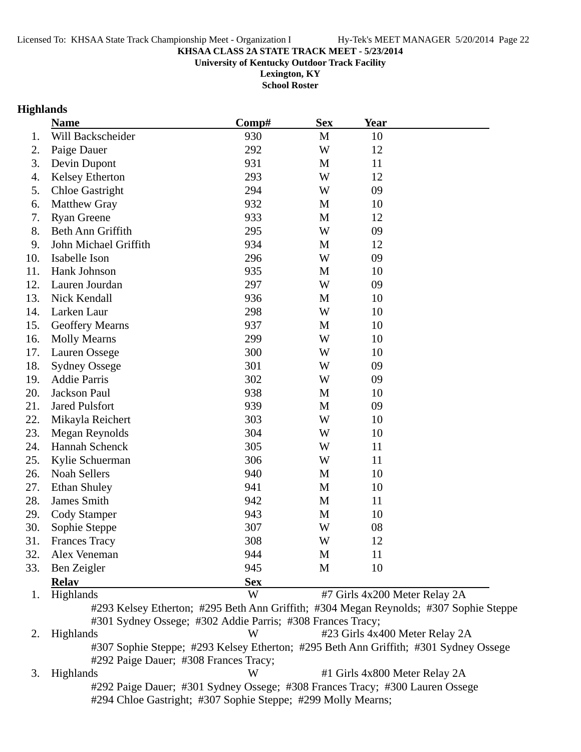**KHSAA CLASS 2A STATE TRACK MEET - 5/23/2014**
**University of Kentucky Outdoor Track Facility**
**Lexington, KY**
**School Roster**

## Highlands

| | Name | Comp# | Sex | Year |
|---|---|---|---|---|
| 1. | Will Backscheider | 930 | M | 10 |
| 2. | Paige Dauer | 292 | W | 12 |
| 3. | Devin Dupont | 931 | M | 11 |
| 4. | Kelsey Etherton | 293 | W | 12 |
| 5. | Chloe Gastright | 294 | W | 09 |
| 6. | Matthew Gray | 932 | M | 10 |
| 7. | Ryan Greene | 933 | M | 12 |
| 8. | Beth Ann Griffith | 295 | W | 09 |
| 9. | John Michael Griffith | 934 | M | 12 |
| 10. | Isabelle Ison | 296 | W | 09 |
| 11. | Hank Johnson | 935 | M | 10 |
| 12. | Lauren Jourdan | 297 | W | 09 |
| 13. | Nick Kendall | 936 | M | 10 |
| 14. | Larken Laur | 298 | W | 10 |
| 15. | Geoffery Mearns | 937 | M | 10 |
| 16. | Molly Mearns | 299 | W | 10 |
| 17. | Lauren Ossege | 300 | W | 10 |
| 18. | Sydney Ossege | 301 | W | 09 |
| 19. | Addie Parris | 302 | W | 09 |
| 20. | Jackson Paul | 938 | M | 10 |
| 21. | Jared Pulsfort | 939 | M | 09 |
| 22. | Mikayla Reichert | 303 | W | 10 |
| 23. | Megan Reynolds | 304 | W | 10 |
| 24. | Hannah Schenck | 305 | W | 11 |
| 25. | Kylie Schuerman | 306 | W | 11 |
| 26. | Noah Sellers | 940 | M | 10 |
| 27. | Ethan Shuley | 941 | M | 10 |
| 28. | James Smith | 942 | M | 11 |
| 29. | Cody Stamper | 943 | M | 10 |
| 30. | Sophie Steppe | 307 | W | 08 |
| 31. | Frances Tracy | 308 | W | 12 |
| 32. | Alex Veneman | 944 | M | 11 |
| 33. | Ben Zeigler | 945 | M | 10 |

| | Relay | Sex | Event |
|---|---|---|---|
| 1. | Highlands | W | #7 Girls 4x200 Meter Relay 2A |

#293 Kelsey Etherton; #295 Beth Ann Griffith; #304 Megan Reynolds; #307 Sophie Steppe
#301 Sydney Ossege; #302 Addie Parris; #308 Frances Tracy;

| | Relay | Sex | Event |
|---|---|---|---|
| 2. | Highlands | W | #23 Girls 4x400 Meter Relay 2A |

#307 Sophie Steppe; #293 Kelsey Etherton; #295 Beth Ann Griffith; #301 Sydney Ossege
#292 Paige Dauer; #308 Frances Tracy;

| | Relay | Sex | Event |
|---|---|---|---|
| 3. | Highlands | W | #1 Girls 4x800 Meter Relay 2A |

#292 Paige Dauer; #301 Sydney Ossege; #308 Frances Tracy; #300 Lauren Ossege
#294 Chloe Gastright; #307 Sophie Steppe; #299 Molly Mearns;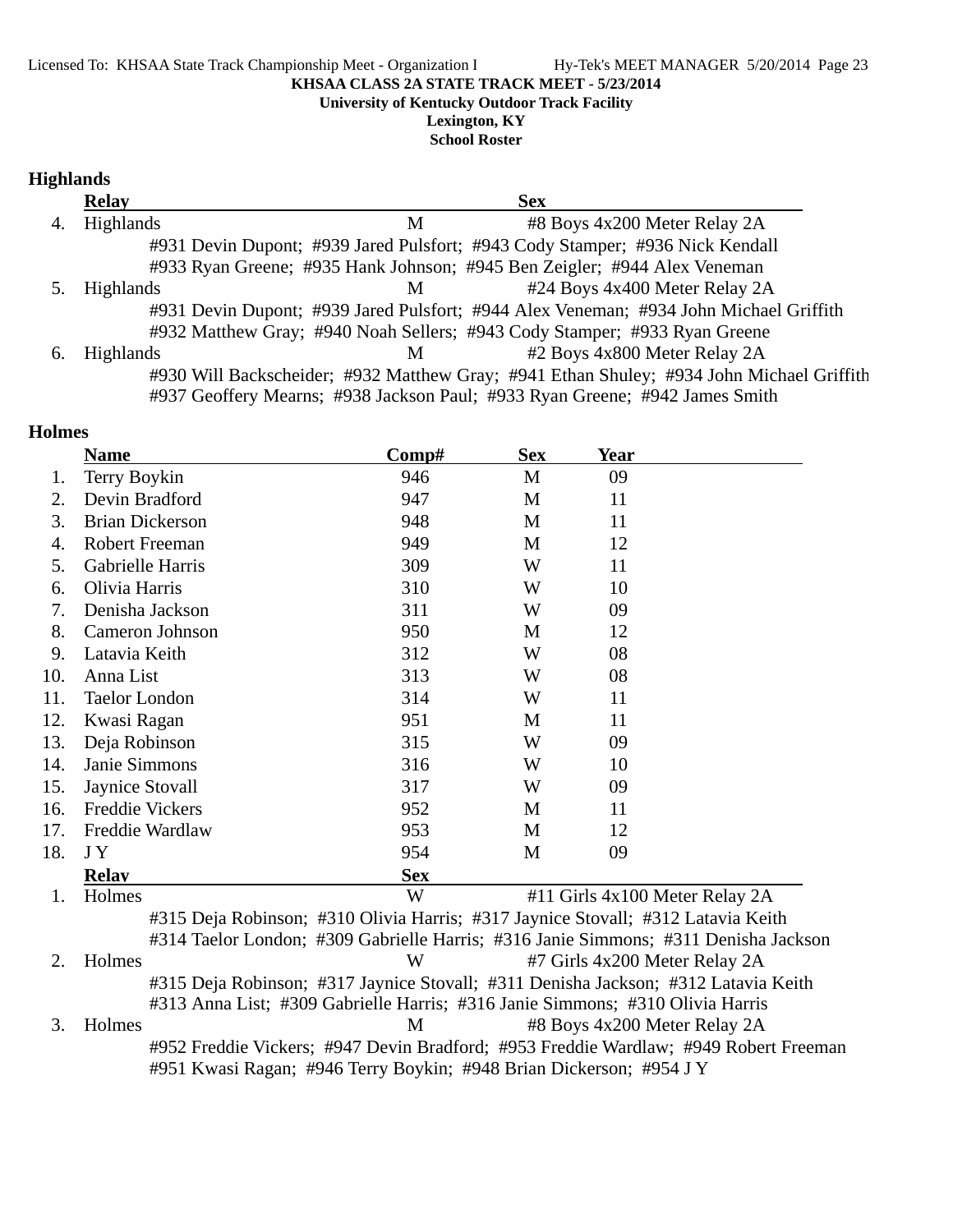KHSAA CLASS 2A STATE TRACK MEET - 5/23/2014

University of Kentucky Outdoor Track Facility

Lexington, KY

School Roster

## Highlands

| | Relay | Sex | |
|---|---|---|---|
| 4. | Highlands | M | #8 Boys 4x200 Meter Relay 2A |
| | #931 Devin Dupont; #939 Jared Pulsfort; #943 Cody Stamper; #936 Nick Kendall<br>#933 Ryan Greene; #935 Hank Johnson; #945 Ben Zeigler; #944 Alex Veneman | | |
| 5. | Highlands | M | #24 Boys 4x400 Meter Relay 2A |
| | #931 Devin Dupont; #939 Jared Pulsfort; #944 Alex Veneman; #934 John Michael Griffith<br>#932 Matthew Gray; #940 Noah Sellers; #943 Cody Stamper; #933 Ryan Greene | | |
| 6. | Highlands | M | #2 Boys 4x800 Meter Relay 2A |
| | #930 Will Backscheider; #932 Matthew Gray; #941 Ethan Shuley; #934 John Michael Griffith<br>#937 Geoffery Mearns; #938 Jackson Paul; #933 Ryan Greene; #942 James Smith | | |

## Holmes

| | Name | Comp# | Sex | Year |
|---|---|---|---|---|
| 1. | Terry Boykin | 946 | M | 09 |
| 2. | Devin Bradford | 947 | M | 11 |
| 3. | Brian Dickerson | 948 | M | 11 |
| 4. | Robert Freeman | 949 | M | 12 |
| 5. | Gabrielle Harris | 309 | W | 11 |
| 6. | Olivia Harris | 310 | W | 10 |
| 7. | Denisha Jackson | 311 | W | 09 |
| 8. | Cameron Johnson | 950 | M | 12 |
| 9. | Latavia Keith | 312 | W | 08 |
| 10. | Anna List | 313 | W | 08 |
| 11. | Taelor London | 314 | W | 11 |
| 12. | Kwasi Ragan | 951 | M | 11 |
| 13. | Deja Robinson | 315 | W | 09 |
| 14. | Janie Simmons | 316 | W | 10 |
| 15. | Jaynice Stovall | 317 | W | 09 |
| 16. | Freddie Vickers | 952 | M | 11 |
| 17. | Freddie Wardlaw | 953 | M | 12 |
| 18. | J Y | 954 | M | 09 |

| | Relay | Sex | |
|---|---|---|---|
| 1. | Holmes | W | #11 Girls 4x100 Meter Relay 2A |
| | #315 Deja Robinson; #310 Olivia Harris; #317 Jaynice Stovall; #312 Latavia Keith<br>#314 Taelor London; #309 Gabrielle Harris; #316 Janie Simmons; #311 Denisha Jackson | | |
| 2. | Holmes | W | #7 Girls 4x200 Meter Relay 2A |
| | #315 Deja Robinson; #317 Jaynice Stovall; #311 Denisha Jackson; #312 Latavia Keith<br>#313 Anna List; #309 Gabrielle Harris; #316 Janie Simmons; #310 Olivia Harris | | |
| 3. | Holmes | M | #8 Boys 4x200 Meter Relay 2A |
| | #952 Freddie Vickers; #947 Devin Bradford; #953 Freddie Wardlaw; #949 Robert Freeman<br>#951 Kwasi Ragan; #946 Terry Boykin; #948 Brian Dickerson; #954 J Y | | |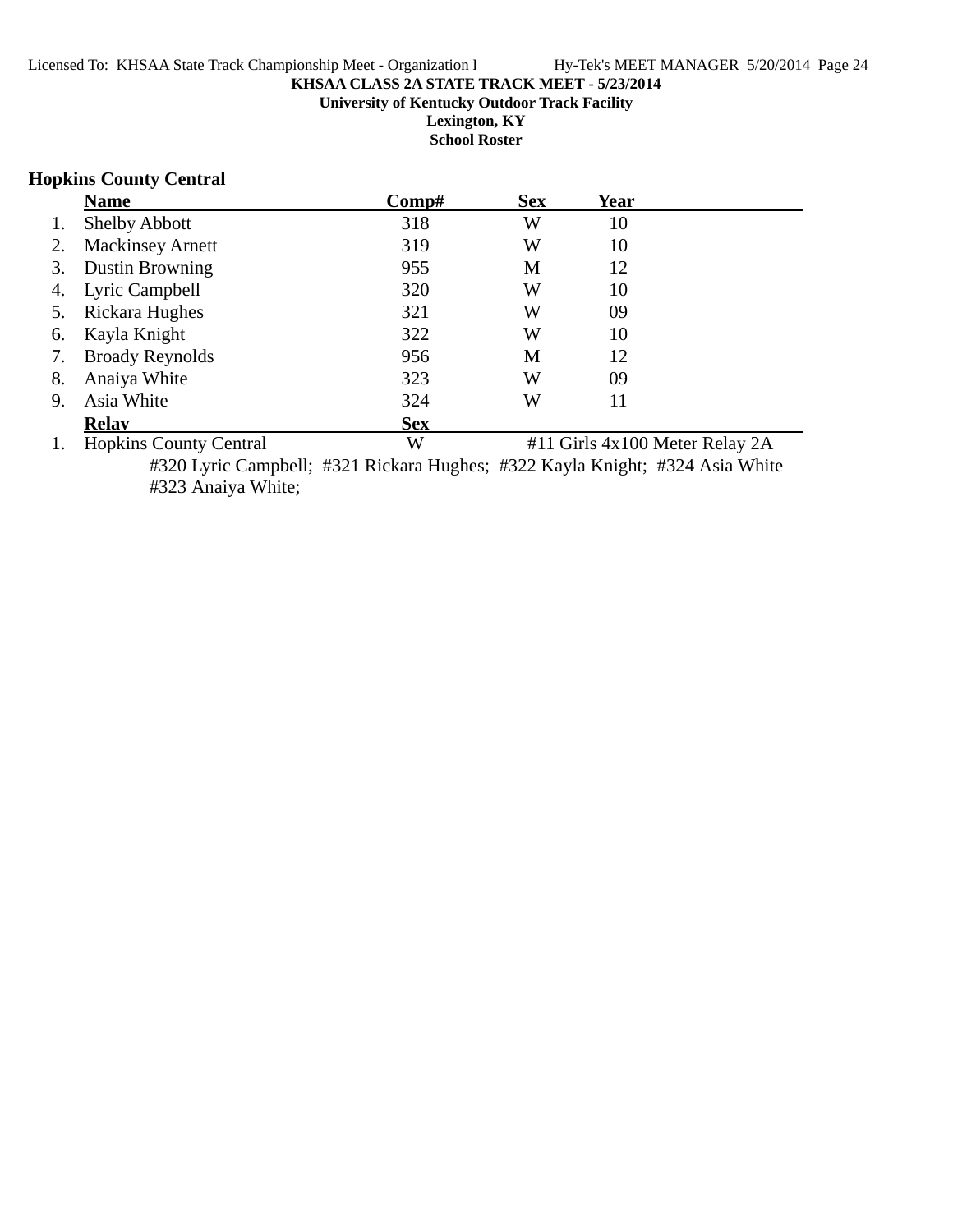**KHSAA CLASS 2A STATE TRACK MEET - 5/23/2014**
**University of Kentucky Outdoor Track Facility**
**Lexington, KY**
**School Roster**

## Hopkins County Central

| | Name | Comp# | Sex | Year |
|---|---|---|---|---|
| 1. | Shelby Abbott | 318 | W | 10 |
| 2. | Mackinsey Arnett | 319 | W | 10 |
| 3. | Dustin Browning | 955 | M | 12 |
| 4. | Lyric Campbell | 320 | W | 10 |
| 5. | Rickara Hughes | 321 | W | 09 |
| 6. | Kayla Knight | 322 | W | 10 |
| 7. | Broady Reynolds | 956 | M | 12 |
| 8. | Anaiya White | 323 | W | 09 |
| 9. | Asia White | 324 | W | 11 |

| | Relay | Sex | Event |
|---|---|---|---|
| 1. | Hopkins County Central | W | #11 Girls 4x100 Meter Relay 2A |

#320 Lyric Campbell; #321 Rickara Hughes; #322 Kayla Knight; #324 Asia White
#323 Anaiya White;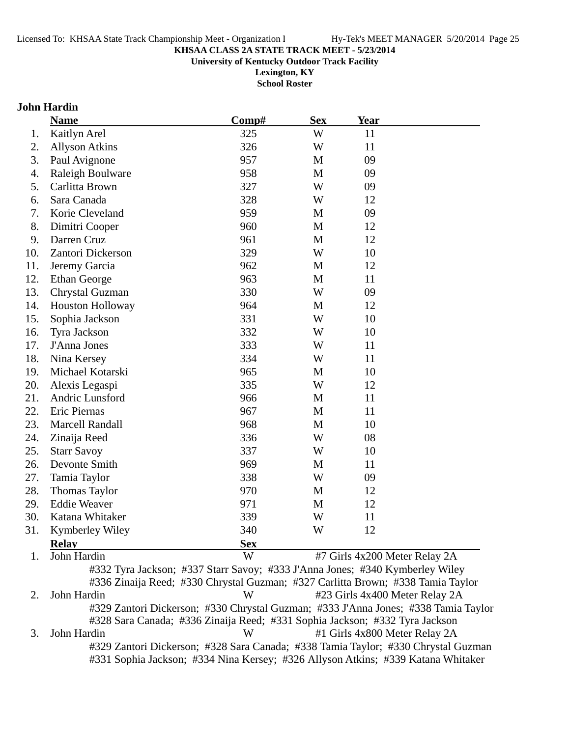**KHSAA CLASS 2A STATE TRACK MEET - 5/23/2014**
**University of Kentucky Outdoor Track Facility**
**Lexington, KY**
**School Roster**

## John Hardin

| | Name | Comp# | Sex | Year |
|---|---|---|---|---|
| 1. | Kaitlyn Arel | 325 | W | 11 |
| 2. | Allyson Atkins | 326 | W | 11 |
| 3. | Paul Avignone | 957 | M | 09 |
| 4. | Raleigh Boulware | 958 | M | 09 |
| 5. | Carlitta Brown | 327 | W | 09 |
| 6. | Sara Canada | 328 | W | 12 |
| 7. | Korie Cleveland | 959 | M | 09 |
| 8. | Dimitri Cooper | 960 | M | 12 |
| 9. | Darren Cruz | 961 | M | 12 |
| 10. | Zantori Dickerson | 329 | W | 10 |
| 11. | Jeremy Garcia | 962 | M | 12 |
| 12. | Ethan George | 963 | M | 11 |
| 13. | Chrystal Guzman | 330 | W | 09 |
| 14. | Houston Holloway | 964 | M | 12 |
| 15. | Sophia Jackson | 331 | W | 10 |
| 16. | Tyra Jackson | 332 | W | 10 |
| 17. | J'Anna Jones | 333 | W | 11 |
| 18. | Nina Kersey | 334 | W | 11 |
| 19. | Michael Kotarski | 965 | M | 10 |
| 20. | Alexis Legaspi | 335 | W | 12 |
| 21. | Andric Lunsford | 966 | M | 11 |
| 22. | Eric Piernas | 967 | M | 11 |
| 23. | Marcell Randall | 968 | M | 10 |
| 24. | Zinaija Reed | 336 | W | 08 |
| 25. | Starr Savoy | 337 | W | 10 |
| 26. | Devonte Smith | 969 | M | 11 |
| 27. | Tamia Taylor | 338 | W | 09 |
| 28. | Thomas Taylor | 970 | M | 12 |
| 29. | Eddie Weaver | 971 | M | 12 |
| 30. | Katana Whitaker | 339 | W | 11 |
| 31. | Kymberley Wiley | 340 | W | 12 |

| | Relay | Sex | Event |
|---|---|---|---|
| 1. | John Hardin | W | #7 Girls 4x200 Meter Relay 2A |
| | #332 Tyra Jackson; #337 Starr Savoy; #333 J'Anna Jones; #340 Kymberley Wiley; #336 Zinaija Reed; #330 Chrystal Guzman; #327 Carlitta Brown; #338 Tamia Taylor | | |
| 2. | John Hardin | W | #23 Girls 4x400 Meter Relay 2A |
| | #329 Zantori Dickerson; #330 Chrystal Guzman; #333 J'Anna Jones; #338 Tamia Taylor; #328 Sara Canada; #336 Zinaija Reed; #331 Sophia Jackson; #332 Tyra Jackson | | |
| 3. | John Hardin | W | #1 Girls 4x800 Meter Relay 2A |
| | #329 Zantori Dickerson; #328 Sara Canada; #338 Tamia Taylor; #330 Chrystal Guzman; #331 Sophia Jackson; #334 Nina Kersey; #326 Allyson Atkins; #339 Katana Whitaker | | |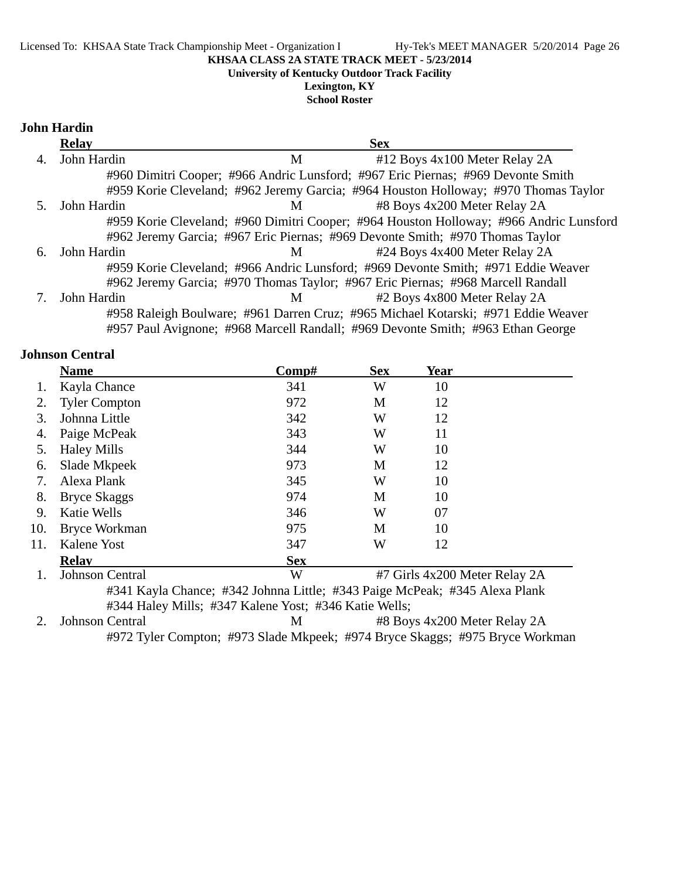**KHSAA CLASS 2A STATE TRACK MEET - 5/23/2014**
**University of Kentucky Outdoor Track Facility**
**Lexington, KY**
**School Roster**

## John Hardin

| | Relay | Sex | |
|---|---|---|---|
| 4. | John Hardin | M | #12 Boys 4x100 Meter Relay 2A |
| | #960 Dimitri Cooper; #966 Andric Lunsford; #967 Eric Piernas; #969 Devonte Smith | | |
| | #959 Korie Cleveland; #962 Jeremy Garcia; #964 Houston Holloway; #970 Thomas Taylor | | |
| 5. | John Hardin | M | #8 Boys 4x200 Meter Relay 2A |
| | #959 Korie Cleveland; #960 Dimitri Cooper; #964 Houston Holloway; #966 Andric Lunsford | | |
| | #962 Jeremy Garcia; #967 Eric Piernas; #969 Devonte Smith; #970 Thomas Taylor | | |
| 6. | John Hardin | M | #24 Boys 4x400 Meter Relay 2A |
| | #959 Korie Cleveland; #966 Andric Lunsford; #969 Devonte Smith; #971 Eddie Weaver | | |
| | #962 Jeremy Garcia; #970 Thomas Taylor; #967 Eric Piernas; #968 Marcell Randall | | |
| 7. | John Hardin | M | #2 Boys 4x800 Meter Relay 2A |
| | #958 Raleigh Boulware; #961 Darren Cruz; #965 Michael Kotarski; #971 Eddie Weaver | | |
| | #957 Paul Avignone; #968 Marcell Randall; #969 Devonte Smith; #963 Ethan George | | |

## Johnson Central

| | Name | Comp# | Sex | Year |
|---|---|---|---|---|
| 1. | Kayla Chance | 341 | W | 10 |
| 2. | Tyler Compton | 972 | M | 12 |
| 3. | Johnna Little | 342 | W | 12 |
| 4. | Paige McPeak | 343 | W | 11 |
| 5. | Haley Mills | 344 | W | 10 |
| 6. | Slade Mkpeek | 973 | M | 12 |
| 7. | Alexa Plank | 345 | W | 10 |
| 8. | Bryce Skaggs | 974 | M | 10 |
| 9. | Katie Wells | 346 | W | 07 |
| 10. | Bryce Workman | 975 | M | 10 |
| 11. | Kalene Yost | 347 | W | 12 |

| | Relay | Sex | |
|---|---|---|---|
| 1. | Johnson Central | W | #7 Girls 4x200 Meter Relay 2A |
| | #341 Kayla Chance; #342 Johnna Little; #343 Paige McPeak; #345 Alexa Plank | | |
| | #344 Haley Mills; #347 Kalene Yost; #346 Katie Wells; | | |
| 2. | Johnson Central | M | #8 Boys 4x200 Meter Relay 2A |
| | #972 Tyler Compton; #973 Slade Mkpeek; #974 Bryce Skaggs; #975 Bryce Workman | | |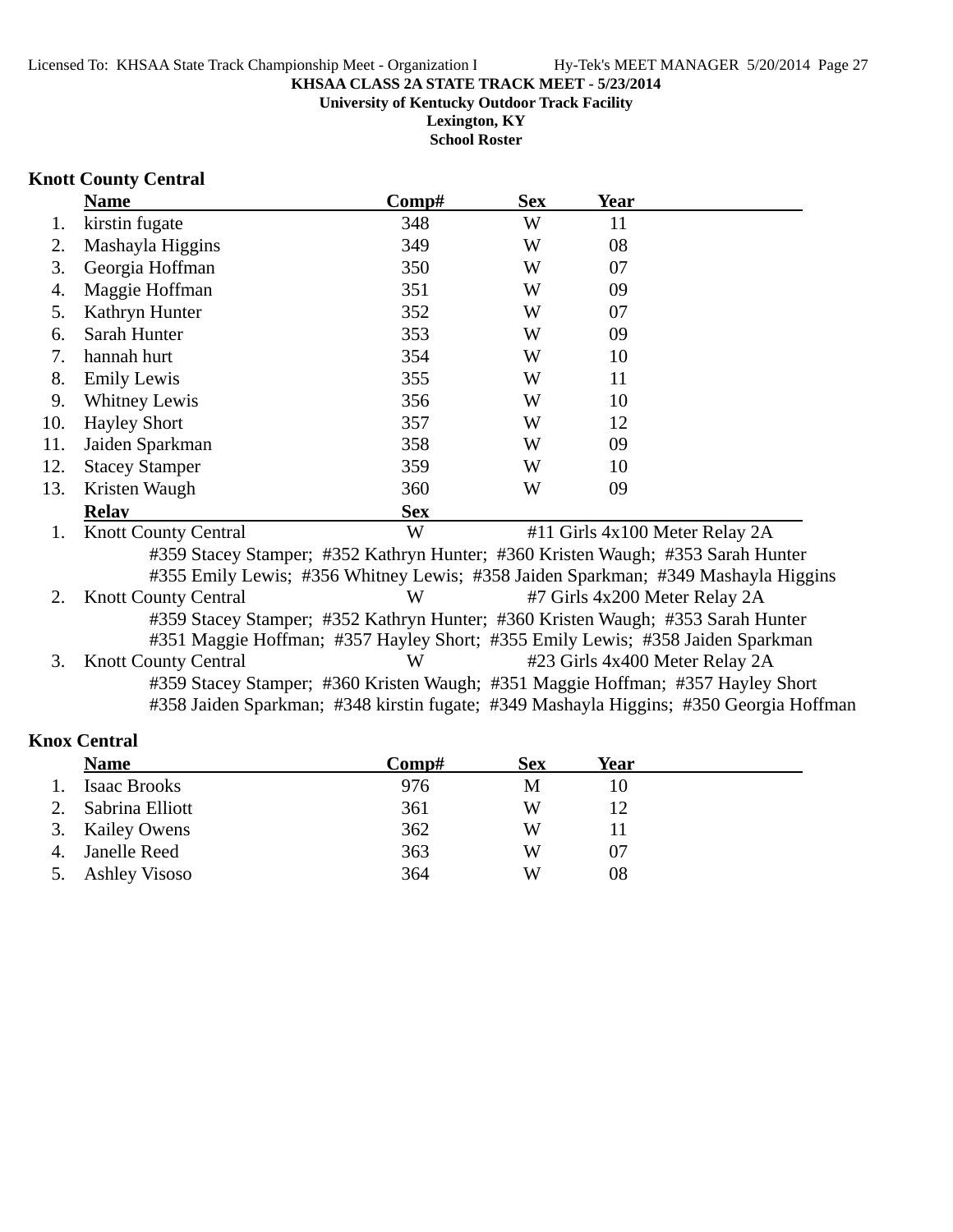KHSAA CLASS 2A STATE TRACK MEET - 5/23/2014

University of Kentucky Outdoor Track Facility

Lexington, KY

School Roster

### Knott County Central

| | Name | Comp# | Sex | Year |
|---|---|---|---|---|
| 1. | kirstin fugate | 348 | W | 11 |
| 2. | Mashayla Higgins | 349 | W | 08 |
| 3. | Georgia Hoffman | 350 | W | 07 |
| 4. | Maggie Hoffman | 351 | W | 09 |
| 5. | Kathryn Hunter | 352 | W | 07 |
| 6. | Sarah Hunter | 353 | W | 09 |
| 7. | hannah hurt | 354 | W | 10 |
| 8. | Emily Lewis | 355 | W | 11 |
| 9. | Whitney Lewis | 356 | W | 10 |
| 10. | Hayley Short | 357 | W | 12 |
| 11. | Jaiden Sparkman | 358 | W | 09 |
| 12. | Stacey Stamper | 359 | W | 10 |
| 13. | Kristen Waugh | 360 | W | 09 |

| | Relay | Sex | Event |
|---|---|---|---|
| 1. | Knott County Central | W | #11 Girls 4x100 Meter Relay 2A |
| | #359 Stacey Stamper; #352 Kathryn Hunter; #360 Kristen Waugh; #353 Sarah Hunter<br>#355 Emily Lewis; #356 Whitney Lewis; #358 Jaiden Sparkman; #349 Mashayla Higgins | | |
| 2. | Knott County Central | W | #7 Girls 4x200 Meter Relay 2A |
| | #359 Stacey Stamper; #352 Kathryn Hunter; #360 Kristen Waugh; #353 Sarah Hunter<br>#351 Maggie Hoffman; #357 Hayley Short; #355 Emily Lewis; #358 Jaiden Sparkman | | |
| 3. | Knott County Central | W | #23 Girls 4x400 Meter Relay 2A |
| | #359 Stacey Stamper; #360 Kristen Waugh; #351 Maggie Hoffman; #357 Hayley Short<br>#358 Jaiden Sparkman; #348 kirstin fugate; #349 Mashayla Higgins; #350 Georgia Hoffman | | |

### Knox Central

| | Name | Comp# | Sex | Year |
|---|---|---|---|---|
| 1. | Isaac Brooks | 976 | M | 10 |
| 2. | Sabrina Elliott | 361 | W | 12 |
| 3. | Kailey Owens | 362 | W | 11 |
| 4. | Janelle Reed | 363 | W | 07 |
| 5. | Ashley Visoso | 364 | W | 08 |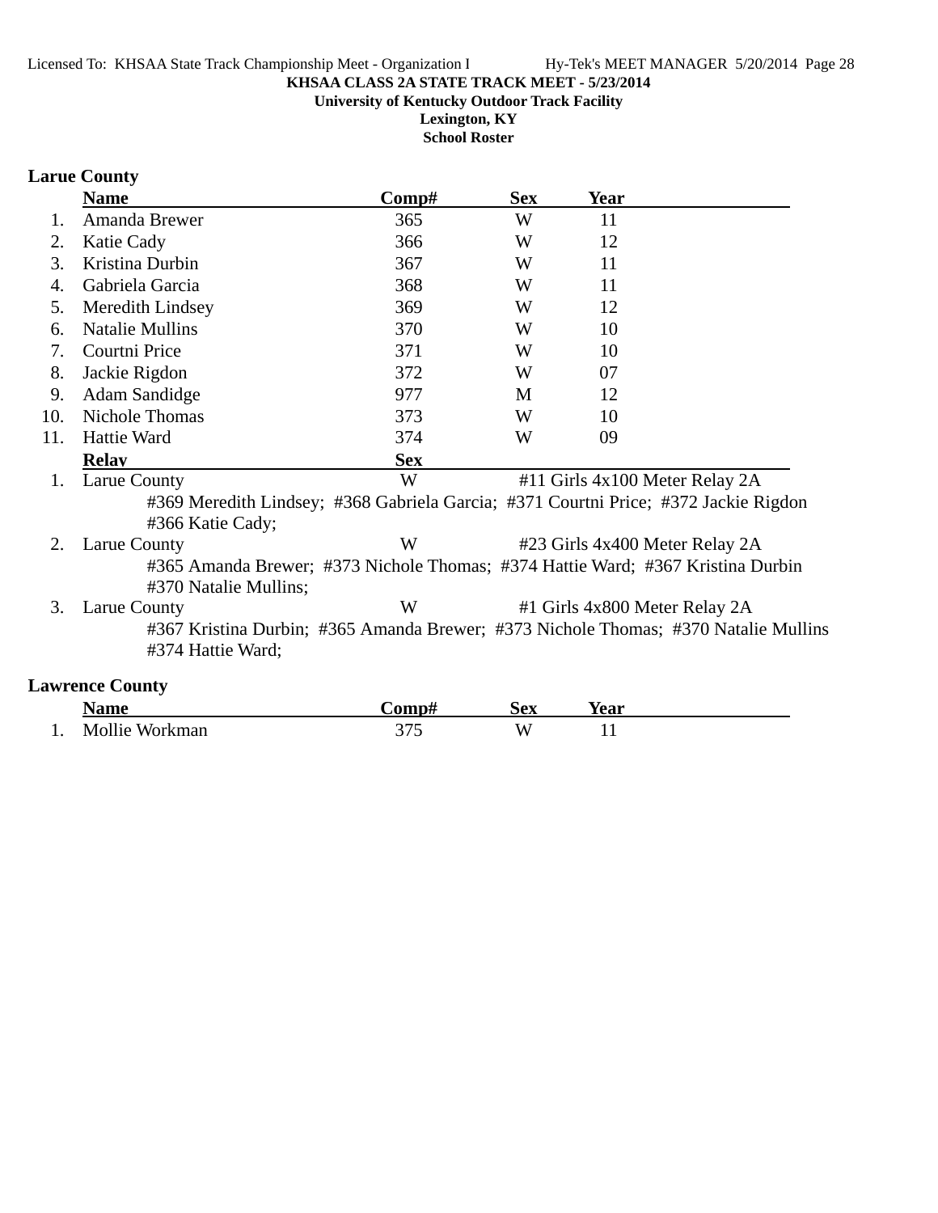**KHSAA CLASS 2A STATE TRACK MEET - 5/23/2014**
**University of Kentucky Outdoor Track Facility**
**Lexington, KY**
**School Roster**

## Larue County

| | Name | Comp# | Sex | Year |
|---|---|---|---|---|
| 1. | Amanda Brewer | 365 | W | 11 |
| 2. | Katie Cady | 366 | W | 12 |
| 3. | Kristina Durbin | 367 | W | 11 |
| 4. | Gabriela Garcia | 368 | W | 11 |
| 5. | Meredith Lindsey | 369 | W | 12 |
| 6. | Natalie Mullins | 370 | W | 10 |
| 7. | Courtni Price | 371 | W | 10 |
| 8. | Jackie Rigdon | 372 | W | 07 |
| 9. | Adam Sandidge | 977 | M | 12 |
| 10. | Nichole Thomas | 373 | W | 10 |
| 11. | Hattie Ward | 374 | W | 09 |

| | Relay | Sex | Event |
|---|---|---|---|
| 1. | Larue County | W | #11 Girls 4x100 Meter Relay 2A |
| | #369 Meredith Lindsey; #368 Gabriela Garcia; #371 Courtni Price; #372 Jackie Rigdon #366 Katie Cady; | | |
| 2. | Larue County | W | #23 Girls 4x400 Meter Relay 2A |
| | #365 Amanda Brewer; #373 Nichole Thomas; #374 Hattie Ward; #367 Kristina Durbin #370 Natalie Mullins; | | |
| 3. | Larue County | W | #1 Girls 4x800 Meter Relay 2A |
| | #367 Kristina Durbin; #365 Amanda Brewer; #373 Nichole Thomas; #370 Natalie Mullins #374 Hattie Ward; | | |

## Lawrence County

| | Name | Comp# | Sex | Year |
|---|---|---|---|---|
| 1. | Mollie Workman | 375 | W | 11 |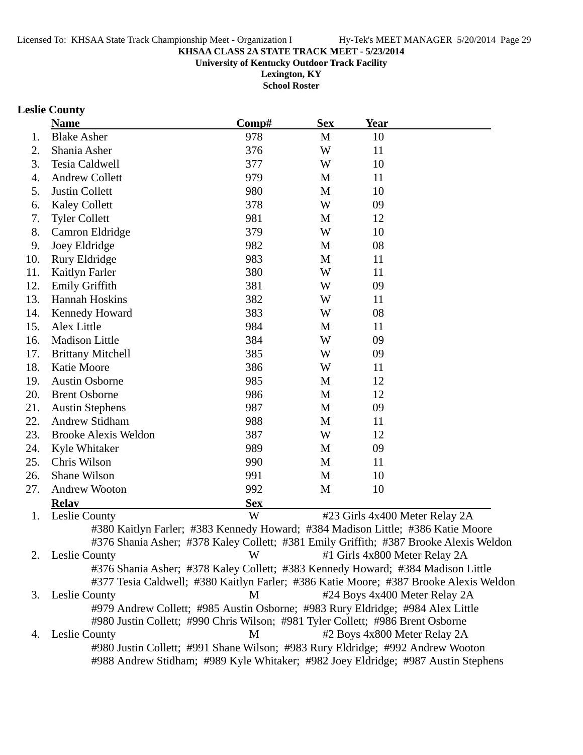**KHSAA CLASS 2A STATE TRACK MEET - 5/23/2014**
**University of Kentucky Outdoor Track Facility**
**Lexington, KY**
**School Roster**

## Leslie County

| | Name | Comp# | Sex | Year |
|---|---|---|---|---|
| 1. | Blake Asher | 978 | M | 10 |
| 2. | Shania Asher | 376 | W | 11 |
| 3. | Tesia Caldwell | 377 | W | 10 |
| 4. | Andrew Collett | 979 | M | 11 |
| 5. | Justin Collett | 980 | M | 10 |
| 6. | Kaley Collett | 378 | W | 09 |
| 7. | Tyler Collett | 981 | M | 12 |
| 8. | Camron Eldridge | 379 | W | 10 |
| 9. | Joey Eldridge | 982 | M | 08 |
| 10. | Rury Eldridge | 983 | M | 11 |
| 11. | Kaitlyn Farler | 380 | W | 11 |
| 12. | Emily Griffith | 381 | W | 09 |
| 13. | Hannah Hoskins | 382 | W | 11 |
| 14. | Kennedy Howard | 383 | W | 08 |
| 15. | Alex Little | 984 | M | 11 |
| 16. | Madison Little | 384 | W | 09 |
| 17. | Brittany Mitchell | 385 | W | 09 |
| 18. | Katie Moore | 386 | W | 11 |
| 19. | Austin Osborne | 985 | M | 12 |
| 20. | Brent Osborne | 986 | M | 12 |
| 21. | Austin Stephens | 987 | M | 09 |
| 22. | Andrew Stidham | 988 | M | 11 |
| 23. | Brooke Alexis Weldon | 387 | W | 12 |
| 24. | Kyle Whitaker | 989 | M | 09 |
| 25. | Chris Wilson | 990 | M | 11 |
| 26. | Shane Wilson | 991 | M | 10 |
| 27. | Andrew Wooton | 992 | M | 10 |

| | Relay | Sex | Event |
|---|---|---|---|
| 1. | Leslie County | W | #23 Girls 4x400 Meter Relay 2A |
| | #380 Kaitlyn Farler; #383 Kennedy Howard; #384 Madison Little; #386 Katie Moore<br>#376 Shania Asher; #378 Kaley Collett; #381 Emily Griffith; #387 Brooke Alexis Weldon | | |
| 2. | Leslie County | W | #1 Girls 4x800 Meter Relay 2A |
| | #376 Shania Asher; #378 Kaley Collett; #383 Kennedy Howard; #384 Madison Little<br>#377 Tesia Caldwell; #380 Kaitlyn Farler; #386 Katie Moore; #387 Brooke Alexis Weldon | | |
| 3. | Leslie County | M | #24 Boys 4x400 Meter Relay 2A |
| | #979 Andrew Collett; #985 Austin Osborne; #983 Rury Eldridge; #984 Alex Little<br>#980 Justin Collett; #990 Chris Wilson; #981 Tyler Collett; #986 Brent Osborne | | |
| 4. | Leslie County | M | #2 Boys 4x800 Meter Relay 2A |
| | #980 Justin Collett; #991 Shane Wilson; #983 Rury Eldridge; #992 Andrew Wooton<br>#988 Andrew Stidham; #989 Kyle Whitaker; #982 Joey Eldridge; #987 Austin Stephens | | |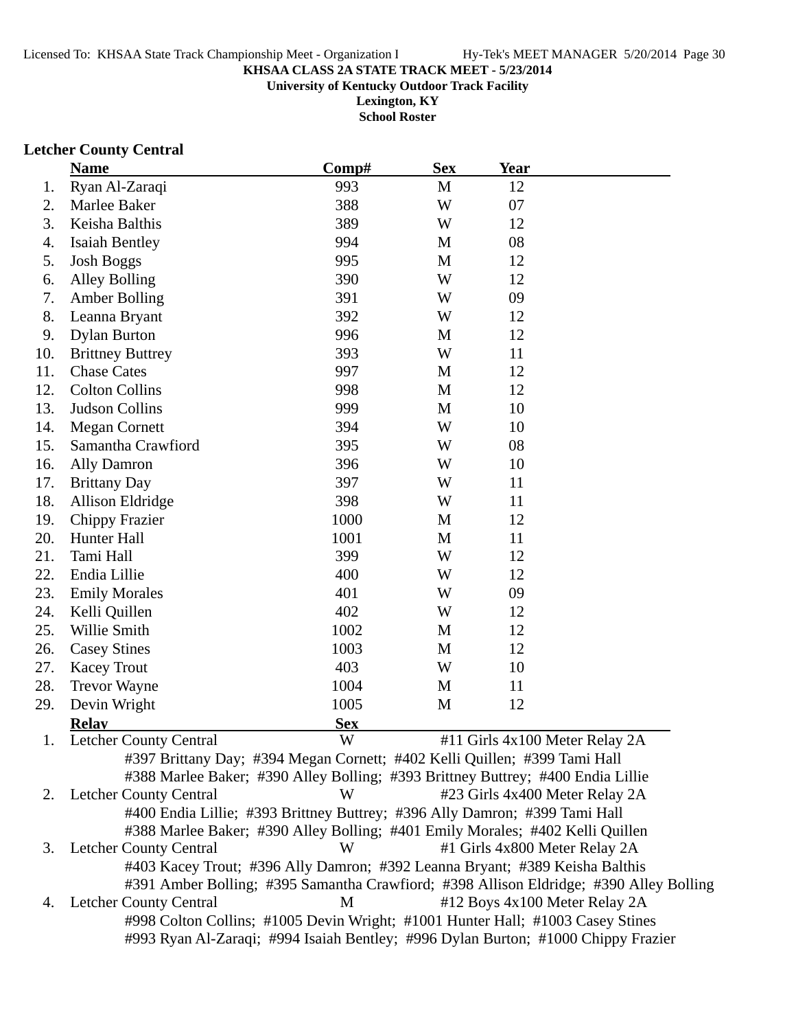KHSAA CLASS 2A STATE TRACK MEET - 5/23/2014
University of Kentucky Outdoor Track Facility
Lexington, KY
School Roster

## Letcher County Central

| | Name | Comp# | Sex | Year |
|---|---|---|---|---|
| 1. | Ryan Al-Zaraqi | 993 | M | 12 |
| 2. | Marlee Baker | 388 | W | 07 |
| 3. | Keisha Balthis | 389 | W | 12 |
| 4. | Isaiah Bentley | 994 | M | 08 |
| 5. | Josh Boggs | 995 | M | 12 |
| 6. | Alley Bolling | 390 | W | 12 |
| 7. | Amber Bolling | 391 | W | 09 |
| 8. | Leanna Bryant | 392 | W | 12 |
| 9. | Dylan Burton | 996 | M | 12 |
| 10. | Brittney Buttrey | 393 | W | 11 |
| 11. | Chase Cates | 997 | M | 12 |
| 12. | Colton Collins | 998 | M | 12 |
| 13. | Judson Collins | 999 | M | 10 |
| 14. | Megan Cornett | 394 | W | 10 |
| 15. | Samantha Crawfiord | 395 | W | 08 |
| 16. | Ally Damron | 396 | W | 10 |
| 17. | Brittany Day | 397 | W | 11 |
| 18. | Allison Eldridge | 398 | W | 11 |
| 19. | Chippy Frazier | 1000 | M | 12 |
| 20. | Hunter Hall | 1001 | M | 11 |
| 21. | Tami Hall | 399 | W | 12 |
| 22. | Endia Lillie | 400 | W | 12 |
| 23. | Emily Morales | 401 | W | 09 |
| 24. | Kelli Quillen | 402 | W | 12 |
| 25. | Willie Smith | 1002 | M | 12 |
| 26. | Casey Stines | 1003 | M | 12 |
| 27. | Kacey Trout | 403 | W | 10 |
| 28. | Trevor Wayne | 1004 | M | 11 |
| 29. | Devin Wright | 1005 | M | 12 |

| | Relay | Sex | |
|---|---|---|---|
| 1. | Letcher County Central | W | #11 Girls 4x100 Meter Relay 2A |

#397 Brittany Day; #394 Megan Cornett; #402 Kelli Quillen; #399 Tami Hall
#388 Marlee Baker; #390 Alley Bolling; #393 Brittney Buttrey; #400 Endia Lillie

| | Relay | Sex | |
|---|---|---|---|
| 2. | Letcher County Central | W | #23 Girls 4x400 Meter Relay 2A |

#400 Endia Lillie; #393 Brittney Buttrey; #396 Ally Damron; #399 Tami Hall
#388 Marlee Baker; #390 Alley Bolling; #401 Emily Morales; #402 Kelli Quillen

| | Relay | Sex | |
|---|---|---|---|
| 3. | Letcher County Central | W | #1 Girls 4x800 Meter Relay 2A |

#403 Kacey Trout; #396 Ally Damron; #392 Leanna Bryant; #389 Keisha Balthis
#391 Amber Bolling; #395 Samantha Crawfiord; #398 Allison Eldridge; #390 Alley Bolling

| | Relay | Sex | |
|---|---|---|---|
| 4. | Letcher County Central | M | #12 Boys 4x100 Meter Relay 2A |

#998 Colton Collins; #1005 Devin Wright; #1001 Hunter Hall; #1003 Casey Stines
#993 Ryan Al-Zaraqi; #994 Isaiah Bentley; #996 Dylan Burton; #1000 Chippy Frazier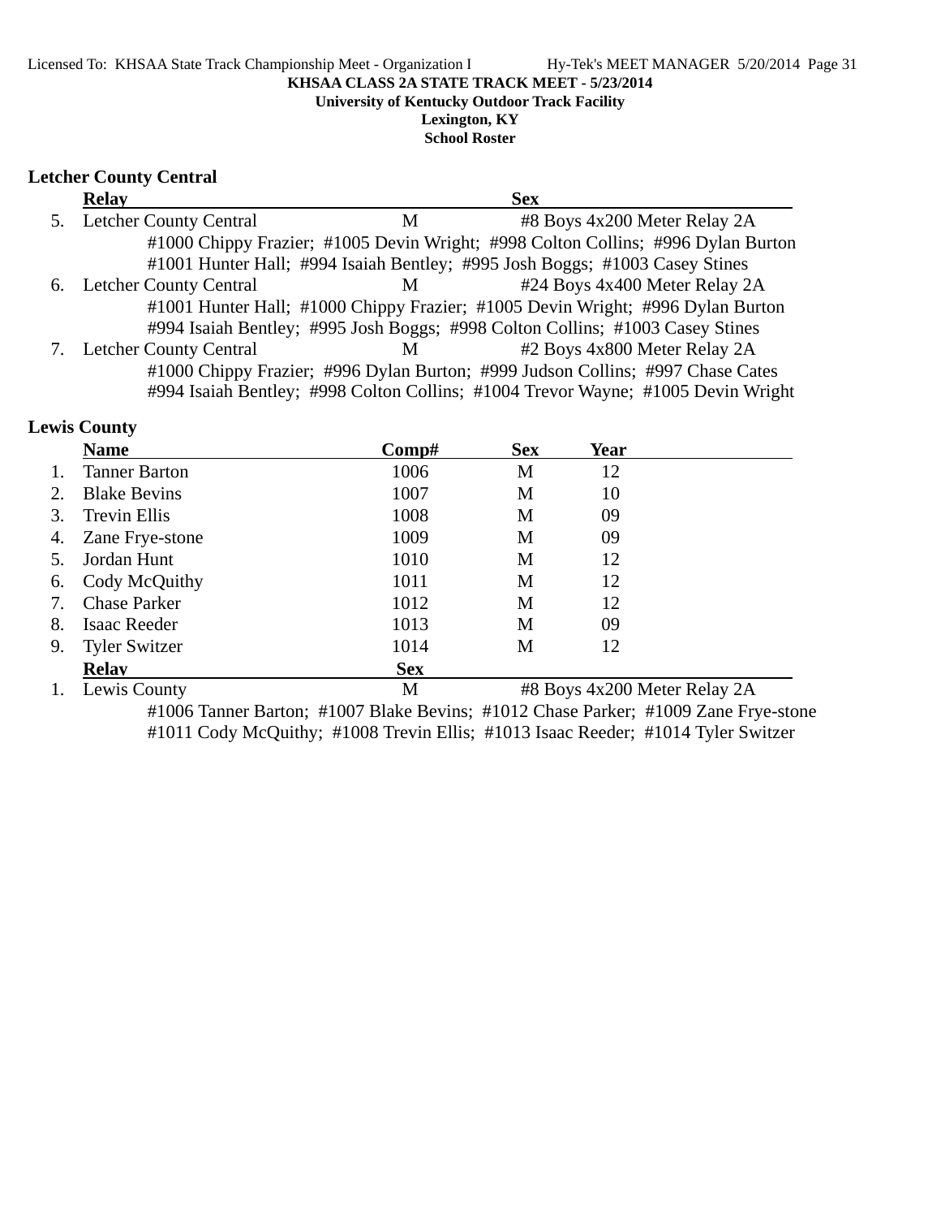KHSAA CLASS 2A STATE TRACK MEET - 5/23/2014

University of Kentucky Outdoor Track Facility

Lexington, KY

School Roster

### Letcher County Central

| | Relay | Sex | |
|---|---|---|---|
| 5. | Letcher County Central | M | #8 Boys 4x200 Meter Relay 2A |
| | #1000 Chippy Frazier; #1005 Devin Wright; #998 Colton Collins; #996 Dylan Burton<br>#1001 Hunter Hall; #994 Isaiah Bentley; #995 Josh Boggs; #1003 Casey Stines | | |
| 6. | Letcher County Central | M | #24 Boys 4x400 Meter Relay 2A |
| | #1001 Hunter Hall; #1000 Chippy Frazier; #1005 Devin Wright; #996 Dylan Burton<br>#994 Isaiah Bentley; #995 Josh Boggs; #998 Colton Collins; #1003 Casey Stines | | |
| 7. | Letcher County Central | M | #2 Boys 4x800 Meter Relay 2A |
| | #1000 Chippy Frazier; #996 Dylan Burton; #999 Judson Collins; #997 Chase Cates<br>#994 Isaiah Bentley; #998 Colton Collins; #1004 Trevor Wayne; #1005 Devin Wright | | |

### Lewis County

| | Name | Comp# | Sex | Year |
|---|---|---|---|---|
| 1. | Tanner Barton | 1006 | M | 12 |
| 2. | Blake Bevins | 1007 | M | 10 |
| 3. | Trevin Ellis | 1008 | M | 09 |
| 4. | Zane Frye-stone | 1009 | M | 09 |
| 5. | Jordan Hunt | 1010 | M | 12 |
| 6. | Cody McQuithy | 1011 | M | 12 |
| 7. | Chase Parker | 1012 | M | 12 |
| 8. | Isaac Reeder | 1013 | M | 09 |
| 9. | Tyler Switzer | 1014 | M | 12 |

| | Relay | Sex | |
|---|---|---|---|
| 1. | Lewis County | M | #8 Boys 4x200 Meter Relay 2A |
| | #1006 Tanner Barton; #1007 Blake Bevins; #1012 Chase Parker; #1009 Zane Frye-stone<br>#1011 Cody McQuithy; #1008 Trevin Ellis; #1013 Isaac Reeder; #1014 Tyler Switzer | | |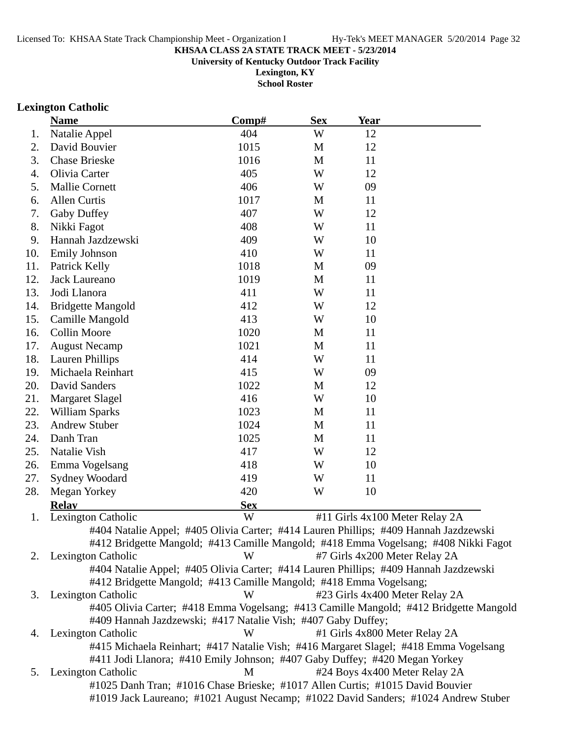**KHSAA CLASS 2A STATE TRACK MEET - 5/23/2014**
**University of Kentucky Outdoor Track Facility**
**Lexington, KY**
**School Roster**

## Lexington Catholic

| | Name | Comp# | Sex | Year |
|---|---|---|---|---|
| 1. | Natalie Appel | 404 | W | 12 |
| 2. | David Bouvier | 1015 | M | 12 |
| 3. | Chase Brieske | 1016 | M | 11 |
| 4. | Olivia Carter | 405 | W | 12 |
| 5. | Mallie Cornett | 406 | W | 09 |
| 6. | Allen Curtis | 1017 | M | 11 |
| 7. | Gaby Duffey | 407 | W | 12 |
| 8. | Nikki Fagot | 408 | W | 11 |
| 9. | Hannah Jazdzewski | 409 | W | 10 |
| 10. | Emily Johnson | 410 | W | 11 |
| 11. | Patrick Kelly | 1018 | M | 09 |
| 12. | Jack Laureano | 1019 | M | 11 |
| 13. | Jodi Llanora | 411 | W | 11 |
| 14. | Bridgette Mangold | 412 | W | 12 |
| 15. | Camille Mangold | 413 | W | 10 |
| 16. | Collin Moore | 1020 | M | 11 |
| 17. | August Necamp | 1021 | M | 11 |
| 18. | Lauren Phillips | 414 | W | 11 |
| 19. | Michaela Reinhart | 415 | W | 09 |
| 20. | David Sanders | 1022 | M | 12 |
| 21. | Margaret Slagel | 416 | W | 10 |
| 22. | William Sparks | 1023 | M | 11 |
| 23. | Andrew Stuber | 1024 | M | 11 |
| 24. | Danh Tran | 1025 | M | 11 |
| 25. | Natalie Vish | 417 | W | 12 |
| 26. | Emma Vogelsang | 418 | W | 10 |
| 27. | Sydney Woodard | 419 | W | 11 |
| 28. | Megan Yorkey | 420 | W | 10 |

| | Relay | Sex | Event |
|---|---|---|---|
| 1. | Lexington Catholic | W | #11 Girls 4x100 Meter Relay 2A |

#404 Natalie Appel; #405 Olivia Carter; #414 Lauren Phillips; #409 Hannah Jazdzewski
#412 Bridgette Mangold; #413 Camille Mangold; #418 Emma Vogelsang; #408 Nikki Fagot

| | Relay | Sex | Event |
|---|---|---|---|
| 2. | Lexington Catholic | W | #7 Girls 4x200 Meter Relay 2A |

#404 Natalie Appel; #405 Olivia Carter; #414 Lauren Phillips; #409 Hannah Jazdzewski
#412 Bridgette Mangold; #413 Camille Mangold; #418 Emma Vogelsang;

| | Relay | Sex | Event |
|---|---|---|---|
| 3. | Lexington Catholic | W | #23 Girls 4x400 Meter Relay 2A |

#405 Olivia Carter; #418 Emma Vogelsang; #413 Camille Mangold; #412 Bridgette Mangold
#409 Hannah Jazdzewski; #417 Natalie Vish; #407 Gaby Duffey;

| | Relay | Sex | Event |
|---|---|---|---|
| 4. | Lexington Catholic | W | #1 Girls 4x800 Meter Relay 2A |

#415 Michaela Reinhart; #417 Natalie Vish; #416 Margaret Slagel; #418 Emma Vogelsang
#411 Jodi Llanora; #410 Emily Johnson; #407 Gaby Duffey; #420 Megan Yorkey

| | Relay | Sex | Event |
|---|---|---|---|
| 5. | Lexington Catholic | M | #24 Boys 4x400 Meter Relay 2A |

#1025 Danh Tran; #1016 Chase Brieske; #1017 Allen Curtis; #1015 David Bouvier
#1019 Jack Laureano; #1021 August Necamp; #1022 David Sanders; #1024 Andrew Stuber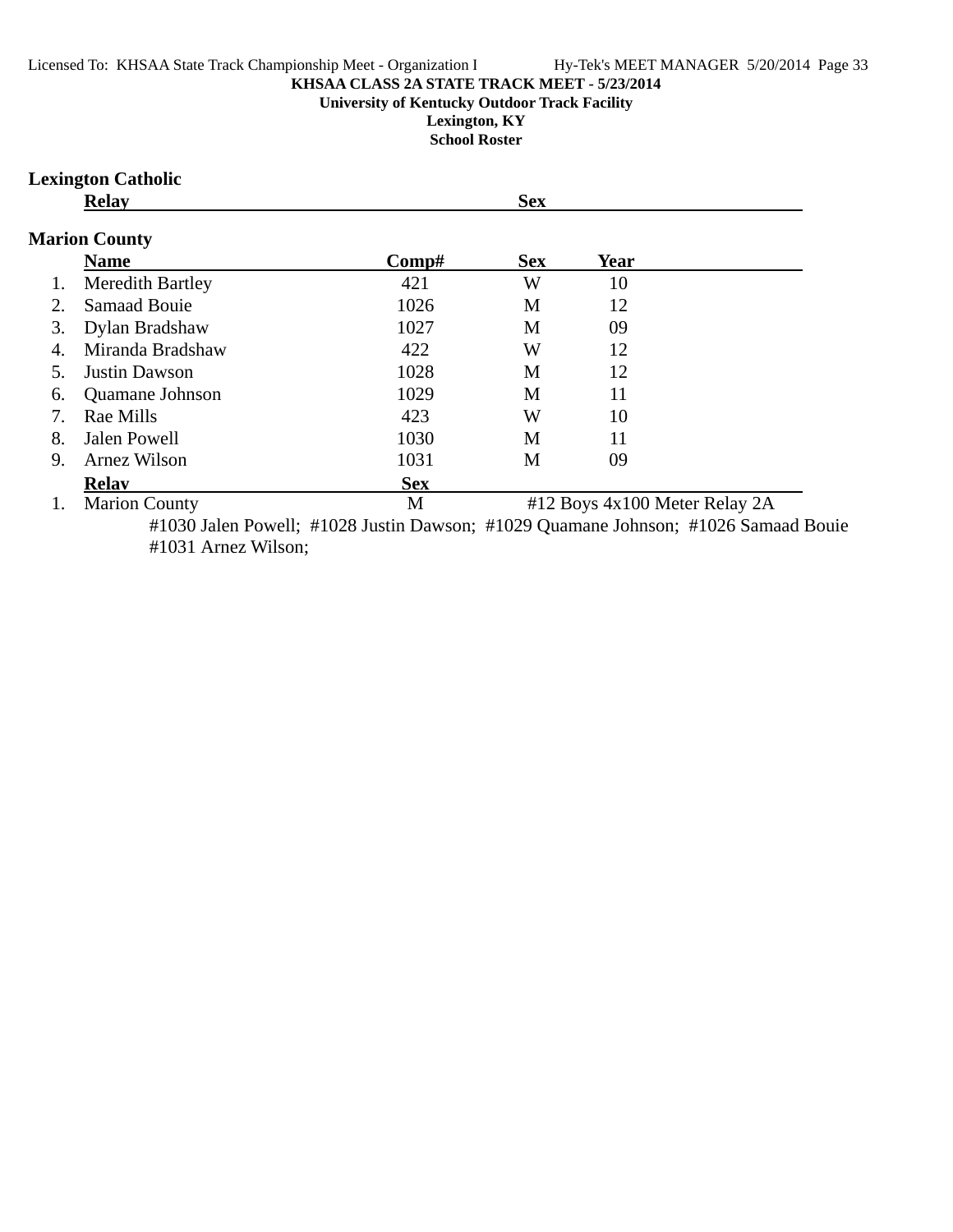KHSAA CLASS 2A STATE TRACK MEET - 5/23/2014

University of Kentucky Outdoor Track Facility

Lexington, KY

School Roster

## Lexington Catholic

| Relay | Sex |
|---|---|

## Marion County

| | Name | Comp# | Sex | Year |
|---|---|---|---|---|
| 1. | Meredith Bartley | 421 | W | 10 |
| 2. | Samaad Bouie | 1026 | M | 12 |
| 3. | Dylan Bradshaw | 1027 | M | 09 |
| 4. | Miranda Bradshaw | 422 | W | 12 |
| 5. | Justin Dawson | 1028 | M | 12 |
| 6. | Quamane Johnson | 1029 | M | 11 |
| 7. | Rae Mills | 423 | W | 10 |
| 8. | Jalen Powell | 1030 | M | 11 |
| 9. | Arnez Wilson | 1031 | M | 09 |

| | Relay | Sex | |
|---|---|---|---|
| 1. | Marion County | M | #12 Boys 4x100 Meter Relay 2A |

#1030 Jalen Powell; #1028 Justin Dawson; #1029 Quamane Johnson; #1026 Samaad Bouie
#1031 Arnez Wilson;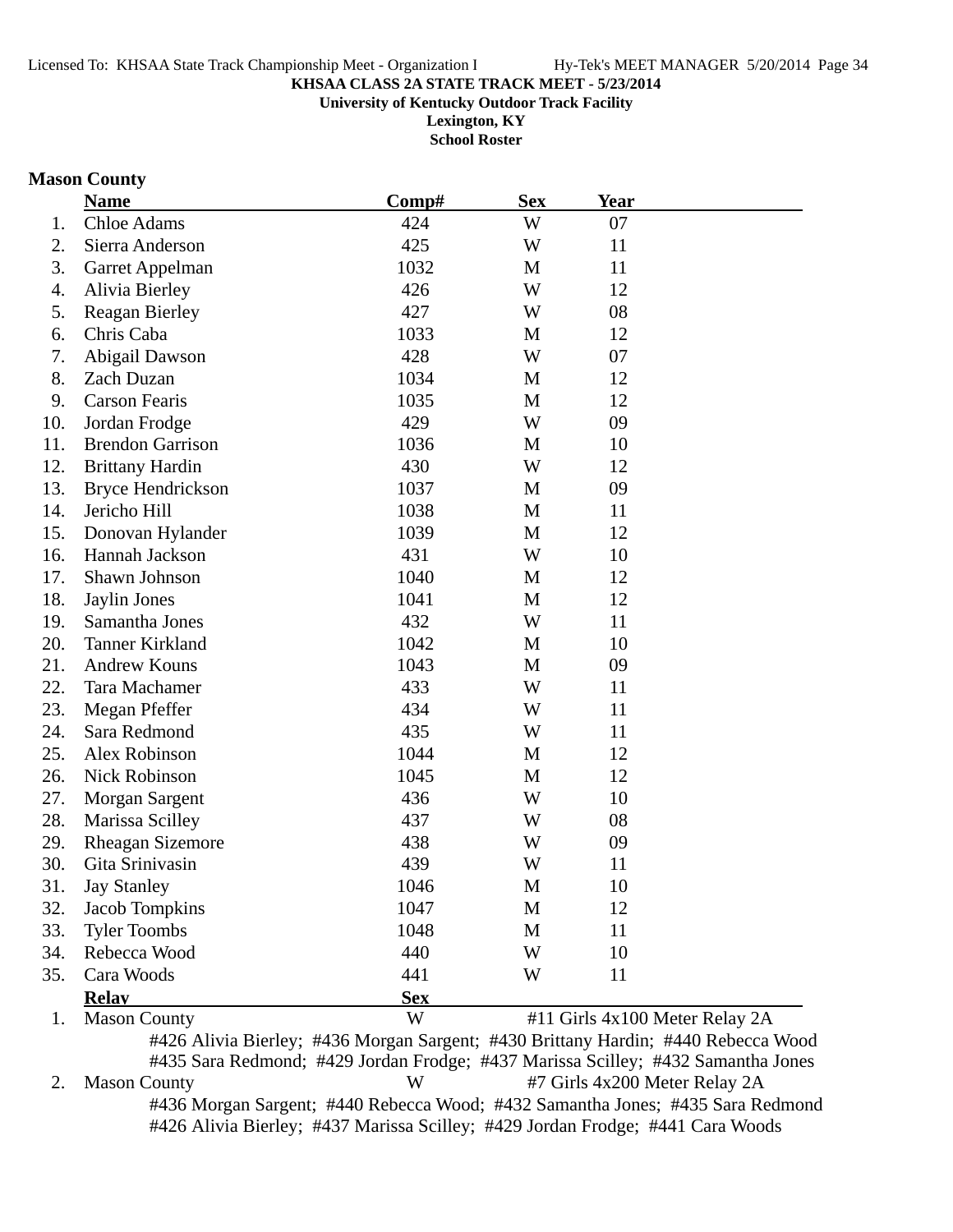**KHSAA CLASS 2A STATE TRACK MEET - 5/23/2014**
**University of Kentucky Outdoor Track Facility**
**Lexington, KY**
**School Roster**

## Mason County

| | Name | Comp# | Sex | Year |
|---|---|---|---|---|
| 1. | Chloe Adams | 424 | W | 07 |
| 2. | Sierra Anderson | 425 | W | 11 |
| 3. | Garret Appelman | 1032 | M | 11 |
| 4. | Alivia Bierley | 426 | W | 12 |
| 5. | Reagan Bierley | 427 | W | 08 |
| 6. | Chris Caba | 1033 | M | 12 |
| 7. | Abigail Dawson | 428 | W | 07 |
| 8. | Zach Duzan | 1034 | M | 12 |
| 9. | Carson Fearis | 1035 | M | 12 |
| 10. | Jordan Frodge | 429 | W | 09 |
| 11. | Brendon Garrison | 1036 | M | 10 |
| 12. | Brittany Hardin | 430 | W | 12 |
| 13. | Bryce Hendrickson | 1037 | M | 09 |
| 14. | Jericho Hill | 1038 | M | 11 |
| 15. | Donovan Hylander | 1039 | M | 12 |
| 16. | Hannah Jackson | 431 | W | 10 |
| 17. | Shawn Johnson | 1040 | M | 12 |
| 18. | Jaylin Jones | 1041 | M | 12 |
| 19. | Samantha Jones | 432 | W | 11 |
| 20. | Tanner Kirkland | 1042 | M | 10 |
| 21. | Andrew Kouns | 1043 | M | 09 |
| 22. | Tara Machamer | 433 | W | 11 |
| 23. | Megan Pfeffer | 434 | W | 11 |
| 24. | Sara Redmond | 435 | W | 11 |
| 25. | Alex Robinson | 1044 | M | 12 |
| 26. | Nick Robinson | 1045 | M | 12 |
| 27. | Morgan Sargent | 436 | W | 10 |
| 28. | Marissa Scilley | 437 | W | 08 |
| 29. | Rheagan Sizemore | 438 | W | 09 |
| 30. | Gita Srinivasin | 439 | W | 11 |
| 31. | Jay Stanley | 1046 | M | 10 |
| 32. | Jacob Tompkins | 1047 | M | 12 |
| 33. | Tyler Toombs | 1048 | M | 11 |
| 34. | Rebecca Wood | 440 | W | 10 |
| 35. | Cara Woods | 441 | W | 11 |

| | Relay | Sex | Event |
|---|---|---|---|
| 1. | Mason County | W | #11 Girls 4x100 Meter Relay 2A |
| 2. | Mason County | W | #7 Girls 4x200 Meter Relay 2A |

1. Mason County — W — #11 Girls 4x100 Meter Relay 2A
   #426 Alivia Bierley; #436 Morgan Sargent; #430 Brittany Hardin; #440 Rebecca Wood
   #435 Sara Redmond; #429 Jordan Frodge; #437 Marissa Scilley; #432 Samantha Jones

2. Mason County — W — #7 Girls 4x200 Meter Relay 2A
   #436 Morgan Sargent; #440 Rebecca Wood; #432 Samantha Jones; #435 Sara Redmond
   #426 Alivia Bierley; #437 Marissa Scilley; #429 Jordan Frodge; #441 Cara Woods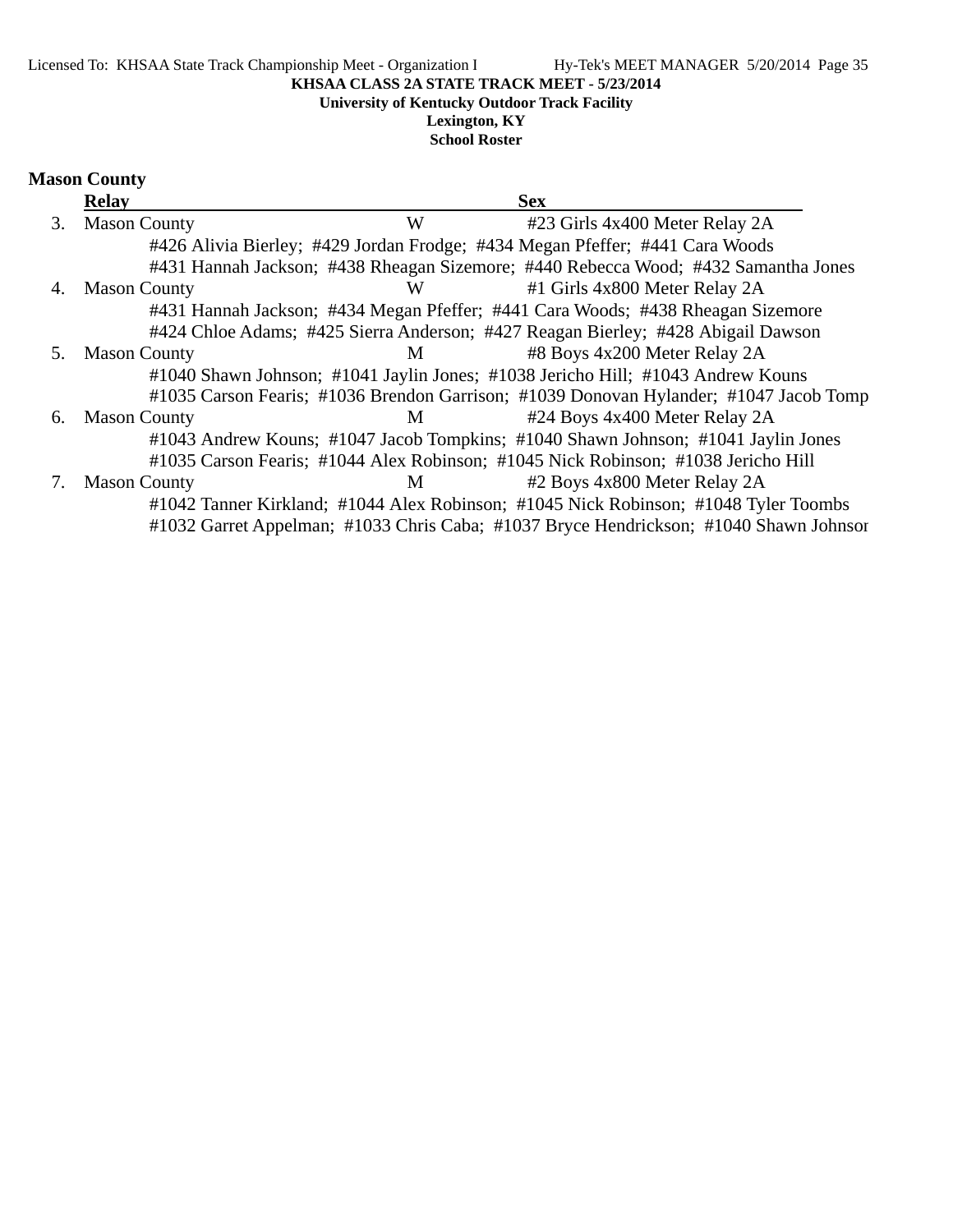**KHSAA CLASS 2A STATE TRACK MEET - 5/23/2014**
**University of Kentucky Outdoor Track Facility**
**Lexington, KY**
**School Roster**

## Mason County

| | Relay | Sex | |
|---|---|---|---|
| 3. | Mason County | W | #23 Girls 4x400 Meter Relay 2A |
| | #426 Alivia Bierley; #429 Jordan Frodge; #434 Megan Pfeffer; #441 Cara Woods | | |
| | #431 Hannah Jackson; #438 Rheagan Sizemore; #440 Rebecca Wood; #432 Samantha Jones | | |
| 4. | Mason County | W | #1 Girls 4x800 Meter Relay 2A |
| | #431 Hannah Jackson; #434 Megan Pfeffer; #441 Cara Woods; #438 Rheagan Sizemore | | |
| | #424 Chloe Adams; #425 Sierra Anderson; #427 Reagan Bierley; #428 Abigail Dawson | | |
| 5. | Mason County | M | #8 Boys 4x200 Meter Relay 2A |
| | #1040 Shawn Johnson; #1041 Jaylin Jones; #1038 Jericho Hill; #1043 Andrew Kouns | | |
| | #1035 Carson Fearis; #1036 Brendon Garrison; #1039 Donovan Hylander; #1047 Jacob Tomp | | |
| 6. | Mason County | M | #24 Boys 4x400 Meter Relay 2A |
| | #1043 Andrew Kouns; #1047 Jacob Tompkins; #1040 Shawn Johnson; #1041 Jaylin Jones | | |
| | #1035 Carson Fearis; #1044 Alex Robinson; #1045 Nick Robinson; #1038 Jericho Hill | | |
| 7. | Mason County | M | #2 Boys 4x800 Meter Relay 2A |
| | #1042 Tanner Kirkland; #1044 Alex Robinson; #1045 Nick Robinson; #1048 Tyler Toombs | | |
| | #1032 Garret Appelman; #1033 Chris Caba; #1037 Bryce Hendrickson; #1040 Shawn Johnson | | |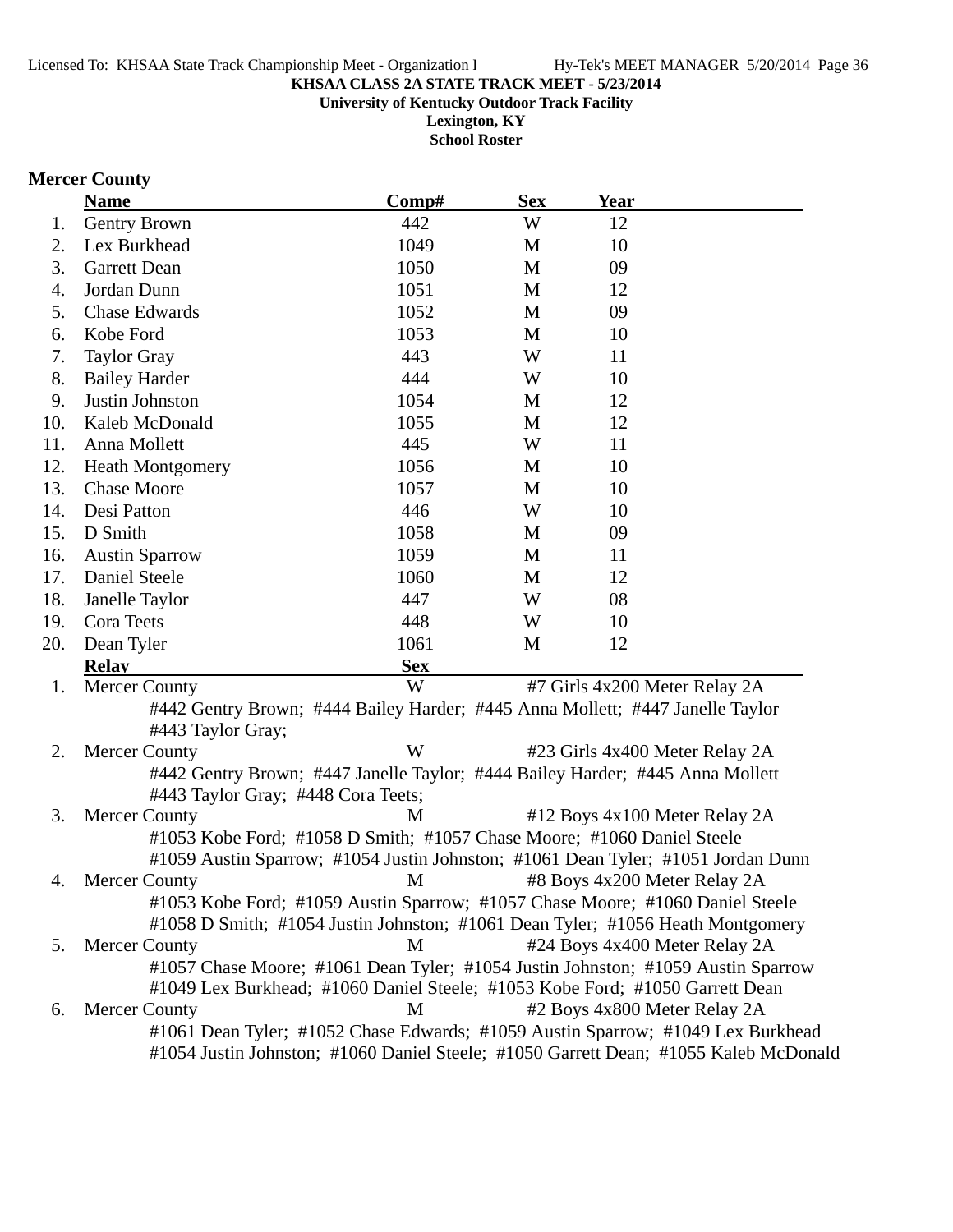**KHSAA CLASS 2A STATE TRACK MEET - 5/23/2014**
**University of Kentucky Outdoor Track Facility**
**Lexington, KY**
**School Roster**

## Mercer County

| | Name | Comp# | Sex | Year |
|---|---|---|---|---|
| 1. | Gentry Brown | 442 | W | 12 |
| 2. | Lex Burkhead | 1049 | M | 10 |
| 3. | Garrett Dean | 1050 | M | 09 |
| 4. | Jordan Dunn | 1051 | M | 12 |
| 5. | Chase Edwards | 1052 | M | 09 |
| 6. | Kobe Ford | 1053 | M | 10 |
| 7. | Taylor Gray | 443 | W | 11 |
| 8. | Bailey Harder | 444 | W | 10 |
| 9. | Justin Johnston | 1054 | M | 12 |
| 10. | Kaleb McDonald | 1055 | M | 12 |
| 11. | Anna Mollett | 445 | W | 11 |
| 12. | Heath Montgomery | 1056 | M | 10 |
| 13. | Chase Moore | 1057 | M | 10 |
| 14. | Desi Patton | 446 | W | 10 |
| 15. | D Smith | 1058 | M | 09 |
| 16. | Austin Sparrow | 1059 | M | 11 |
| 17. | Daniel Steele | 1060 | M | 12 |
| 18. | Janelle Taylor | 447 | W | 08 |
| 19. | Cora Teets | 448 | W | 10 |
| 20. | Dean Tyler | 1061 | M | 12 |

| | Relay | Sex | Event |
|---|---|---|---|
| 1. | Mercer County | W | #7 Girls 4x200 Meter Relay 2A |
| | #442 Gentry Brown; #444 Bailey Harder; #445 Anna Mollett; #447 Janelle Taylor #443 Taylor Gray; | | |
| 2. | Mercer County | W | #23 Girls 4x400 Meter Relay 2A |
| | #442 Gentry Brown; #447 Janelle Taylor; #444 Bailey Harder; #445 Anna Mollett #443 Taylor Gray; #448 Cora Teets; | | |
| 3. | Mercer County | M | #12 Boys 4x100 Meter Relay 2A |
| | #1053 Kobe Ford; #1058 D Smith; #1057 Chase Moore; #1060 Daniel Steele #1059 Austin Sparrow; #1054 Justin Johnston; #1061 Dean Tyler; #1051 Jordan Dunn | | |
| 4. | Mercer County | M | #8 Boys 4x200 Meter Relay 2A |
| | #1053 Kobe Ford; #1059 Austin Sparrow; #1057 Chase Moore; #1060 Daniel Steele #1058 D Smith; #1054 Justin Johnston; #1061 Dean Tyler; #1056 Heath Montgomery | | |
| 5. | Mercer County | M | #24 Boys 4x400 Meter Relay 2A |
| | #1057 Chase Moore; #1061 Dean Tyler; #1054 Justin Johnston; #1059 Austin Sparrow #1049 Lex Burkhead; #1060 Daniel Steele; #1053 Kobe Ford; #1050 Garrett Dean | | |
| 6. | Mercer County | M | #2 Boys 4x800 Meter Relay 2A |
| | #1061 Dean Tyler; #1052 Chase Edwards; #1059 Austin Sparrow; #1049 Lex Burkhead #1054 Justin Johnston; #1060 Daniel Steele; #1050 Garrett Dean; #1055 Kaleb McDonald | | |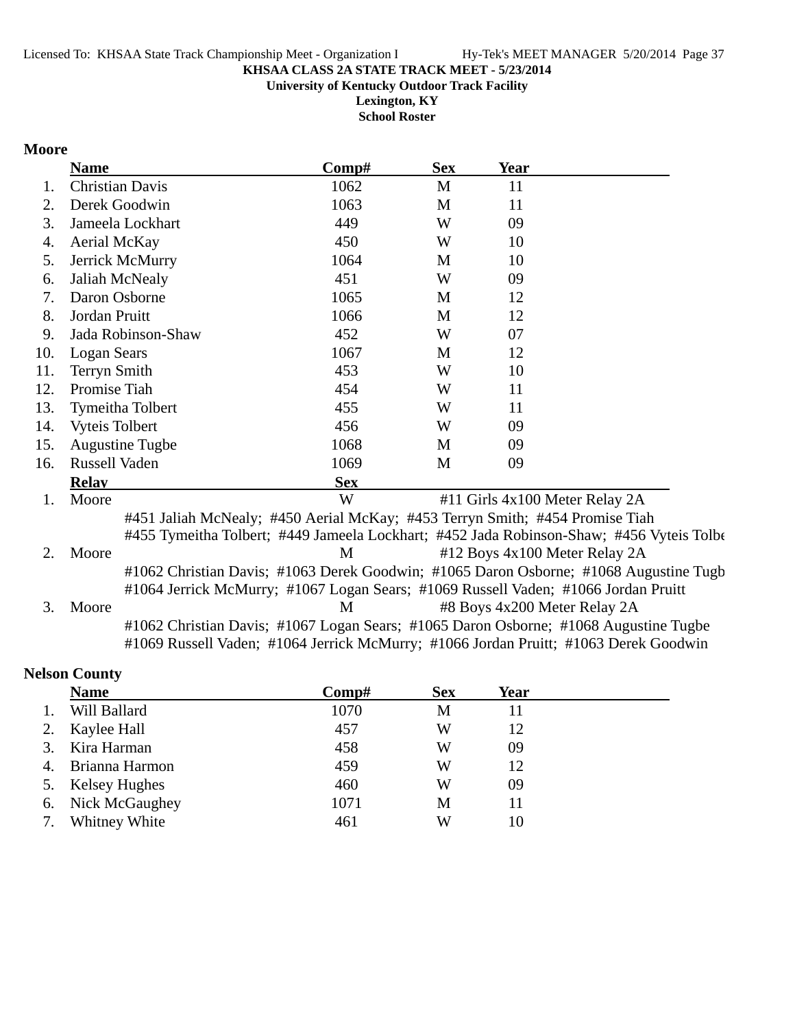**KHSAA CLASS 2A STATE TRACK MEET - 5/23/2014**
**University of Kentucky Outdoor Track Facility**
**Lexington, KY**
**School Roster**

## Moore

| | Name | Comp# | Sex | Year |
|---|---|---|---|---|
| 1. | Christian Davis | 1062 | M | 11 |
| 2. | Derek Goodwin | 1063 | M | 11 |
| 3. | Jameela Lockhart | 449 | W | 09 |
| 4. | Aerial McKay | 450 | W | 10 |
| 5. | Jerrick McMurry | 1064 | M | 10 |
| 6. | Jaliah McNealy | 451 | W | 09 |
| 7. | Daron Osborne | 1065 | M | 12 |
| 8. | Jordan Pruitt | 1066 | M | 12 |
| 9. | Jada Robinson-Shaw | 452 | W | 07 |
| 10. | Logan Sears | 1067 | M | 12 |
| 11. | Terryn Smith | 453 | W | 10 |
| 12. | Promise Tiah | 454 | W | 11 |
| 13. | Tymeitha Tolbert | 455 | W | 11 |
| 14. | Vyteis Tolbert | 456 | W | 09 |
| 15. | Augustine Tugbe | 1068 | M | 09 |
| 16. | Russell Vaden | 1069 | M | 09 |

| | Relay | Sex | Event |
|---|---|---|---|
| 1. | Moore | W | #11 Girls 4x100 Meter Relay 2A |
| | #451 Jaliah McNealy; #450 Aerial McKay; #453 Terryn Smith; #454 Promise Tiah<br>#455 Tymeitha Tolbert; #449 Jameela Lockhart; #452 Jada Robinson-Shaw; #456 Vyteis Tolbe | | |
| 2. | Moore | M | #12 Boys 4x100 Meter Relay 2A |
| | #1062 Christian Davis; #1063 Derek Goodwin; #1065 Daron Osborne; #1068 Augustine Tugb<br>#1064 Jerrick McMurry; #1067 Logan Sears; #1069 Russell Vaden; #1066 Jordan Pruitt | | |
| 3. | Moore | M | #8 Boys 4x200 Meter Relay 2A |
| | #1062 Christian Davis; #1067 Logan Sears; #1065 Daron Osborne; #1068 Augustine Tugbe<br>#1069 Russell Vaden; #1064 Jerrick McMurry; #1066 Jordan Pruitt; #1063 Derek Goodwin | | |

## Nelson County

| | Name | Comp# | Sex | Year |
|---|---|---|---|---|
| 1. | Will Ballard | 1070 | M | 11 |
| 2. | Kaylee Hall | 457 | W | 12 |
| 3. | Kira Harman | 458 | W | 09 |
| 4. | Brianna Harmon | 459 | W | 12 |
| 5. | Kelsey Hughes | 460 | W | 09 |
| 6. | Nick McGaughey | 1071 | M | 11 |
| 7. | Whitney White | 461 | W | 10 |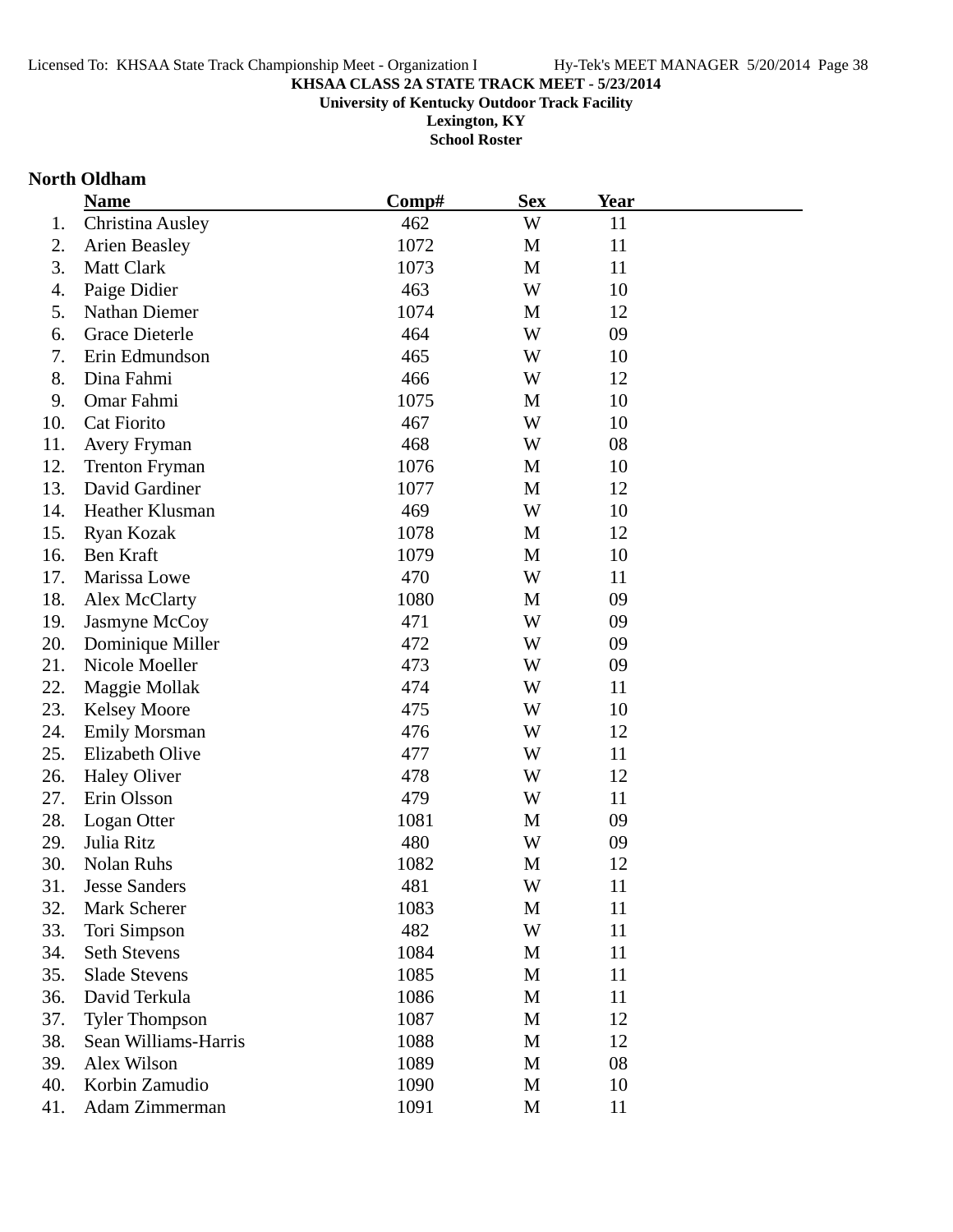KHSAA CLASS 2A STATE TRACK MEET - 5/23/2014

University of Kentucky Outdoor Track Facility

Lexington, KY

School Roster

## North Oldham

| | Name | Comp# | Sex | Year |
|---|---|---|---|---|
| 1. | Christina Ausley | 462 | W | 11 |
| 2. | Arien Beasley | 1072 | M | 11 |
| 3. | Matt Clark | 1073 | M | 11 |
| 4. | Paige Didier | 463 | W | 10 |
| 5. | Nathan Diemer | 1074 | M | 12 |
| 6. | Grace Dieterle | 464 | W | 09 |
| 7. | Erin Edmundson | 465 | W | 10 |
| 8. | Dina Fahmi | 466 | W | 12 |
| 9. | Omar Fahmi | 1075 | M | 10 |
| 10. | Cat Fiorito | 467 | W | 10 |
| 11. | Avery Fryman | 468 | W | 08 |
| 12. | Trenton Fryman | 1076 | M | 10 |
| 13. | David Gardiner | 1077 | M | 12 |
| 14. | Heather Klusman | 469 | W | 10 |
| 15. | Ryan Kozak | 1078 | M | 12 |
| 16. | Ben Kraft | 1079 | M | 10 |
| 17. | Marissa Lowe | 470 | W | 11 |
| 18. | Alex McClarty | 1080 | M | 09 |
| 19. | Jasmyne McCoy | 471 | W | 09 |
| 20. | Dominique Miller | 472 | W | 09 |
| 21. | Nicole Moeller | 473 | W | 09 |
| 22. | Maggie Mollak | 474 | W | 11 |
| 23. | Kelsey Moore | 475 | W | 10 |
| 24. | Emily Morsman | 476 | W | 12 |
| 25. | Elizabeth Olive | 477 | W | 11 |
| 26. | Haley Oliver | 478 | W | 12 |
| 27. | Erin Olsson | 479 | W | 11 |
| 28. | Logan Otter | 1081 | M | 09 |
| 29. | Julia Ritz | 480 | W | 09 |
| 30. | Nolan Ruhs | 1082 | M | 12 |
| 31. | Jesse Sanders | 481 | W | 11 |
| 32. | Mark Scherer | 1083 | M | 11 |
| 33. | Tori Simpson | 482 | W | 11 |
| 34. | Seth Stevens | 1084 | M | 11 |
| 35. | Slade Stevens | 1085 | M | 11 |
| 36. | David Terkula | 1086 | M | 11 |
| 37. | Tyler Thompson | 1087 | M | 12 |
| 38. | Sean Williams-Harris | 1088 | M | 12 |
| 39. | Alex Wilson | 1089 | M | 08 |
| 40. | Korbin Zamudio | 1090 | M | 10 |
| 41. | Adam Zimmerman | 1091 | M | 11 |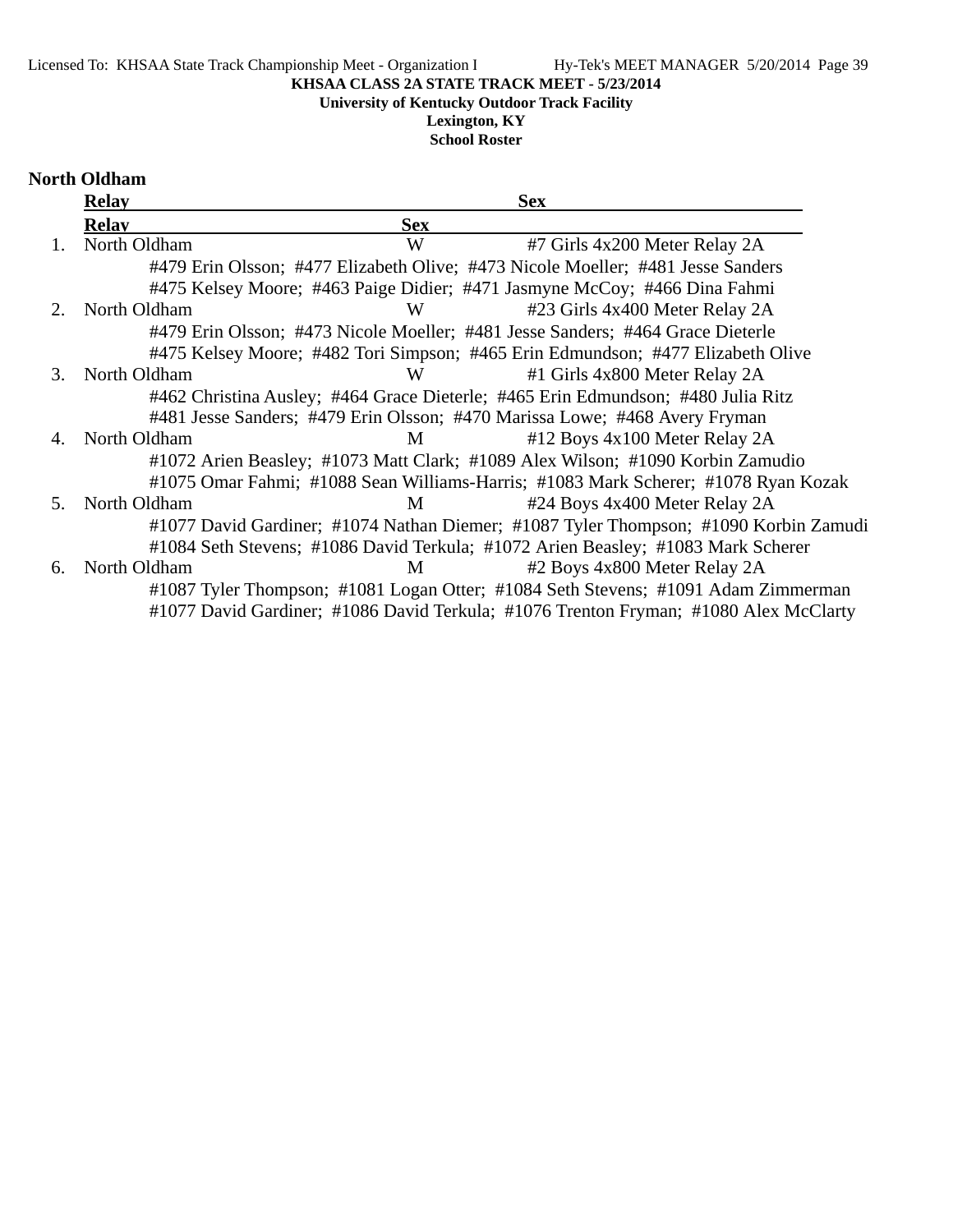KHSAA CLASS 2A STATE TRACK MEET - 5/23/2014

University of Kentucky Outdoor Track Facility

Lexington, KY

School Roster

## North Oldham

| | Relay | Sex | |
|---|---|---|---|
| 1. | North Oldham | W | #7 Girls 4x200 Meter Relay 2A |
| | #479 Erin Olsson; #477 Elizabeth Olive; #473 Nicole Moeller; #481 Jesse Sanders | | |
| | #475 Kelsey Moore; #463 Paige Didier; #471 Jasmyne McCoy; #466 Dina Fahmi | | |
| 2. | North Oldham | W | #23 Girls 4x400 Meter Relay 2A |
| | #479 Erin Olsson; #473 Nicole Moeller; #481 Jesse Sanders; #464 Grace Dieterle | | |
| | #475 Kelsey Moore; #482 Tori Simpson; #465 Erin Edmundson; #477 Elizabeth Olive | | |
| 3. | North Oldham | W | #1 Girls 4x800 Meter Relay 2A |
| | #462 Christina Ausley; #464 Grace Dieterle; #465 Erin Edmundson; #480 Julia Ritz | | |
| | #481 Jesse Sanders; #479 Erin Olsson; #470 Marissa Lowe; #468 Avery Fryman | | |
| 4. | North Oldham | M | #12 Boys 4x100 Meter Relay 2A |
| | #1072 Arien Beasley; #1073 Matt Clark; #1089 Alex Wilson; #1090 Korbin Zamudio | | |
| | #1075 Omar Fahmi; #1088 Sean Williams-Harris; #1083 Mark Scherer; #1078 Ryan Kozak | | |
| 5. | North Oldham | M | #24 Boys 4x400 Meter Relay 2A |
| | #1077 David Gardiner; #1074 Nathan Diemer; #1087 Tyler Thompson; #1090 Korbin Zamudi | | |
| | #1084 Seth Stevens; #1086 David Terkula; #1072 Arien Beasley; #1083 Mark Scherer | | |
| 6. | North Oldham | M | #2 Boys 4x800 Meter Relay 2A |
| | #1087 Tyler Thompson; #1081 Logan Otter; #1084 Seth Stevens; #1091 Adam Zimmerman | | |
| | #1077 David Gardiner; #1086 David Terkula; #1076 Trenton Fryman; #1080 Alex McClarty | | |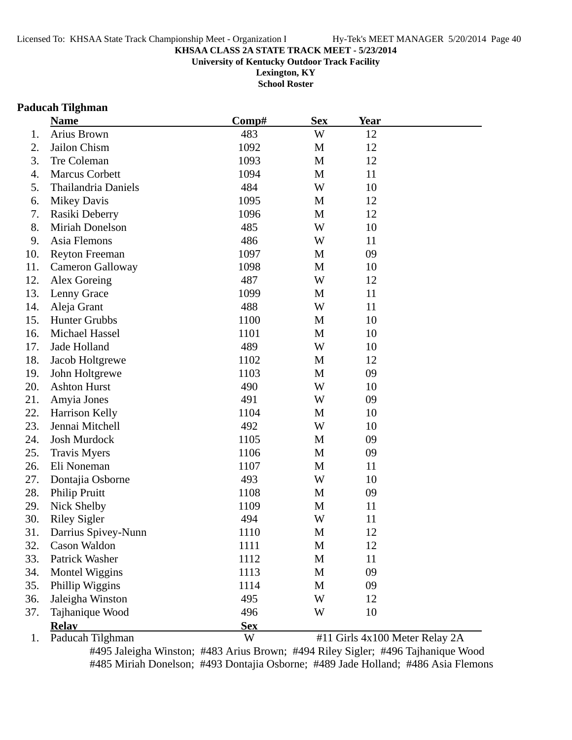**KHSAA CLASS 2A STATE TRACK MEET - 5/23/2014**
**University of Kentucky Outdoor Track Facility**
**Lexington, KY**
**School Roster**

## Paducah Tilghman

| | Name | Comp# | Sex | Year |
|---|---|---|---|---|
| 1. | Arius Brown | 483 | W | 12 |
| 2. | Jailon Chism | 1092 | M | 12 |
| 3. | Tre Coleman | 1093 | M | 12 |
| 4. | Marcus Corbett | 1094 | M | 11 |
| 5. | Thailandria Daniels | 484 | W | 10 |
| 6. | Mikey Davis | 1095 | M | 12 |
| 7. | Rasiki Deberry | 1096 | M | 12 |
| 8. | Miriah Donelson | 485 | W | 10 |
| 9. | Asia Flemons | 486 | W | 11 |
| 10. | Reyton Freeman | 1097 | M | 09 |
| 11. | Cameron Galloway | 1098 | M | 10 |
| 12. | Alex Goreing | 487 | W | 12 |
| 13. | Lenny Grace | 1099 | M | 11 |
| 14. | Aleja Grant | 488 | W | 11 |
| 15. | Hunter Grubbs | 1100 | M | 10 |
| 16. | Michael Hassel | 1101 | M | 10 |
| 17. | Jade Holland | 489 | W | 10 |
| 18. | Jacob Holtgrewe | 1102 | M | 12 |
| 19. | John Holtgrewe | 1103 | M | 09 |
| 20. | Ashton Hurst | 490 | W | 10 |
| 21. | Amyia Jones | 491 | W | 09 |
| 22. | Harrison Kelly | 1104 | M | 10 |
| 23. | Jennai Mitchell | 492 | W | 10 |
| 24. | Josh Murdock | 1105 | M | 09 |
| 25. | Travis Myers | 1106 | M | 09 |
| 26. | Eli Noneman | 1107 | M | 11 |
| 27. | Dontajia Osborne | 493 | W | 10 |
| 28. | Philip Pruitt | 1108 | M | 09 |
| 29. | Nick Shelby | 1109 | M | 11 |
| 30. | Riley Sigler | 494 | W | 11 |
| 31. | Darrius Spivey-Nunn | 1110 | M | 12 |
| 32. | Cason Waldon | 1111 | M | 12 |
| 33. | Patrick Washer | 1112 | M | 11 |
| 34. | Montel Wiggins | 1113 | M | 09 |
| 35. | Phillip Wiggins | 1114 | M | 09 |
| 36. | Jaleigha Winston | 495 | W | 12 |
| 37. | Tajhanique Wood | 496 | W | 10 |

| | Relay | Sex | |
|---|---|---|---|
| 1. | Paducah Tilghman | W | #11 Girls 4x100 Meter Relay 2A |

#495 Jaleigha Winston; #483 Arius Brown; #494 Riley Sigler; #496 Tajhanique Wood
#485 Miriah Donelson; #493 Dontajia Osborne; #489 Jade Holland; #486 Asia Flemons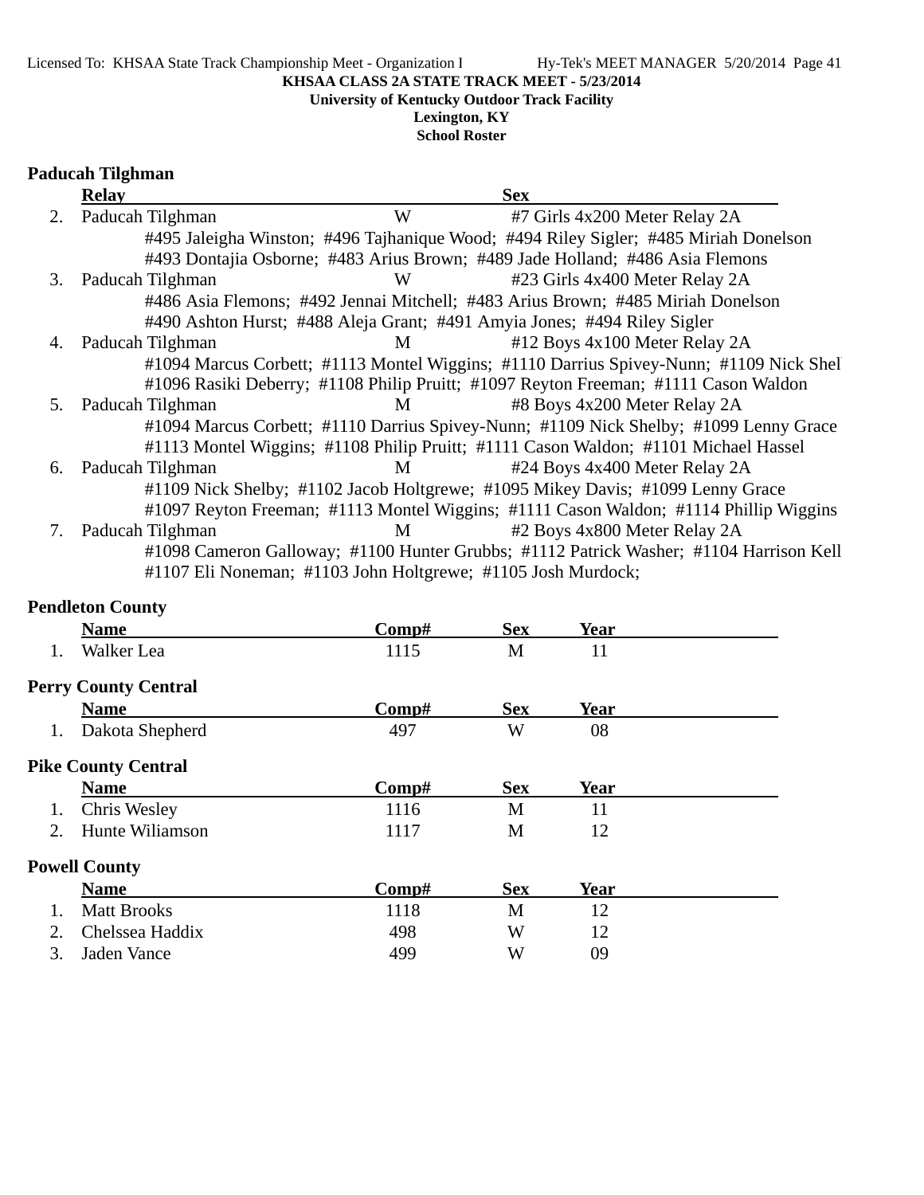KHSAA CLASS 2A STATE TRACK MEET - 5/23/2014
University of Kentucky Outdoor Track Facility
Lexington, KY
School Roster

## Paducah Tilghman

| | Relay | Sex | |
|---|---|---|---|
| 2. | Paducah Tilghman | W | #7 Girls 4x200 Meter Relay 2A |
| | #495 Jaleigha Winston; #496 Tajhanique Wood; #494 Riley Sigler; #485 Miriah Donelson | | |
| | #493 Dontajia Osborne; #483 Arius Brown; #489 Jade Holland; #486 Asia Flemons | | |
| 3. | Paducah Tilghman | W | #23 Girls 4x400 Meter Relay 2A |
| | #486 Asia Flemons; #492 Jennai Mitchell; #483 Arius Brown; #485 Miriah Donelson | | |
| | #490 Ashton Hurst; #488 Aleja Grant; #491 Amyia Jones; #494 Riley Sigler | | |
| 4. | Paducah Tilghman | M | #12 Boys 4x100 Meter Relay 2A |
| | #1094 Marcus Corbett; #1113 Montel Wiggins; #1110 Darrius Spivey-Nunn; #1109 Nick Shel | | |
| | #1096 Rasiki Deberry; #1108 Philip Pruitt; #1097 Reyton Freeman; #1111 Cason Waldon | | |
| 5. | Paducah Tilghman | M | #8 Boys 4x200 Meter Relay 2A |
| | #1094 Marcus Corbett; #1110 Darrius Spivey-Nunn; #1109 Nick Shelby; #1099 Lenny Grace | | |
| | #1113 Montel Wiggins; #1108 Philip Pruitt; #1111 Cason Waldon; #1101 Michael Hassel | | |
| 6. | Paducah Tilghman | M | #24 Boys 4x400 Meter Relay 2A |
| | #1109 Nick Shelby; #1102 Jacob Holtgrewe; #1095 Mikey Davis; #1099 Lenny Grace | | |
| | #1097 Reyton Freeman; #1113 Montel Wiggins; #1111 Cason Waldon; #1114 Phillip Wiggins | | |
| 7. | Paducah Tilghman | M | #2 Boys 4x800 Meter Relay 2A |
| | #1098 Cameron Galloway; #1100 Hunter Grubbs; #1112 Patrick Washer; #1104 Harrison Kell | | |
| | #1107 Eli Noneman; #1103 John Holtgrewe; #1105 Josh Murdock; | | |

## Pendleton County

| | Name | Comp# | Sex | Year |
|---|---|---|---|---|
| 1. | Walker Lea | 1115 | M | 11 |

## Perry County Central

| | Name | Comp# | Sex | Year |
|---|---|---|---|---|
| 1. | Dakota Shepherd | 497 | W | 08 |

## Pike County Central

| | Name | Comp# | Sex | Year |
|---|---|---|---|---|
| 1. | Chris Wesley | 1116 | M | 11 |
| 2. | Hunte Wiliamson | 1117 | M | 12 |

## Powell County

| | Name | Comp# | Sex | Year |
|---|---|---|---|---|
| 1. | Matt Brooks | 1118 | M | 12 |
| 2. | Chelssea Haddix | 498 | W | 12 |
| 3. | Jaden Vance | 499 | W | 09 |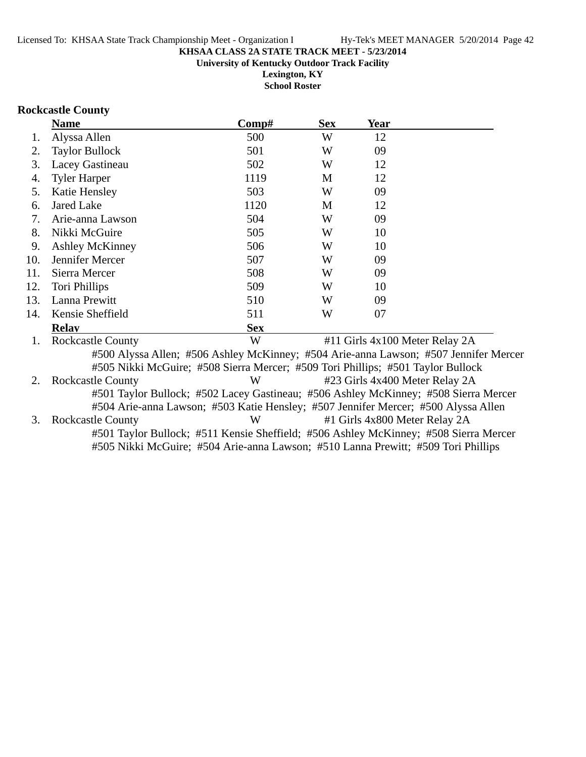**KHSAA CLASS 2A STATE TRACK MEET - 5/23/2014**
**University of Kentucky Outdoor Track Facility**
**Lexington, KY**
**School Roster**

## Rockcastle County

| | Name | Comp# | Sex | Year |
|---|---|---|---|---|
| 1. | Alyssa Allen | 500 | W | 12 |
| 2. | Taylor Bullock | 501 | W | 09 |
| 3. | Lacey Gastineau | 502 | W | 12 |
| 4. | Tyler Harper | 1119 | M | 12 |
| 5. | Katie Hensley | 503 | W | 09 |
| 6. | Jared Lake | 1120 | M | 12 |
| 7. | Arie-anna Lawson | 504 | W | 09 |
| 8. | Nikki McGuire | 505 | W | 10 |
| 9. | Ashley McKinney | 506 | W | 10 |
| 10. | Jennifer Mercer | 507 | W | 09 |
| 11. | Sierra Mercer | 508 | W | 09 |
| 12. | Tori Phillips | 509 | W | 10 |
| 13. | Lanna Prewitt | 510 | W | 09 |
| 14. | Kensie Sheffield | 511 | W | 07 |

| | Relay | Sex | Event |
|---|---|---|---|
| 1. | Rockcastle County | W | #11 Girls 4x100 Meter Relay 2A |
| | #500 Alyssa Allen; #506 Ashley McKinney; #504 Arie-anna Lawson; #507 Jennifer Mercer; #505 Nikki McGuire; #508 Sierra Mercer; #509 Tori Phillips; #501 Taylor Bullock | | |
| 2. | Rockcastle County | W | #23 Girls 4x400 Meter Relay 2A |
| | #501 Taylor Bullock; #502 Lacey Gastineau; #506 Ashley McKinney; #508 Sierra Mercer; #504 Arie-anna Lawson; #503 Katie Hensley; #507 Jennifer Mercer; #500 Alyssa Allen | | |
| 3. | Rockcastle County | W | #1 Girls 4x800 Meter Relay 2A |
| | #501 Taylor Bullock; #511 Kensie Sheffield; #506 Ashley McKinney; #508 Sierra Mercer; #505 Nikki McGuire; #504 Arie-anna Lawson; #510 Lanna Prewitt; #509 Tori Phillips | | |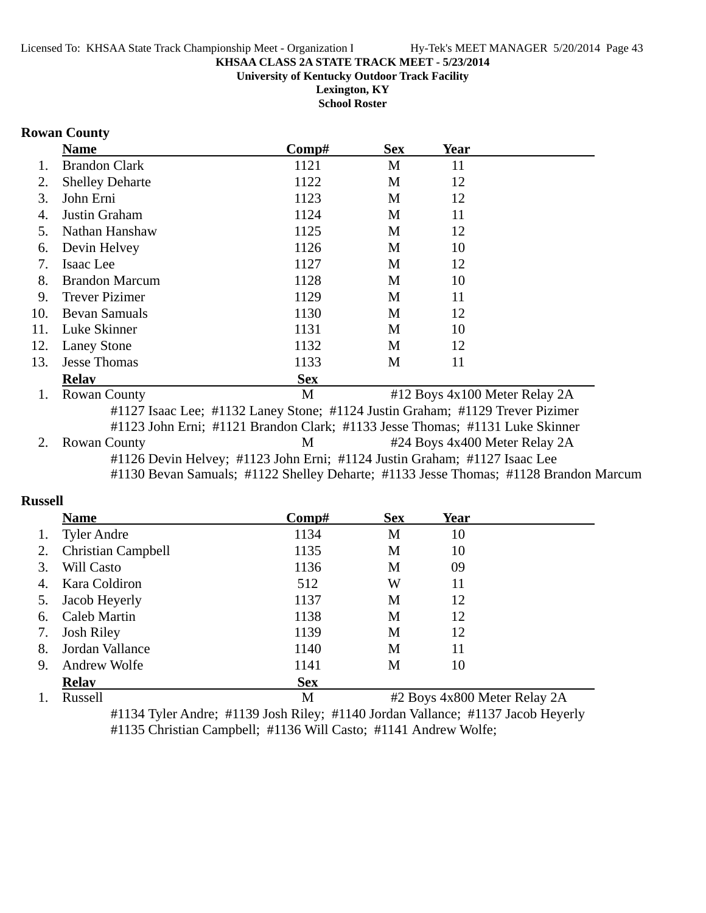**KHSAA CLASS 2A STATE TRACK MEET - 5/23/2014**
**University of Kentucky Outdoor Track Facility**
**Lexington, KY**
**School Roster**

## Rowan County

| | Name | Comp# | Sex | Year |
|---|---|---|---|---|
| 1. | Brandon Clark | 1121 | M | 11 |
| 2. | Shelley Deharte | 1122 | M | 12 |
| 3. | John Erni | 1123 | M | 12 |
| 4. | Justin Graham | 1124 | M | 11 |
| 5. | Nathan Hanshaw | 1125 | M | 12 |
| 6. | Devin Helvey | 1126 | M | 10 |
| 7. | Isaac Lee | 1127 | M | 12 |
| 8. | Brandon Marcum | 1128 | M | 10 |
| 9. | Trever Pizimer | 1129 | M | 11 |
| 10. | Bevan Samuals | 1130 | M | 12 |
| 11. | Luke Skinner | 1131 | M | 10 |
| 12. | Laney Stone | 1132 | M | 12 |
| 13. | Jesse Thomas | 1133 | M | 11 |

| | Relay | Sex | |
|---|---|---|---|
| 1. | Rowan County | M | #12 Boys 4x100 Meter Relay 2A |

#1127 Isaac Lee; #1132 Laney Stone; #1124 Justin Graham; #1129 Trever Pizimer
#1123 John Erni; #1121 Brandon Clark; #1133 Jesse Thomas; #1131 Luke Skinner

| | Relay | Sex | |
|---|---|---|---|
| 2. | Rowan County | M | #24 Boys 4x400 Meter Relay 2A |

#1126 Devin Helvey; #1123 John Erni; #1124 Justin Graham; #1127 Isaac Lee
#1130 Bevan Samuals; #1122 Shelley Deharte; #1133 Jesse Thomas; #1128 Brandon Marcum

## Russell

| | Name | Comp# | Sex | Year |
|---|---|---|---|---|
| 1. | Tyler Andre | 1134 | M | 10 |
| 2. | Christian Campbell | 1135 | M | 10 |
| 3. | Will Casto | 1136 | M | 09 |
| 4. | Kara Coldiron | 512 | W | 11 |
| 5. | Jacob Heyerly | 1137 | M | 12 |
| 6. | Caleb Martin | 1138 | M | 12 |
| 7. | Josh Riley | 1139 | M | 12 |
| 8. | Jordan Vallance | 1140 | M | 11 |
| 9. | Andrew Wolfe | 1141 | M | 10 |

| | Relay | Sex | |
|---|---|---|---|
| 1. | Russell | M | #2 Boys 4x800 Meter Relay 2A |

#1134 Tyler Andre; #1139 Josh Riley; #1140 Jordan Vallance; #1137 Jacob Heyerly
#1135 Christian Campbell; #1136 Will Casto; #1141 Andrew Wolfe;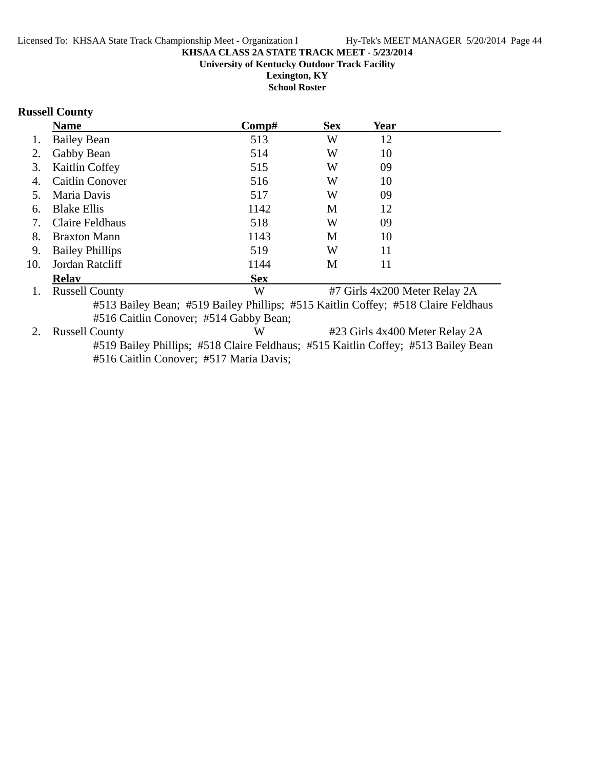**KHSAA CLASS 2A STATE TRACK MEET - 5/23/2014**
**University of Kentucky Outdoor Track Facility**
**Lexington, KY**
**School Roster**

## Russell County

| | Name | Comp# | Sex | Year |
|---|---|---|---|---|
| 1. | Bailey Bean | 513 | W | 12 |
| 2. | Gabby Bean | 514 | W | 10 |
| 3. | Kaitlin Coffey | 515 | W | 09 |
| 4. | Caitlin Conover | 516 | W | 10 |
| 5. | Maria Davis | 517 | W | 09 |
| 6. | Blake Ellis | 1142 | M | 12 |
| 7. | Claire Feldhaus | 518 | W | 09 |
| 8. | Braxton Mann | 1143 | M | 10 |
| 9. | Bailey Phillips | 519 | W | 11 |
| 10. | Jordan Ratcliff | 1144 | M | 11 |

| | Relay | Sex | Event |
|---|---|---|---|
| 1. | Russell County | W | #7 Girls 4x200 Meter Relay 2A |
| 2. | Russell County | W | #23 Girls 4x400 Meter Relay 2A |

1. Russell County — #513 Bailey Bean; #519 Bailey Phillips; #515 Kaitlin Coffey; #518 Claire Feldhaus; #516 Caitlin Conover; #514 Gabby Bean;

2. Russell County — #519 Bailey Phillips; #518 Claire Feldhaus; #515 Kaitlin Coffey; #513 Bailey Bean; #516 Caitlin Conover; #517 Maria Davis;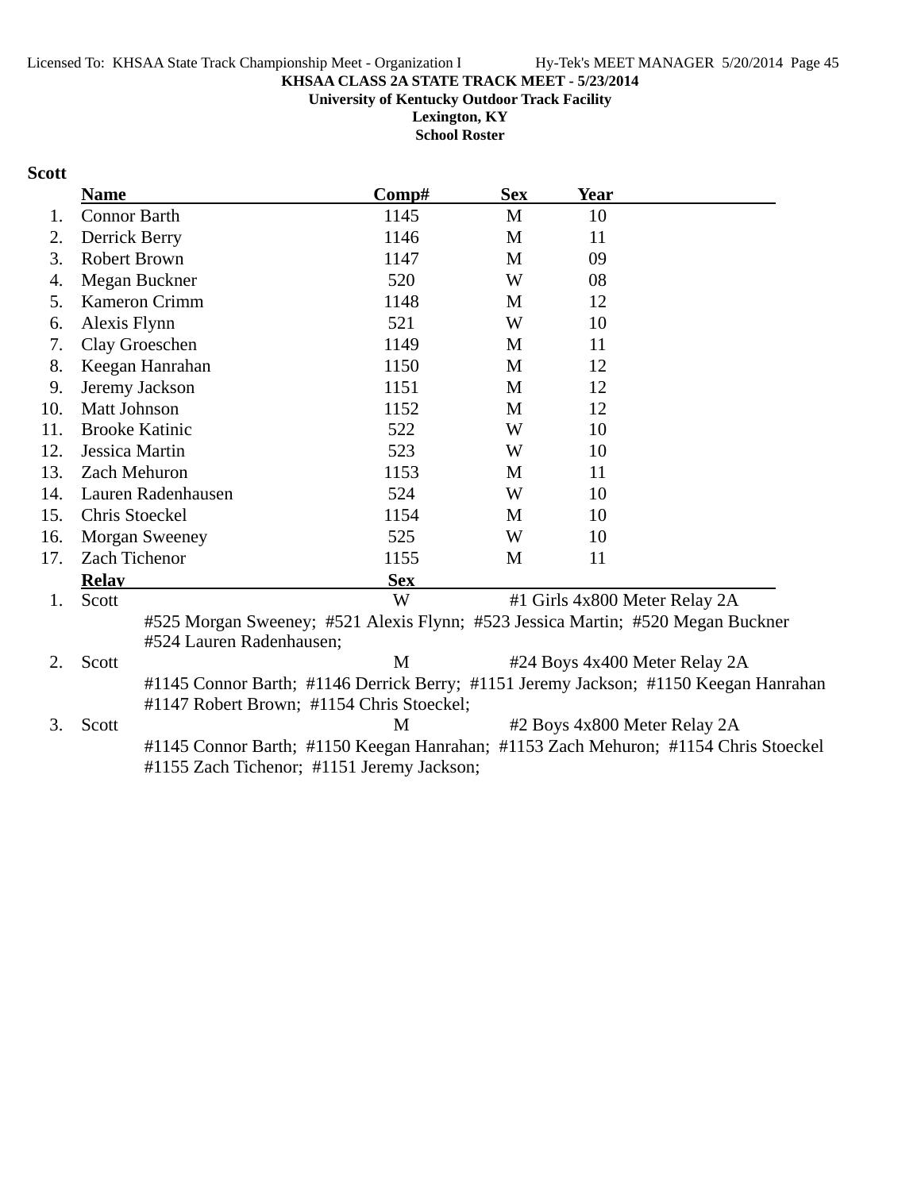**KHSAA CLASS 2A STATE TRACK MEET - 5/23/2014**

**University of Kentucky Outdoor Track Facility**

**Lexington, KY**

**School Roster**

### Scott

| | Name | Comp# | Sex | Year |
|---|---|---|---|---|
| 1. | Connor Barth | 1145 | M | 10 |
| 2. | Derrick Berry | 1146 | M | 11 |
| 3. | Robert Brown | 1147 | M | 09 |
| 4. | Megan Buckner | 520 | W | 08 |
| 5. | Kameron Crimm | 1148 | M | 12 |
| 6. | Alexis Flynn | 521 | W | 10 |
| 7. | Clay Groeschen | 1149 | M | 11 |
| 8. | Keegan Hanrahan | 1150 | M | 12 |
| 9. | Jeremy Jackson | 1151 | M | 12 |
| 10. | Matt Johnson | 1152 | M | 12 |
| 11. | Brooke Katinic | 522 | W | 10 |
| 12. | Jessica Martin | 523 | W | 10 |
| 13. | Zach Mehuron | 1153 | M | 11 |
| 14. | Lauren Radenhausen | 524 | W | 10 |
| 15. | Chris Stoeckel | 1154 | M | 10 |
| 16. | Morgan Sweeney | 525 | W | 10 |
| 17. | Zach Tichenor | 1155 | M | 11 |

| | Relay | Sex | Event |
|---|---|---|---|
| 1. | Scott | W | #1 Girls 4x800 Meter Relay 2A |
| | #525 Morgan Sweeney; #521 Alexis Flynn; #523 Jessica Martin; #520 Megan Buckner #524 Lauren Radenhausen; | | |
| 2. | Scott | M | #24 Boys 4x400 Meter Relay 2A |
| | #1145 Connor Barth; #1146 Derrick Berry; #1151 Jeremy Jackson; #1150 Keegan Hanrahan #1147 Robert Brown; #1154 Chris Stoeckel; | | |
| 3. | Scott | M | #2 Boys 4x800 Meter Relay 2A |
| | #1145 Connor Barth; #1150 Keegan Hanrahan; #1153 Zach Mehuron; #1154 Chris Stoeckel #1155 Zach Tichenor; #1151 Jeremy Jackson; | | |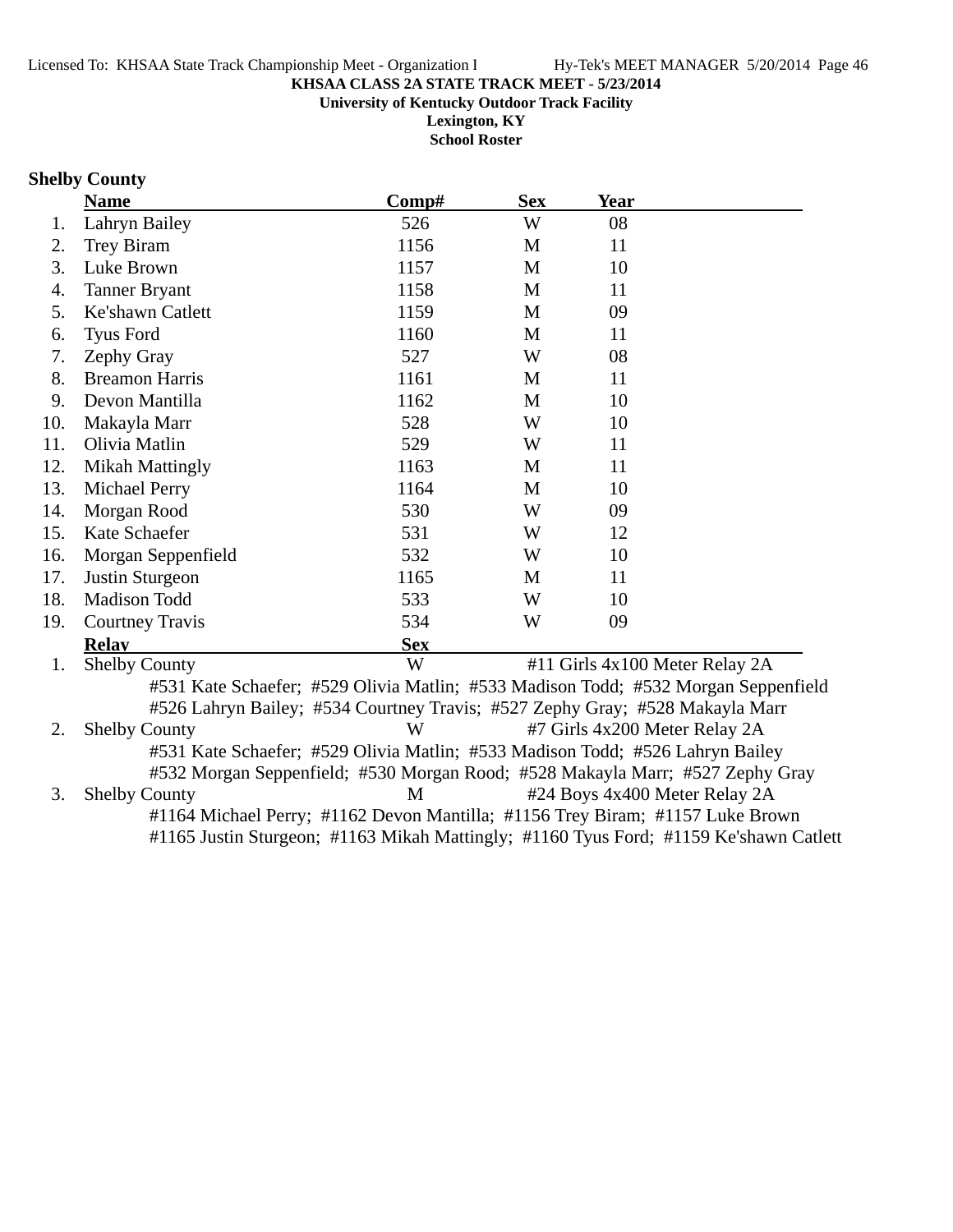**KHSAA CLASS 2A STATE TRACK MEET - 5/23/2014**

**University of Kentucky Outdoor Track Facility**

**Lexington, KY**

**School Roster**

## Shelby County

| | Name | Comp# | Sex | Year |
|---|---|---|---|---|
| 1. | Lahryn Bailey | 526 | W | 08 |
| 2. | Trey Biram | 1156 | M | 11 |
| 3. | Luke Brown | 1157 | M | 10 |
| 4. | Tanner Bryant | 1158 | M | 11 |
| 5. | Ke'shawn Catlett | 1159 | M | 09 |
| 6. | Tyus Ford | 1160 | M | 11 |
| 7. | Zephy Gray | 527 | W | 08 |
| 8. | Breamon Harris | 1161 | M | 11 |
| 9. | Devon Mantilla | 1162 | M | 10 |
| 10. | Makayla Marr | 528 | W | 10 |
| 11. | Olivia Matlin | 529 | W | 11 |
| 12. | Mikah Mattingly | 1163 | M | 11 |
| 13. | Michael Perry | 1164 | M | 10 |
| 14. | Morgan Rood | 530 | W | 09 |
| 15. | Kate Schaefer | 531 | W | 12 |
| 16. | Morgan Seppenfield | 532 | W | 10 |
| 17. | Justin Sturgeon | 1165 | M | 11 |
| 18. | Madison Todd | 533 | W | 10 |
| 19. | Courtney Travis | 534 | W | 09 |

| | Relay | Sex | Event |
|---|---|---|---|
| 1. | Shelby County | W | #11 Girls 4x100 Meter Relay 2A |
| | #531 Kate Schaefer; #529 Olivia Matlin; #533 Madison Todd; #532 Morgan Seppenfield; #526 Lahryn Bailey; #534 Courtney Travis; #527 Zephy Gray; #528 Makayla Marr | | |
| 2. | Shelby County | W | #7 Girls 4x200 Meter Relay 2A |
| | #531 Kate Schaefer; #529 Olivia Matlin; #533 Madison Todd; #526 Lahryn Bailey; #532 Morgan Seppenfield; #530 Morgan Rood; #528 Makayla Marr; #527 Zephy Gray | | |
| 3. | Shelby County | M | #24 Boys 4x400 Meter Relay 2A |
| | #1164 Michael Perry; #1162 Devon Mantilla; #1156 Trey Biram; #1157 Luke Brown; #1165 Justin Sturgeon; #1163 Mikah Mattingly; #1160 Tyus Ford; #1159 Ke'shawn Catlett | | |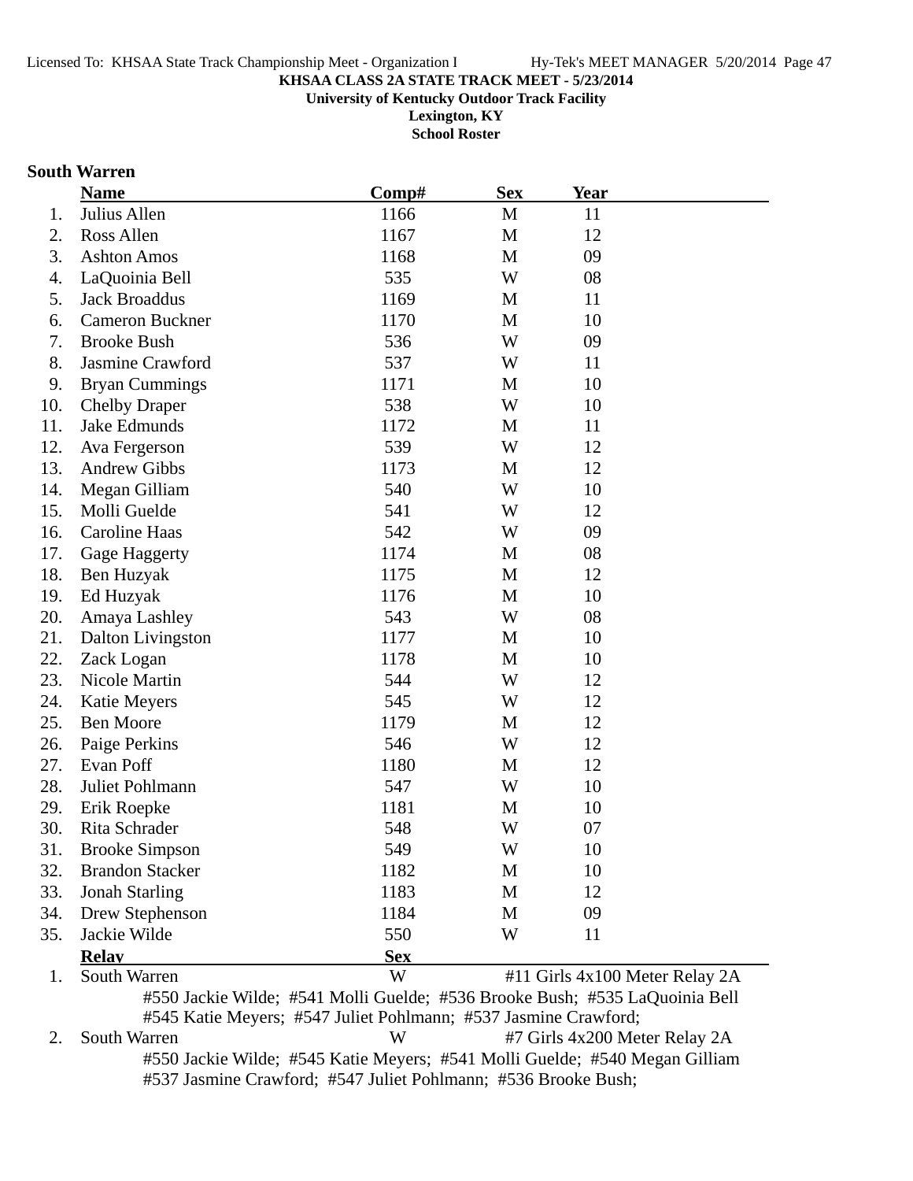**KHSAA CLASS 2A STATE TRACK MEET - 5/23/2014**
**University of Kentucky Outdoor Track Facility**
**Lexington, KY**
**School Roster**

### South Warren

| | Name | Comp# | Sex | Year |
|---|---|---|---|---|
| 1. | Julius Allen | 1166 | M | 11 |
| 2. | Ross Allen | 1167 | M | 12 |
| 3. | Ashton Amos | 1168 | M | 09 |
| 4. | LaQuoinia Bell | 535 | W | 08 |
| 5. | Jack Broaddus | 1169 | M | 11 |
| 6. | Cameron Buckner | 1170 | M | 10 |
| 7. | Brooke Bush | 536 | W | 09 |
| 8. | Jasmine Crawford | 537 | W | 11 |
| 9. | Bryan Cummings | 1171 | M | 10 |
| 10. | Chelby Draper | 538 | W | 10 |
| 11. | Jake Edmunds | 1172 | M | 11 |
| 12. | Ava Fergerson | 539 | W | 12 |
| 13. | Andrew Gibbs | 1173 | M | 12 |
| 14. | Megan Gilliam | 540 | W | 10 |
| 15. | Molli Guelde | 541 | W | 12 |
| 16. | Caroline Haas | 542 | W | 09 |
| 17. | Gage Haggerty | 1174 | M | 08 |
| 18. | Ben Huzyak | 1175 | M | 12 |
| 19. | Ed Huzyak | 1176 | M | 10 |
| 20. | Amaya Lashley | 543 | W | 08 |
| 21. | Dalton Livingston | 1177 | M | 10 |
| 22. | Zack Logan | 1178 | M | 10 |
| 23. | Nicole Martin | 544 | W | 12 |
| 24. | Katie Meyers | 545 | W | 12 |
| 25. | Ben Moore | 1179 | M | 12 |
| 26. | Paige Perkins | 546 | W | 12 |
| 27. | Evan Poff | 1180 | M | 12 |
| 28. | Juliet Pohlmann | 547 | W | 10 |
| 29. | Erik Roepke | 1181 | M | 10 |
| 30. | Rita Schrader | 548 | W | 07 |
| 31. | Brooke Simpson | 549 | W | 10 |
| 32. | Brandon Stacker | 1182 | M | 10 |
| 33. | Jonah Starling | 1183 | M | 12 |
| 34. | Drew Stephenson | 1184 | M | 09 |
| 35. | Jackie Wilde | 550 | W | 11 |

| | Relay | Sex | Event |
|---|---|---|---|
| 1. | South Warren | W | #11 Girls 4x100 Meter Relay 2A |

#550 Jackie Wilde; #541 Molli Guelde; #536 Brooke Bush; #535 LaQuoinia Bell
#545 Katie Meyers; #547 Juliet Pohlmann; #537 Jasmine Crawford;

| | Relay | Sex | Event |
|---|---|---|---|
| 2. | South Warren | W | #7 Girls 4x200 Meter Relay 2A |

#550 Jackie Wilde; #545 Katie Meyers; #541 Molli Guelde; #540 Megan Gilliam
#537 Jasmine Crawford; #547 Juliet Pohlmann; #536 Brooke Bush;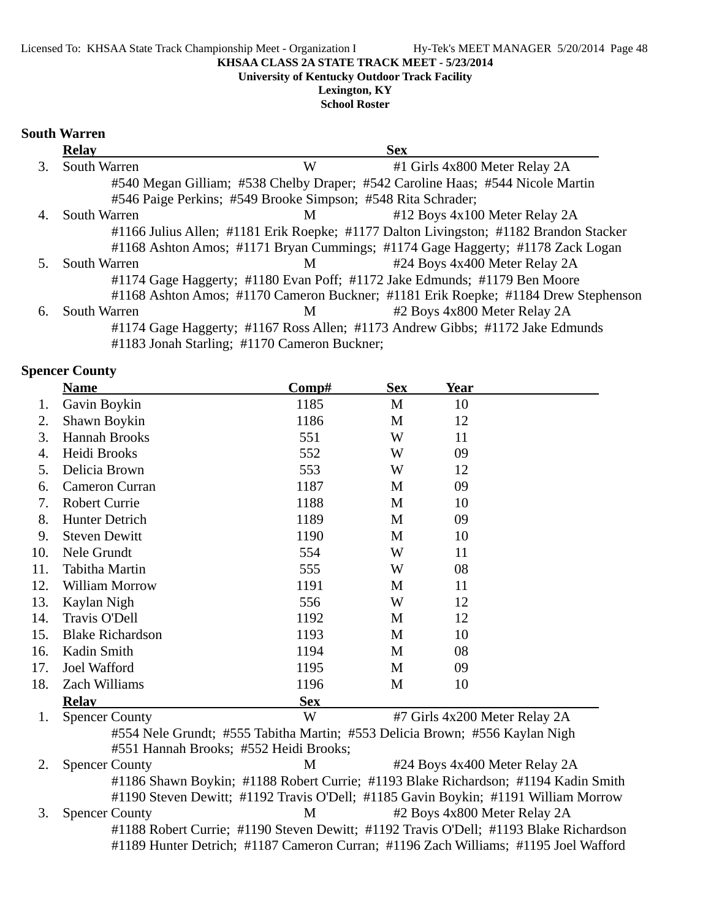KHSAA CLASS 2A STATE TRACK MEET - 5/23/2014
University of Kentucky Outdoor Track Facility
Lexington, KY
School Roster

## South Warren

| | Relay | Sex | |
|---|---|---|---|
| 3. | South Warren | W | #1 Girls 4x800 Meter Relay 2A |
| | #540 Megan Gilliam; #538 Chelby Draper; #542 Caroline Haas; #544 Nicole Martin #546 Paige Perkins; #549 Brooke Simpson; #548 Rita Schrader; | | |
| 4. | South Warren | M | #12 Boys 4x100 Meter Relay 2A |
| | #1166 Julius Allen; #1181 Erik Roepke; #1177 Dalton Livingston; #1182 Brandon Stacker #1168 Ashton Amos; #1171 Bryan Cummings; #1174 Gage Haggerty; #1178 Zack Logan | | |
| 5. | South Warren | M | #24 Boys 4x400 Meter Relay 2A |
| | #1174 Gage Haggerty; #1180 Evan Poff; #1172 Jake Edmunds; #1179 Ben Moore #1168 Ashton Amos; #1170 Cameron Buckner; #1181 Erik Roepke; #1184 Drew Stephenson | | |
| 6. | South Warren | M | #2 Boys 4x800 Meter Relay 2A |
| | #1174 Gage Haggerty; #1167 Ross Allen; #1173 Andrew Gibbs; #1172 Jake Edmunds #1183 Jonah Starling; #1170 Cameron Buckner; | | |

## Spencer County

| | Name | Comp# | Sex | Year |
|---|---|---|---|---|
| 1. | Gavin Boykin | 1185 | M | 10 |
| 2. | Shawn Boykin | 1186 | M | 12 |
| 3. | Hannah Brooks | 551 | W | 11 |
| 4. | Heidi Brooks | 552 | W | 09 |
| 5. | Delicia Brown | 553 | W | 12 |
| 6. | Cameron Curran | 1187 | M | 09 |
| 7. | Robert Currie | 1188 | M | 10 |
| 8. | Hunter Detrich | 1189 | M | 09 |
| 9. | Steven Dewitt | 1190 | M | 10 |
| 10. | Nele Grundt | 554 | W | 11 |
| 11. | Tabitha Martin | 555 | W | 08 |
| 12. | William Morrow | 1191 | M | 11 |
| 13. | Kaylan Nigh | 556 | W | 12 |
| 14. | Travis O'Dell | 1192 | M | 12 |
| 15. | Blake Richardson | 1193 | M | 10 |
| 16. | Kadin Smith | 1194 | M | 08 |
| 17. | Joel Wafford | 1195 | M | 09 |
| 18. | Zach Williams | 1196 | M | 10 |

| | Relay | Sex | |
|---|---|---|---|
| 1. | Spencer County | W | #7 Girls 4x200 Meter Relay 2A |
| | #554 Nele Grundt; #555 Tabitha Martin; #553 Delicia Brown; #556 Kaylan Nigh #551 Hannah Brooks; #552 Heidi Brooks; | | |
| 2. | Spencer County | M | #24 Boys 4x400 Meter Relay 2A |
| | #1186 Shawn Boykin; #1188 Robert Currie; #1193 Blake Richardson; #1194 Kadin Smith #1190 Steven Dewitt; #1192 Travis O'Dell; #1185 Gavin Boykin; #1191 William Morrow | | |
| 3. | Spencer County | M | #2 Boys 4x800 Meter Relay 2A |
| | #1188 Robert Currie; #1190 Steven Dewitt; #1192 Travis O'Dell; #1193 Blake Richardson #1189 Hunter Detrich; #1187 Cameron Curran; #1196 Zach Williams; #1195 Joel Wafford | | |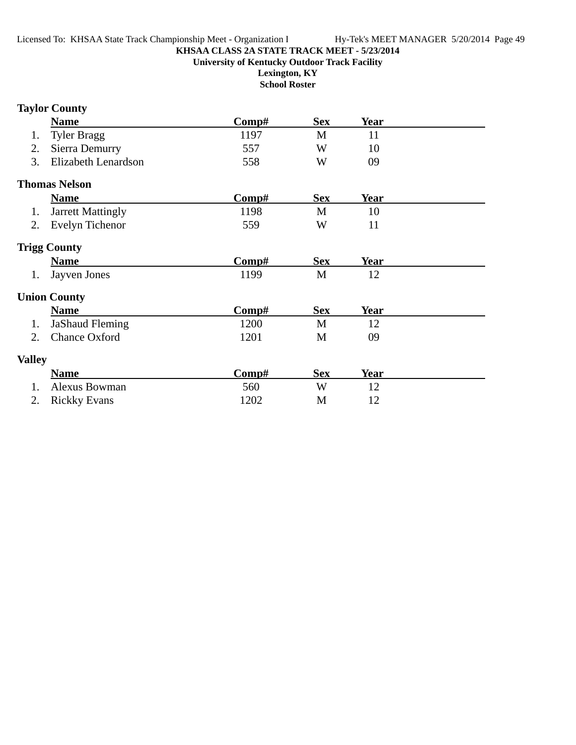**KHSAA CLASS 2A STATE TRACK MEET - 5/23/2014**

**University of Kentucky Outdoor Track Facility**

**Lexington, KY**

**School Roster**

## Taylor County

| | Name | Comp# | Sex | Year |
|---|---|---|---|---|
| 1. | Tyler Bragg | 1197 | M | 11 |
| 2. | Sierra Demurry | 557 | W | 10 |
| 3. | Elizabeth Lenardson | 558 | W | 09 |

## Thomas Nelson

| | Name | Comp# | Sex | Year |
|---|---|---|---|---|
| 1. | Jarrett Mattingly | 1198 | M | 10 |
| 2. | Evelyn Tichenor | 559 | W | 11 |

## Trigg County

| | Name | Comp# | Sex | Year |
|---|---|---|---|---|
| 1. | Jayven Jones | 1199 | M | 12 |

## Union County

| | Name | Comp# | Sex | Year |
|---|---|---|---|---|
| 1. | JaShaud Fleming | 1200 | M | 12 |
| 2. | Chance Oxford | 1201 | M | 09 |

## Valley

| | Name | Comp# | Sex | Year |
|---|---|---|---|---|
| 1. | Alexus Bowman | 560 | W | 12 |
| 2. | Rickky Evans | 1202 | M | 12 |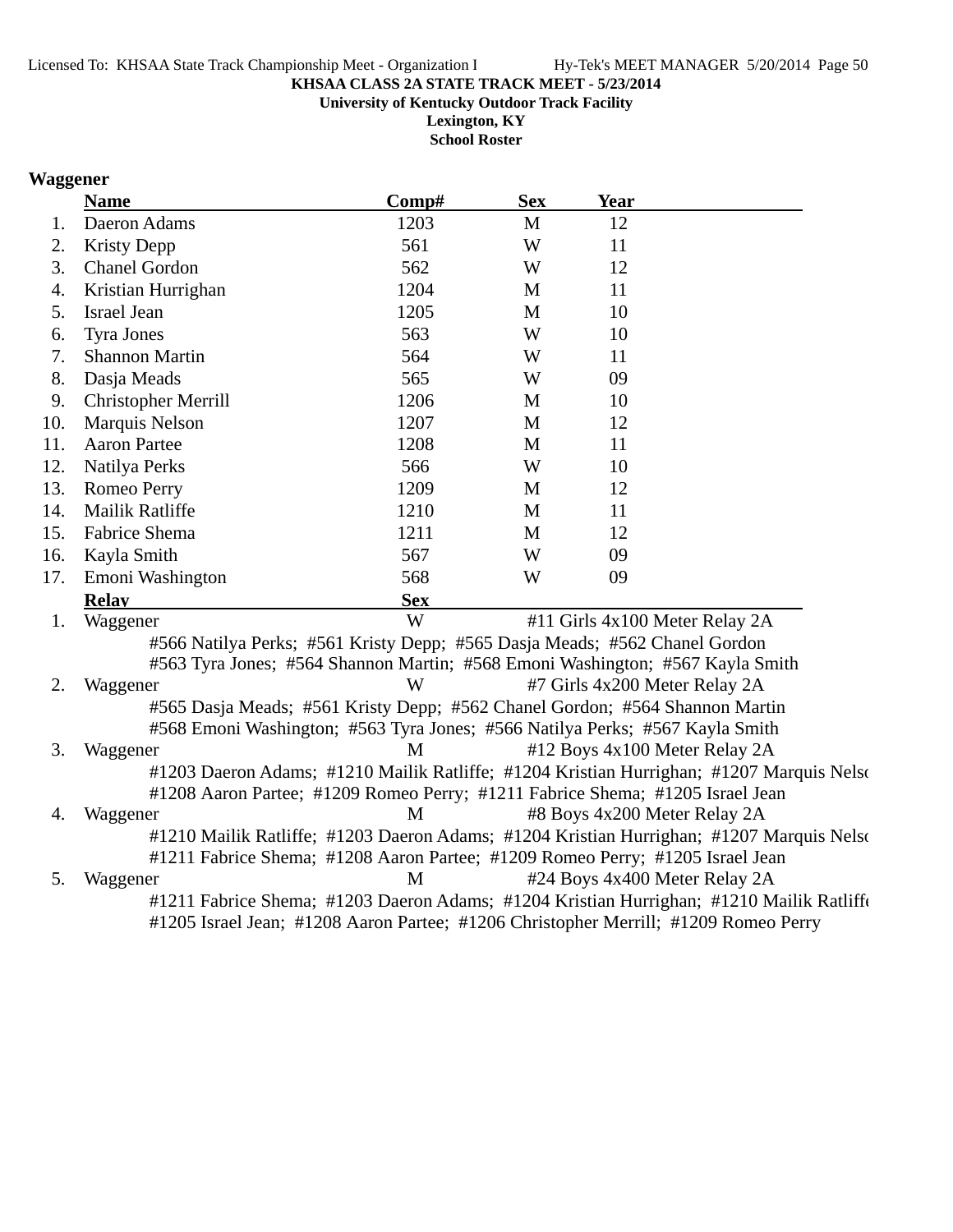**KHSAA CLASS 2A STATE TRACK MEET - 5/23/2014**
**University of Kentucky Outdoor Track Facility**
**Lexington, KY**
**School Roster**

## Waggener

| | Name | Comp# | Sex | Year |
|---|---|---|---|---|
| 1. | Daeron Adams | 1203 | M | 12 |
| 2. | Kristy Depp | 561 | W | 11 |
| 3. | Chanel Gordon | 562 | W | 12 |
| 4. | Kristian Hurrighan | 1204 | M | 11 |
| 5. | Israel Jean | 1205 | M | 10 |
| 6. | Tyra Jones | 563 | W | 10 |
| 7. | Shannon Martin | 564 | W | 11 |
| 8. | Dasja Meads | 565 | W | 09 |
| 9. | Christopher Merrill | 1206 | M | 10 |
| 10. | Marquis Nelson | 1207 | M | 12 |
| 11. | Aaron Partee | 1208 | M | 11 |
| 12. | Natilya Perks | 566 | W | 10 |
| 13. | Romeo Perry | 1209 | M | 12 |
| 14. | Mailik Ratliffe | 1210 | M | 11 |
| 15. | Fabrice Shema | 1211 | M | 12 |
| 16. | Kayla Smith | 567 | W | 09 |
| 17. | Emoni Washington | 568 | W | 09 |

| | Relay | Sex | Event |
|---|---|---|---|
| 1. | Waggener | W | #11 Girls 4x100 Meter Relay 2A |

#566 Natilya Perks; #561 Kristy Depp; #565 Dasja Meads; #562 Chanel Gordon
#563 Tyra Jones; #564 Shannon Martin; #568 Emoni Washington; #567 Kayla Smith

| | Relay | Sex | Event |
|---|---|---|---|
| 2. | Waggener | W | #7 Girls 4x200 Meter Relay 2A |

#565 Dasja Meads; #561 Kristy Depp; #562 Chanel Gordon; #564 Shannon Martin
#568 Emoni Washington; #563 Tyra Jones; #566 Natilya Perks; #567 Kayla Smith

| | Relay | Sex | Event |
|---|---|---|---|
| 3. | Waggener | M | #12 Boys 4x100 Meter Relay 2A |

#1203 Daeron Adams; #1210 Mailik Ratliffe; #1204 Kristian Hurrighan; #1207 Marquis Nelso
#1208 Aaron Partee; #1209 Romeo Perry; #1211 Fabrice Shema; #1205 Israel Jean

| | Relay | Sex | Event |
|---|---|---|---|
| 4. | Waggener | M | #8 Boys 4x200 Meter Relay 2A |

#1210 Mailik Ratliffe; #1203 Daeron Adams; #1204 Kristian Hurrighan; #1207 Marquis Nelso
#1211 Fabrice Shema; #1208 Aaron Partee; #1209 Romeo Perry; #1205 Israel Jean

| | Relay | Sex | Event |
|---|---|---|---|
| 5. | Waggener | M | #24 Boys 4x400 Meter Relay 2A |

#1211 Fabrice Shema; #1203 Daeron Adams; #1204 Kristian Hurrighan; #1210 Mailik Ratliffe
#1205 Israel Jean; #1208 Aaron Partee; #1206 Christopher Merrill; #1209 Romeo Perry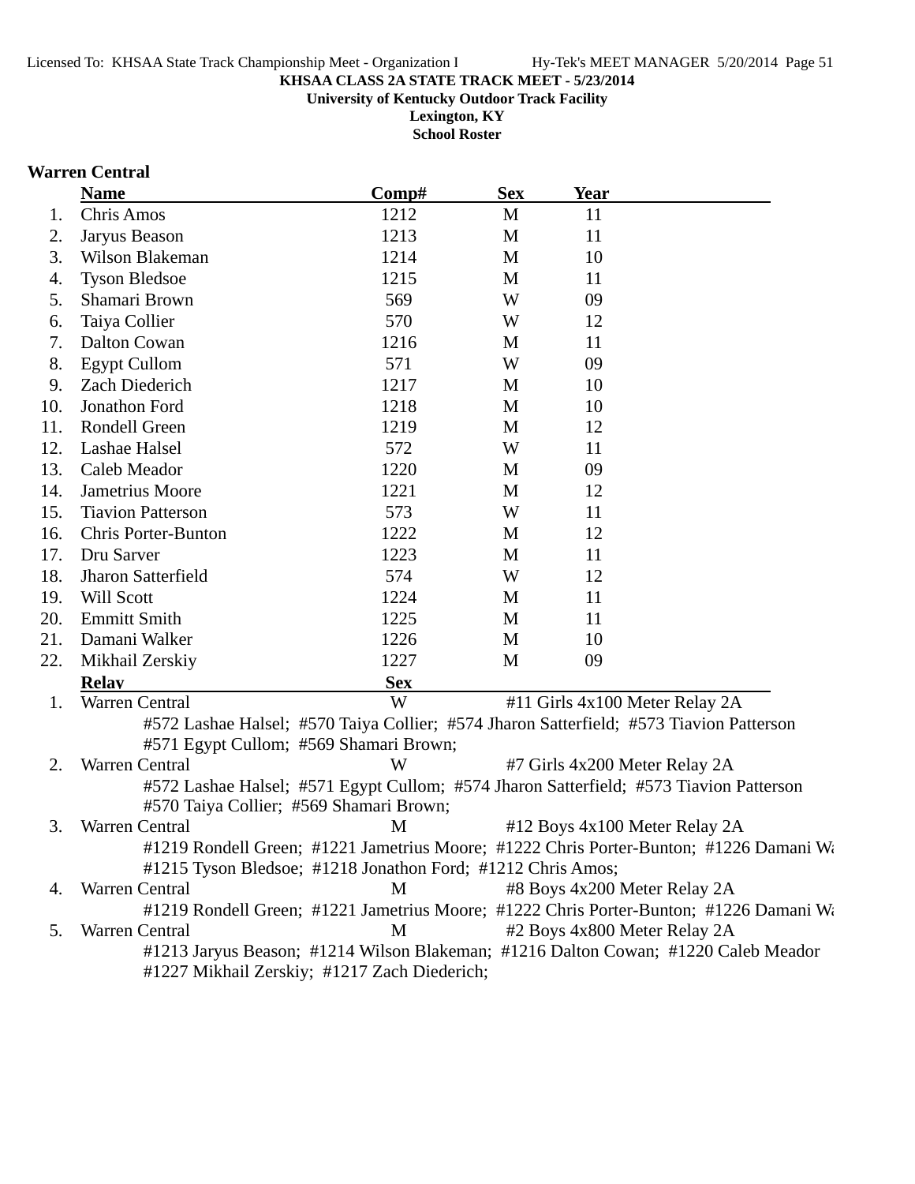**KHSAA CLASS 2A STATE TRACK MEET - 5/23/2014**
**University of Kentucky Outdoor Track Facility**
**Lexington, KY**
**School Roster**

## Warren Central

| | Name | Comp# | Sex | Year |
|---|---|---|---|---|
| 1. | Chris Amos | 1212 | M | 11 |
| 2. | Jaryus Beason | 1213 | M | 11 |
| 3. | Wilson Blakeman | 1214 | M | 10 |
| 4. | Tyson Bledsoe | 1215 | M | 11 |
| 5. | Shamari Brown | 569 | W | 09 |
| 6. | Taiya Collier | 570 | W | 12 |
| 7. | Dalton Cowan | 1216 | M | 11 |
| 8. | Egypt Cullom | 571 | W | 09 |
| 9. | Zach Diederich | 1217 | M | 10 |
| 10. | Jonathon Ford | 1218 | M | 10 |
| 11. | Rondell Green | 1219 | M | 12 |
| 12. | Lashae Halsel | 572 | W | 11 |
| 13. | Caleb Meador | 1220 | M | 09 |
| 14. | Jametrius Moore | 1221 | M | 12 |
| 15. | Tiavion Patterson | 573 | W | 11 |
| 16. | Chris Porter-Bunton | 1222 | M | 12 |
| 17. | Dru Sarver | 1223 | M | 11 |
| 18. | Jharon Satterfield | 574 | W | 12 |
| 19. | Will Scott | 1224 | M | 11 |
| 20. | Emmitt Smith | 1225 | M | 11 |
| 21. | Damani Walker | 1226 | M | 10 |
| 22. | Mikhail Zerskiy | 1227 | M | 09 |

| | Relay | Sex | Event |
|---|---|---|---|
| 1. | Warren Central | W | #11 Girls 4x100 Meter Relay 2A |
| 2. | Warren Central | W | #7 Girls 4x200 Meter Relay 2A |
| 3. | Warren Central | M | #12 Boys 4x100 Meter Relay 2A |
| 4. | Warren Central | M | #8 Boys 4x200 Meter Relay 2A |
| 5. | Warren Central | M | #2 Boys 4x800 Meter Relay 2A |

1. Warren Central — W — #11 Girls 4x100 Meter Relay 2A
   #572 Lashae Halsel; #570 Taiya Collier; #574 Jharon Satterfield; #573 Tiavion Patterson
   #571 Egypt Cullom; #569 Shamari Brown;
2. Warren Central — W — #7 Girls 4x200 Meter Relay 2A
   #572 Lashae Halsel; #571 Egypt Cullom; #574 Jharon Satterfield; #573 Tiavion Patterson
   #570 Taiya Collier; #569 Shamari Brown;
3. Warren Central — M — #12 Boys 4x100 Meter Relay 2A
   #1219 Rondell Green; #1221 Jametrius Moore; #1222 Chris Porter-Bunton; #1226 Damani Wa
   #1215 Tyson Bledsoe; #1218 Jonathon Ford; #1212 Chris Amos;
4. Warren Central — M — #8 Boys 4x200 Meter Relay 2A
   #1219 Rondell Green; #1221 Jametrius Moore; #1222 Chris Porter-Bunton; #1226 Damani Wa
5. Warren Central — M — #2 Boys 4x800 Meter Relay 2A
   #1213 Jaryus Beason; #1214 Wilson Blakeman; #1216 Dalton Cowan; #1220 Caleb Meador
   #1227 Mikhail Zerskiy; #1217 Zach Diederich;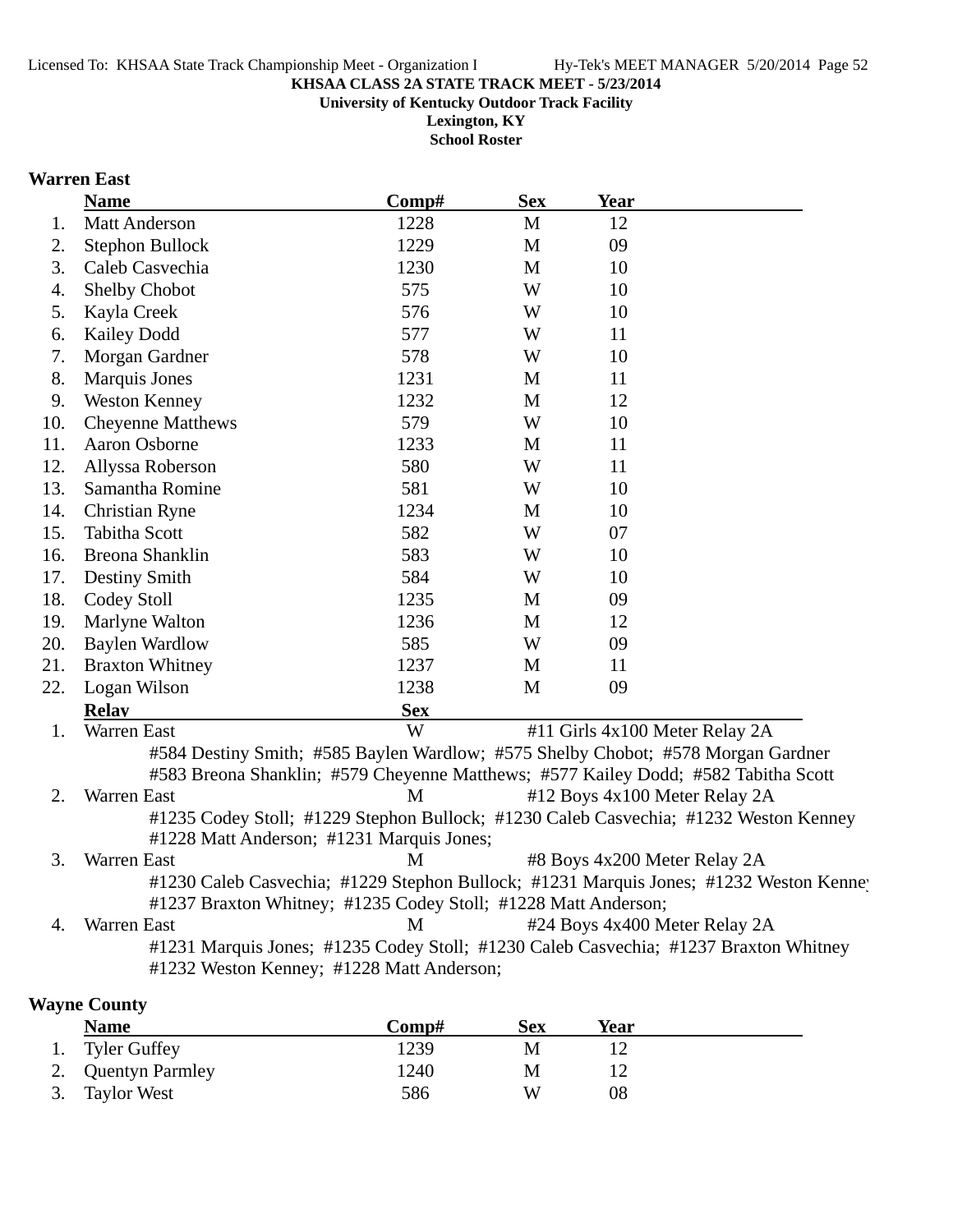**KHSAA CLASS 2A STATE TRACK MEET - 5/23/2014**

**University of Kentucky Outdoor Track Facility**

**Lexington, KY**

**School Roster**

## Warren East

| | Name | Comp# | Sex | Year |
|---|---|---|---|---|
| 1. | Matt Anderson | 1228 | M | 12 |
| 2. | Stephon Bullock | 1229 | M | 09 |
| 3. | Caleb Casvechia | 1230 | M | 10 |
| 4. | Shelby Chobot | 575 | W | 10 |
| 5. | Kayla Creek | 576 | W | 10 |
| 6. | Kailey Dodd | 577 | W | 11 |
| 7. | Morgan Gardner | 578 | W | 10 |
| 8. | Marquis Jones | 1231 | M | 11 |
| 9. | Weston Kenney | 1232 | M | 12 |
| 10. | Cheyenne Matthews | 579 | W | 10 |
| 11. | Aaron Osborne | 1233 | M | 11 |
| 12. | Allyssa Roberson | 580 | W | 11 |
| 13. | Samantha Romine | 581 | W | 10 |
| 14. | Christian Ryne | 1234 | M | 10 |
| 15. | Tabitha Scott | 582 | W | 07 |
| 16. | Breona Shanklin | 583 | W | 10 |
| 17. | Destiny Smith | 584 | W | 10 |
| 18. | Codey Stoll | 1235 | M | 09 |
| 19. | Marlyne Walton | 1236 | M | 12 |
| 20. | Baylen Wardlow | 585 | W | 09 |
| 21. | Braxton Whitney | 1237 | M | 11 |
| 22. | Logan Wilson | 1238 | M | 09 |

| | Relay | Sex | Event |
|---|---|---|---|
| 1. | Warren East | W | #11 Girls 4x100 Meter Relay 2A |
| | #584 Destiny Smith; #585 Baylen Wardlow; #575 Shelby Chobot; #578 Morgan Gardner; #583 Breona Shanklin; #579 Cheyenne Matthews; #577 Kailey Dodd; #582 Tabitha Scott | | |
| 2. | Warren East | M | #12 Boys 4x100 Meter Relay 2A |
| | #1235 Codey Stoll; #1229 Stephon Bullock; #1230 Caleb Casvechia; #1232 Weston Kenney; #1228 Matt Anderson; #1231 Marquis Jones; | | |
| 3. | Warren East | M | #8 Boys 4x200 Meter Relay 2A |
| | #1230 Caleb Casvechia; #1229 Stephon Bullock; #1231 Marquis Jones; #1232 Weston Kenney; #1237 Braxton Whitney; #1235 Codey Stoll; #1228 Matt Anderson; | | |
| 4. | Warren East | M | #24 Boys 4x400 Meter Relay 2A |
| | #1231 Marquis Jones; #1235 Codey Stoll; #1230 Caleb Casvechia; #1237 Braxton Whitney; #1232 Weston Kenney; #1228 Matt Anderson; | | |

## Wayne County

| | Name | Comp# | Sex | Year |
|---|---|---|---|---|
| 1. | Tyler Guffey | 1239 | M | 12 |
| 2. | Quentyn Parmley | 1240 | M | 12 |
| 3. | Taylor West | 586 | W | 08 |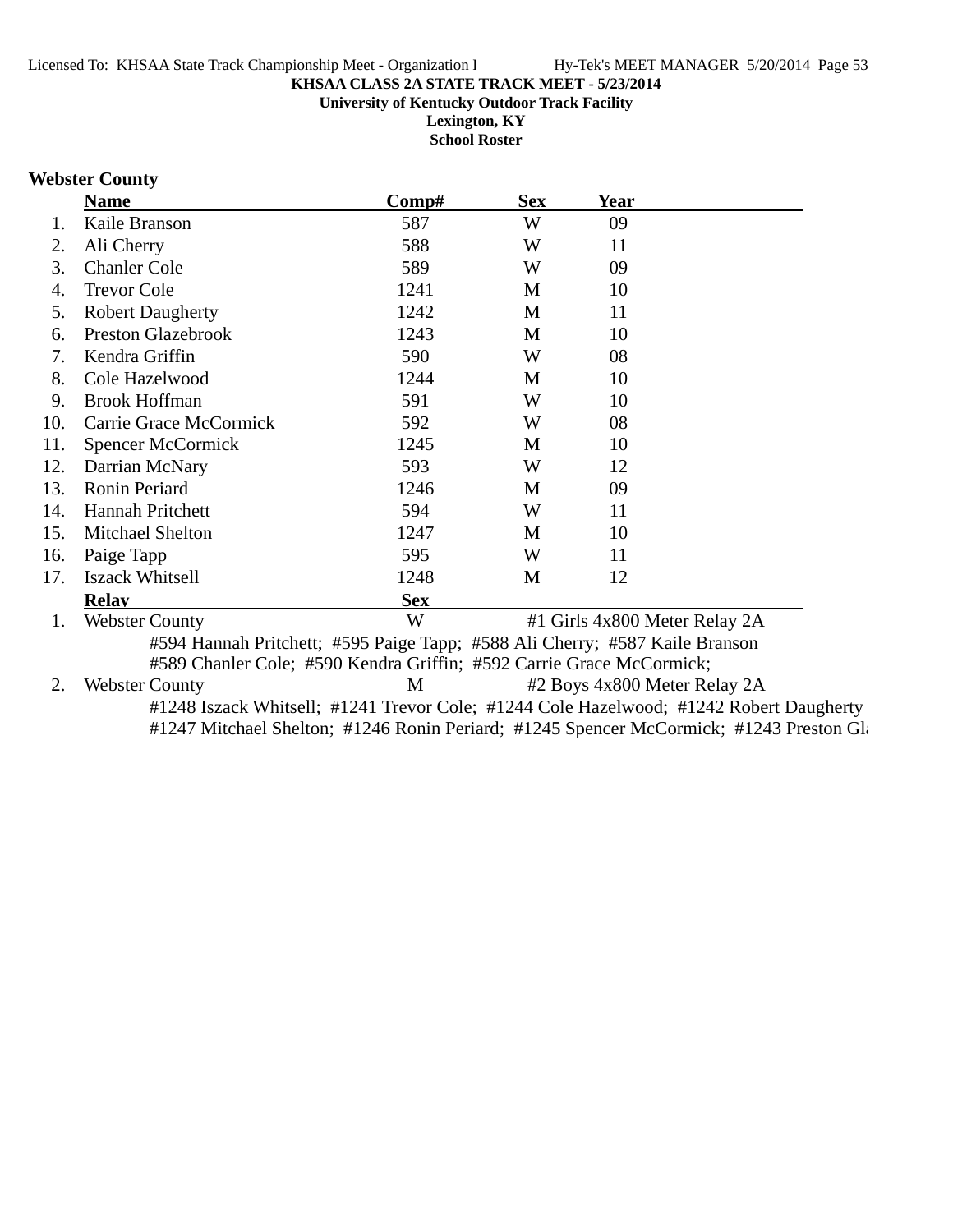**KHSAA CLASS 2A STATE TRACK MEET - 5/23/2014**

**University of Kentucky Outdoor Track Facility**

**Lexington, KY**

**School Roster**

## Webster County

| | Name | Comp# | Sex | Year |
|---|---|---|---|---|
| 1. | Kaile Branson | 587 | W | 09 |
| 2. | Ali Cherry | 588 | W | 11 |
| 3. | Chanler Cole | 589 | W | 09 |
| 4. | Trevor Cole | 1241 | M | 10 |
| 5. | Robert Daugherty | 1242 | M | 11 |
| 6. | Preston Glazebrook | 1243 | M | 10 |
| 7. | Kendra Griffin | 590 | W | 08 |
| 8. | Cole Hazelwood | 1244 | M | 10 |
| 9. | Brook Hoffman | 591 | W | 10 |
| 10. | Carrie Grace McCormick | 592 | W | 08 |
| 11. | Spencer McCormick | 1245 | M | 10 |
| 12. | Darrian McNary | 593 | W | 12 |
| 13. | Ronin Periard | 1246 | M | 09 |
| 14. | Hannah Pritchett | 594 | W | 11 |
| 15. | Mitchael Shelton | 1247 | M | 10 |
| 16. | Paige Tapp | 595 | W | 11 |
| 17. | Iszack Whitsell | 1248 | M | 12 |

| | Relay | Sex | Event |
|---|---|---|---|
| 1. | Webster County | W | #1 Girls 4x800 Meter Relay 2A |
| | #594 Hannah Pritchett; #595 Paige Tapp; #588 Ali Cherry; #587 Kaile Branson; #589 Chanler Cole; #590 Kendra Griffin; #592 Carrie Grace McCormick; | | |
| 2. | Webster County | M | #2 Boys 4x800 Meter Relay 2A |
| | #1248 Iszack Whitsell; #1241 Trevor Cole; #1244 Cole Hazelwood; #1242 Robert Daugherty; #1247 Mitchael Shelton; #1246 Ronin Periard; #1245 Spencer McCormick; #1243 Preston Gla | | |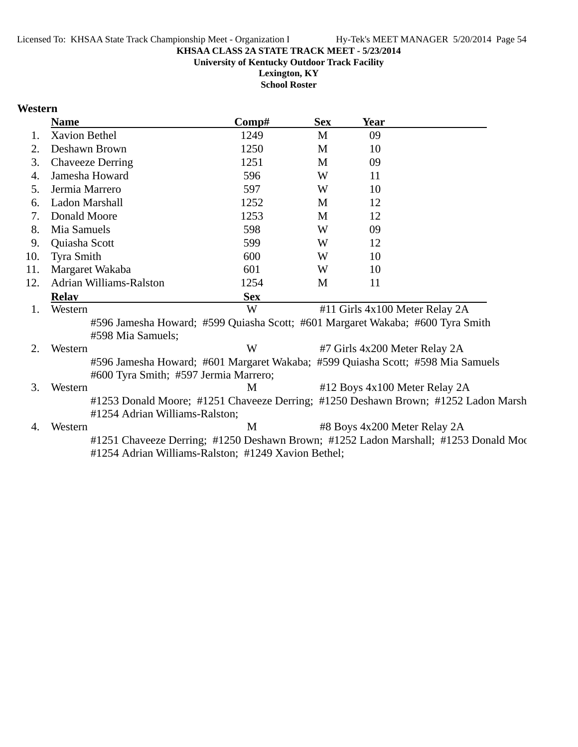**KHSAA CLASS 2A STATE TRACK MEET - 5/23/2014**
**University of Kentucky Outdoor Track Facility**
**Lexington, KY**
**School Roster**

## Western

| | Name | Comp# | Sex | Year |
|---|---|---|---|---|
| 1. | Xavion Bethel | 1249 | M | 09 |
| 2. | Deshawn Brown | 1250 | M | 10 |
| 3. | Chaveeze Derring | 1251 | M | 09 |
| 4. | Jamesha Howard | 596 | W | 11 |
| 5. | Jermia Marrero | 597 | W | 10 |
| 6. | Ladon Marshall | 1252 | M | 12 |
| 7. | Donald Moore | 1253 | M | 12 |
| 8. | Mia Samuels | 598 | W | 09 |
| 9. | Quiasha Scott | 599 | W | 12 |
| 10. | Tyra Smith | 600 | W | 10 |
| 11. | Margaret Wakaba | 601 | W | 10 |
| 12. | Adrian Williams-Ralston | 1254 | M | 11 |

| | Relay | Sex | Event |
|---|---|---|---|
| 1. | Western | W | #11 Girls 4x100 Meter Relay 2A |
| | #596 Jamesha Howard; #599 Quiasha Scott; #601 Margaret Wakaba; #600 Tyra Smith #598 Mia Samuels; | | |
| 2. | Western | W | #7 Girls 4x200 Meter Relay 2A |
| | #596 Jamesha Howard; #601 Margaret Wakaba; #599 Quiasha Scott; #598 Mia Samuels #600 Tyra Smith; #597 Jermia Marrero; | | |
| 3. | Western | M | #12 Boys 4x100 Meter Relay 2A |
| | #1253 Donald Moore; #1251 Chaveeze Derring; #1250 Deshawn Brown; #1252 Ladon Marsh #1254 Adrian Williams-Ralston; | | |
| 4. | Western | M | #8 Boys 4x200 Meter Relay 2A |
| | #1251 Chaveeze Derring; #1250 Deshawn Brown; #1252 Ladon Marshall; #1253 Donald Moo #1254 Adrian Williams-Ralston; #1249 Xavion Bethel; | | |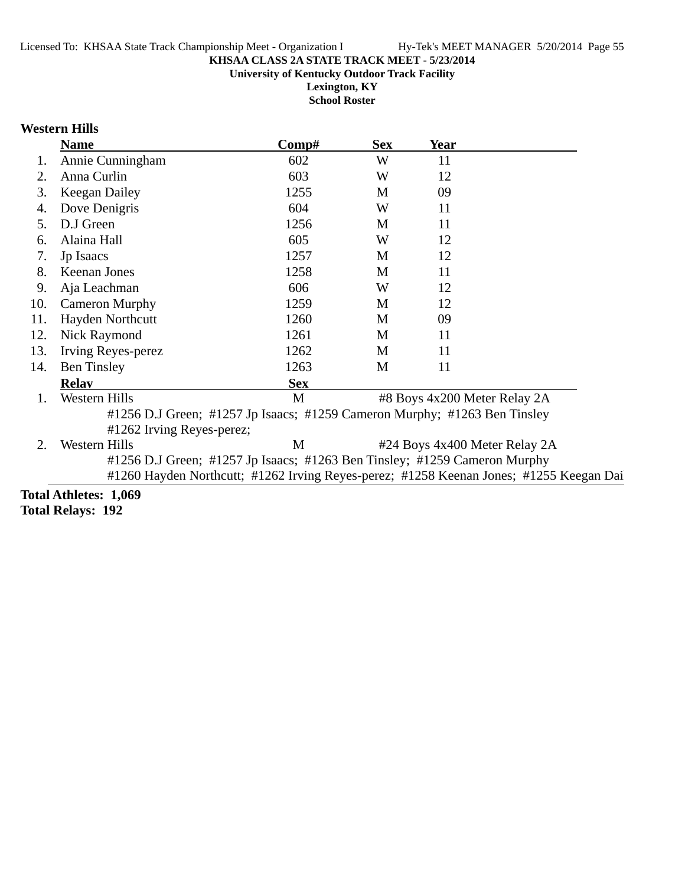**KHSAA CLASS 2A STATE TRACK MEET - 5/23/2014**

**University of Kentucky Outdoor Track Facility**

**Lexington, KY**

**School Roster**

### Western Hills

| | Name | Comp# | Sex | Year |
|---|---|---|---|---|
| 1. | Annie Cunningham | 602 | W | 11 |
| 2. | Anna Curlin | 603 | W | 12 |
| 3. | Keegan Dailey | 1255 | M | 09 |
| 4. | Dove Denigris | 604 | W | 11 |
| 5. | D.J Green | 1256 | M | 11 |
| 6. | Alaina Hall | 605 | W | 12 |
| 7. | Jp Isaacs | 1257 | M | 12 |
| 8. | Keenan Jones | 1258 | M | 11 |
| 9. | Aja Leachman | 606 | W | 12 |
| 10. | Cameron Murphy | 1259 | M | 12 |
| 11. | Hayden Northcutt | 1260 | M | 09 |
| 12. | Nick Raymond | 1261 | M | 11 |
| 13. | Irving Reyes-perez | 1262 | M | 11 |
| 14. | Ben Tinsley | 1263 | M | 11 |

| | Relay | Sex | |
|---|---|---|---|
| 1. | Western Hills | M | #8 Boys 4x200 Meter Relay 2A |
| | #1256 D.J Green; #1257 Jp Isaacs; #1259 Cameron Murphy; #1263 Ben Tinsley #1262 Irving Reyes-perez; | | |
| 2. | Western Hills | M | #24 Boys 4x400 Meter Relay 2A |
| | #1256 D.J Green; #1257 Jp Isaacs; #1263 Ben Tinsley; #1259 Cameron Murphy #1260 Hayden Northcutt; #1262 Irving Reyes-perez; #1258 Keenan Jones; #1255 Keegan Dai | | |

**Total Athletes: 1,069**

**Total Relays: 192**